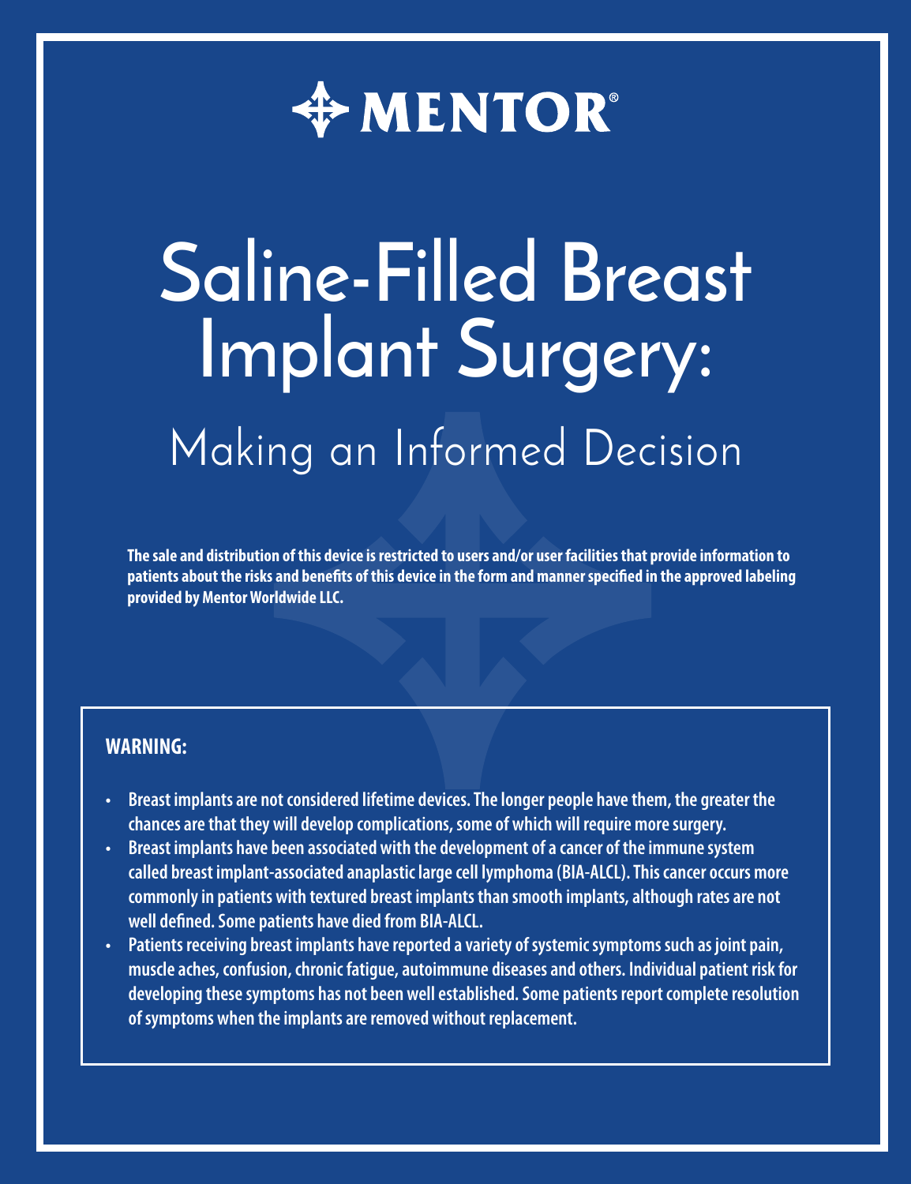# ✦ MENTOR®

# Saline-Filled Breast Implant Surgery:

## Making an Informed Decision

**The sale and distribution of this device is restricted to users and/or user facilities that provide information to patients about the risks and benefits of this device in the form and manner specified in the approved labeling provided by Mentor Worldwide LLC.**

**WARNING:**

- **Breast implants are not considered lifetime devices. The longer people have them, the greater the chances are that they will develop complications, some of which will require more surgery.**
- **Breast implants have been associated with the development of a cancer of the immune system called breast implant-associated anaplastic large cell lymphoma (BIA-ALCL). This cancer occurs more commonly in patients with textured breast implants than smooth implants, although rates are not well defined. Some patients have died from BIA-ALCL.**
- **Patients receiving breast implants have reported a variety of systemic symptoms such as joint pain, muscle aches, confusion, chronic fatigue, autoimmune diseases and others. Individual patient risk for developing these symptoms has not been well established. Some patients report complete resolution of symptoms when the implants are removed without replacement.**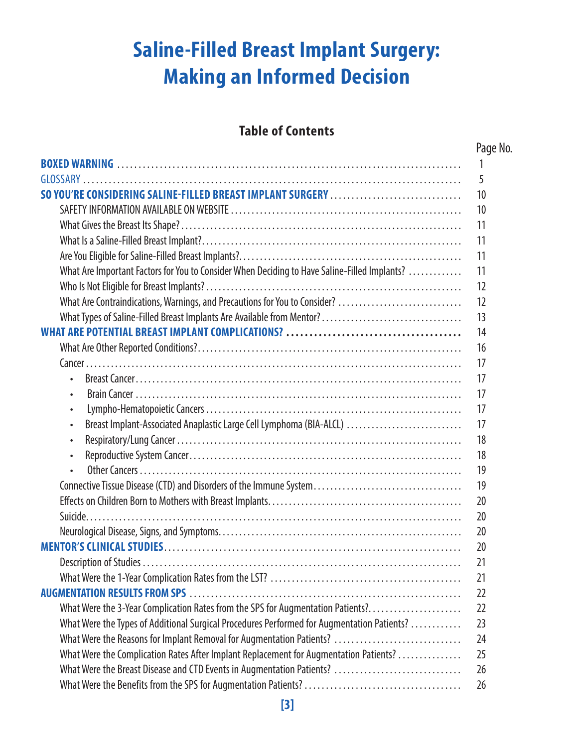# Saline-Filled Breast Implant Surgery: Making an Informed Decision

## Table of Contents

| | Page No. |
|---|---|
| **BOXED WARNING** | 1 |
| GLOSSARY | 5 |
| **SO YOU'RE CONSIDERING SALINE-FILLED BREAST IMPLANT SURGERY** | 10 |
| SAFETY INFORMATION AVAILABLE ON WEBSITE | 10 |
| What Gives the Breast Its Shape? | 11 |
| What Is a Saline-Filled Breast Implant? | 11 |
| Are You Eligible for Saline-Filled Breast Implants? | 11 |
| What Are Important Factors for You to Consider When Deciding to Have Saline-Filled Implants? | 11 |
| Who Is Not Eligible for Breast Implants? | 12 |
| What Are Contraindications, Warnings, and Precautions for You to Consider? | 12 |
| What Types of Saline-Filled Breast Implants Are Available from Mentor? | 13 |
| **WHAT ARE POTENTIAL BREAST IMPLANT COMPLICATIONS?** | 14 |
| What Are Other Reported Conditions? | 16 |
| Cancer | 17 |
| • Breast Cancer | 17 |
| • Brain Cancer | 17 |
| • Lympho-Hematopoietic Cancers | 17 |
| • Breast Implant-Associated Anaplastic Large Cell Lymphoma (BIA-ALCL) | 17 |
| • Respiratory/Lung Cancer | 18 |
| • Reproductive System Cancer | 18 |
| • Other Cancers | 19 |
| Connective Tissue Disease (CTD) and Disorders of the Immune System | 19 |
| Effects on Children Born to Mothers with Breast Implants | 20 |
| Suicide | 20 |
| Neurological Disease, Signs, and Symptoms | 20 |
| **MENTOR'S CLINICAL STUDIES** | 20 |
| Description of Studies | 21 |
| What Were the 1-Year Complication Rates from the LST? | 21 |
| **AUGMENTATION RESULTS FROM SPS** | 22 |
| What Were the 3-Year Complication Rates from the SPS for Augmentation Patients? | 22 |
| What Were the Types of Additional Surgical Procedures Performed for Augmentation Patients? | 23 |
| What Were the Reasons for Implant Removal for Augmentation Patients? | 24 |
| What Were the Complication Rates After Implant Replacement for Augmentation Patients? | 25 |
| What Were the Breast Disease and CTD Events in Augmentation Patients? | 26 |
| What Were the Benefits from the SPS for Augmentation Patients? | 26 |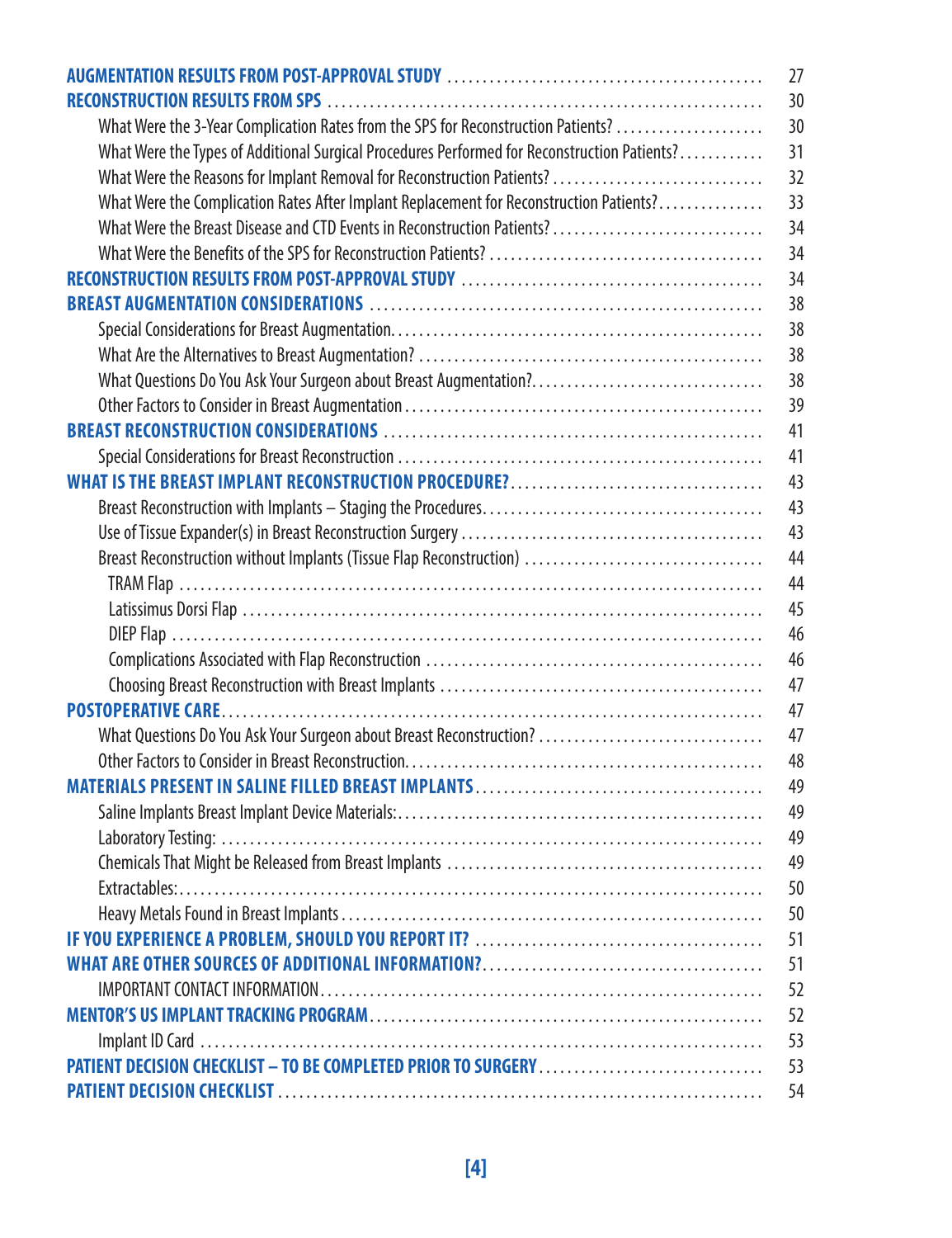| | |
|---|---|
| **AUGMENTATION RESULTS FROM POST-APPROVAL STUDY** | 27 |
| **RECONSTRUCTION RESULTS FROM SPS** | 30 |
| What Were the 3-Year Complication Rates from the SPS for Reconstruction Patients? | 30 |
| What Were the Types of Additional Surgical Procedures Performed for Reconstruction Patients? | 31 |
| What Were the Reasons for Implant Removal for Reconstruction Patients? | 32 |
| What Were the Complication Rates After Implant Replacement for Reconstruction Patients? | 33 |
| What Were the Breast Disease and CTD Events in Reconstruction Patients? | 34 |
| What Were the Benefits of the SPS for Reconstruction Patients? | 34 |
| **RECONSTRUCTION RESULTS FROM POST-APPROVAL STUDY** | 34 |
| **BREAST AUGMENTATION CONSIDERATIONS** | 38 |
| Special Considerations for Breast Augmentation | 38 |
| What Are the Alternatives to Breast Augmentation? | 38 |
| What Questions Do You Ask Your Surgeon about Breast Augmentation? | 38 |
| Other Factors to Consider in Breast Augmentation | 39 |
| **BREAST RECONSTRUCTION CONSIDERATIONS** | 41 |
| Special Considerations for Breast Reconstruction | 41 |
| **WHAT IS THE BREAST IMPLANT RECONSTRUCTION PROCEDURE?** | 43 |
| Breast Reconstruction with Implants – Staging the Procedures | 43 |
| Use of Tissue Expander(s) in Breast Reconstruction Surgery | 43 |
| Breast Reconstruction without Implants (Tissue Flap Reconstruction) | 44 |
| TRAM Flap | 44 |
| Latissimus Dorsi Flap | 45 |
| DIEP Flap | 46 |
| Complications Associated with Flap Reconstruction | 46 |
| Choosing Breast Reconstruction with Breast Implants | 47 |
| **POSTOPERATIVE CARE** | 47 |
| What Questions Do You Ask Your Surgeon about Breast Reconstruction? | 47 |
| Other Factors to Consider in Breast Reconstruction | 48 |
| **MATERIALS PRESENT IN SALINE FILLED BREAST IMPLANTS** | 49 |
| Saline Implants Breast Implant Device Materials: | 49 |
| Laboratory Testing: | 49 |
| Chemicals That Might be Released from Breast Implants | 49 |
| Extractables: | 50 |
| Heavy Metals Found in Breast Implants | 50 |
| **IF YOU EXPERIENCE A PROBLEM, SHOULD YOU REPORT IT?** | 51 |
| **WHAT ARE OTHER SOURCES OF ADDITIONAL INFORMATION?** | 51 |
| IMPORTANT CONTACT INFORMATION | 52 |
| **MENTOR'S US IMPLANT TRACKING PROGRAM** | 52 |
| Implant ID Card | 53 |
| **PATIENT DECISION CHECKLIST – TO BE COMPLETED PRIOR TO SURGERY** | 53 |
| **PATIENT DECISION CHECKLIST** | 54 |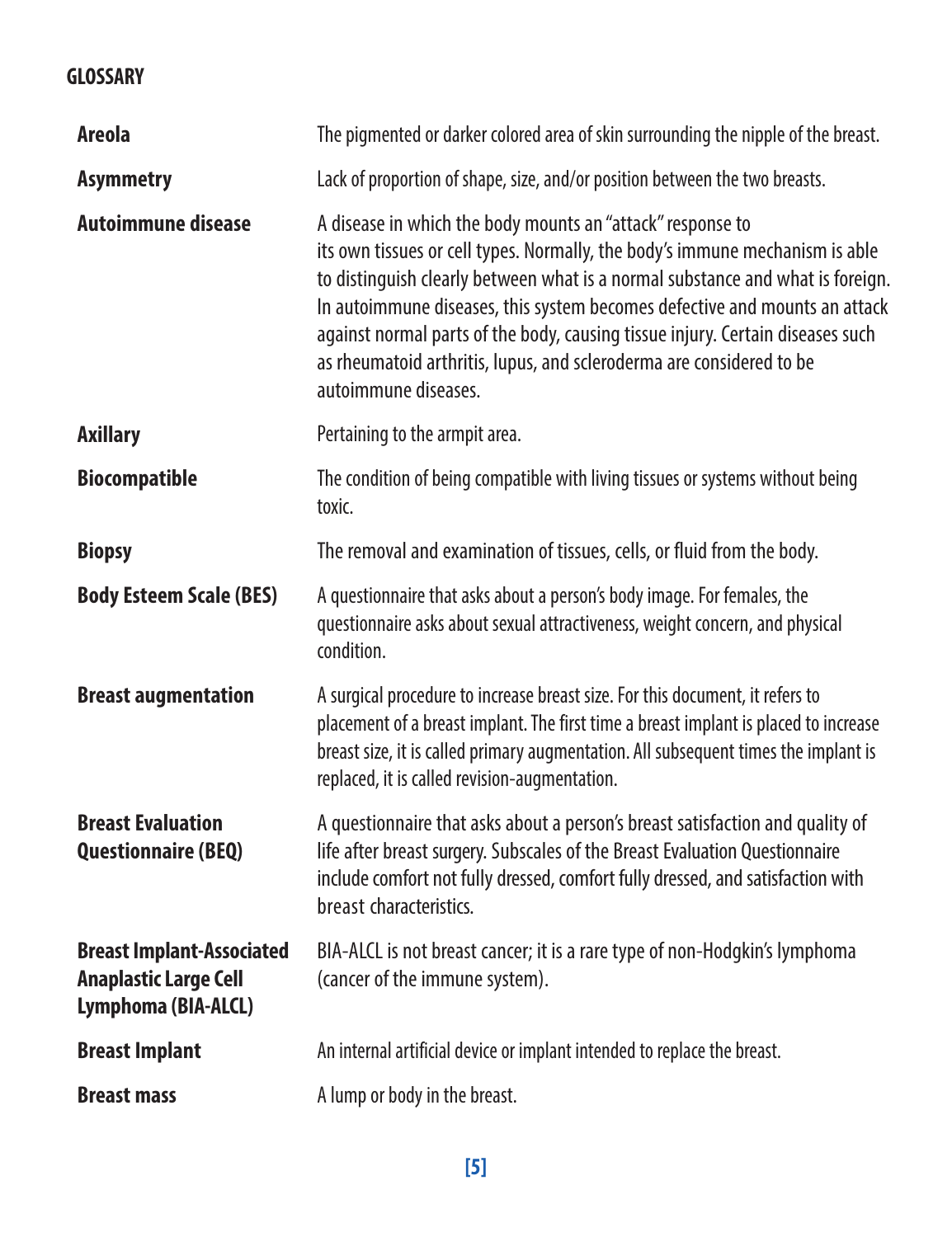## GLOSSARY

**Areola** — The pigmented or darker colored area of skin surrounding the nipple of the breast.

**Asymmetry** — Lack of proportion of shape, size, and/or position between the two breasts.

**Autoimmune disease** — A disease in which the body mounts an "attack" response to its own tissues or cell types. Normally, the body's immune mechanism is able to distinguish clearly between what is a normal substance and what is foreign. In autoimmune diseases, this system becomes defective and mounts an attack against normal parts of the body, causing tissue injury. Certain diseases such as rheumatoid arthritis, lupus, and scleroderma are considered to be autoimmune diseases.

**Axillary** — Pertaining to the armpit area.

**Biocompatible** — The condition of being compatible with living tissues or systems without being toxic.

**Biopsy** — The removal and examination of tissues, cells, or fluid from the body.

**Body Esteem Scale (BES)** — A questionnaire that asks about a person's body image. For females, the questionnaire asks about sexual attractiveness, weight concern, and physical condition.

**Breast augmentation** — A surgical procedure to increase breast size. For this document, it refers to placement of a breast implant. The first time a breast implant is placed to increase breast size, it is called primary augmentation. All subsequent times the implant is replaced, it is called revision-augmentation.

**Breast Evaluation Questionnaire (BEQ)** — A questionnaire that asks about a person's breast satisfaction and quality of life after breast surgery. Subscales of the Breast Evaluation Questionnaire include comfort not fully dressed, comfort fully dressed, and satisfaction with breast characteristics.

**Breast Implant-Associated Anaplastic Large Cell Lymphoma (BIA-ALCL)** — BIA-ALCL is not breast cancer; it is a rare type of non-Hodgkin's lymphoma (cancer of the immune system).

**Breast Implant** — An internal artificial device or implant intended to replace the breast.

**Breast mass** — A lump or body in the breast.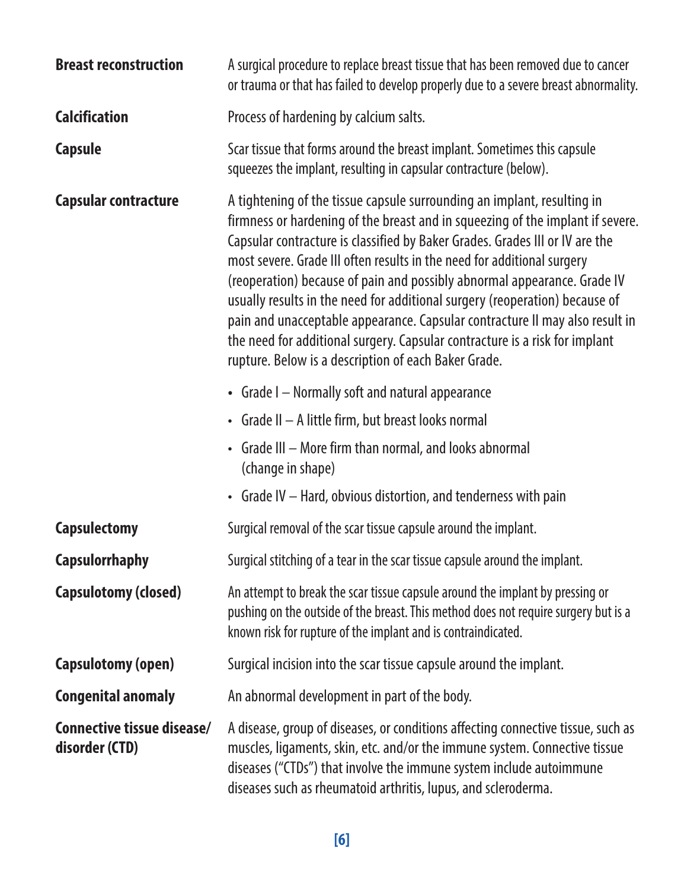**Breast reconstruction** A surgical procedure to replace breast tissue that has been removed due to cancer or trauma or that has failed to develop properly due to a severe breast abnormality.

**Calcification** Process of hardening by calcium salts.

**Capsule** Scar tissue that forms around the breast implant. Sometimes this capsule squeezes the implant, resulting in capsular contracture (below).

**Capsular contracture** A tightening of the tissue capsule surrounding an implant, resulting in firmness or hardening of the breast and in squeezing of the implant if severe. Capsular contracture is classified by Baker Grades. Grades III or IV are the most severe. Grade III often results in the need for additional surgery (reoperation) because of pain and possibly abnormal appearance. Grade IV usually results in the need for additional surgery (reoperation) because of pain and unacceptable appearance. Capsular contracture II may also result in the need for additional surgery. Capsular contracture is a risk for implant rupture. Below is a description of each Baker Grade.

- Grade I – Normally soft and natural appearance
- Grade II – A little firm, but breast looks normal
- Grade III – More firm than normal, and looks abnormal (change in shape)
- Grade IV – Hard, obvious distortion, and tenderness with pain

**Capsulectomy** Surgical removal of the scar tissue capsule around the implant.

**Capsulorrhaphy** Surgical stitching of a tear in the scar tissue capsule around the implant.

**Capsulotomy (closed)** An attempt to break the scar tissue capsule around the implant by pressing or pushing on the outside of the breast. This method does not require surgery but is a known risk for rupture of the implant and is contraindicated.

**Capsulotomy (open)** Surgical incision into the scar tissue capsule around the implant.

**Congenital anomaly** An abnormal development in part of the body.

**Connective tissue disease/disorder (CTD)** A disease, group of diseases, or conditions affecting connective tissue, such as muscles, ligaments, skin, etc. and/or the immune system. Connective tissue diseases ("CTDs") that involve the immune system include autoimmune diseases such as rheumatoid arthritis, lupus, and scleroderma.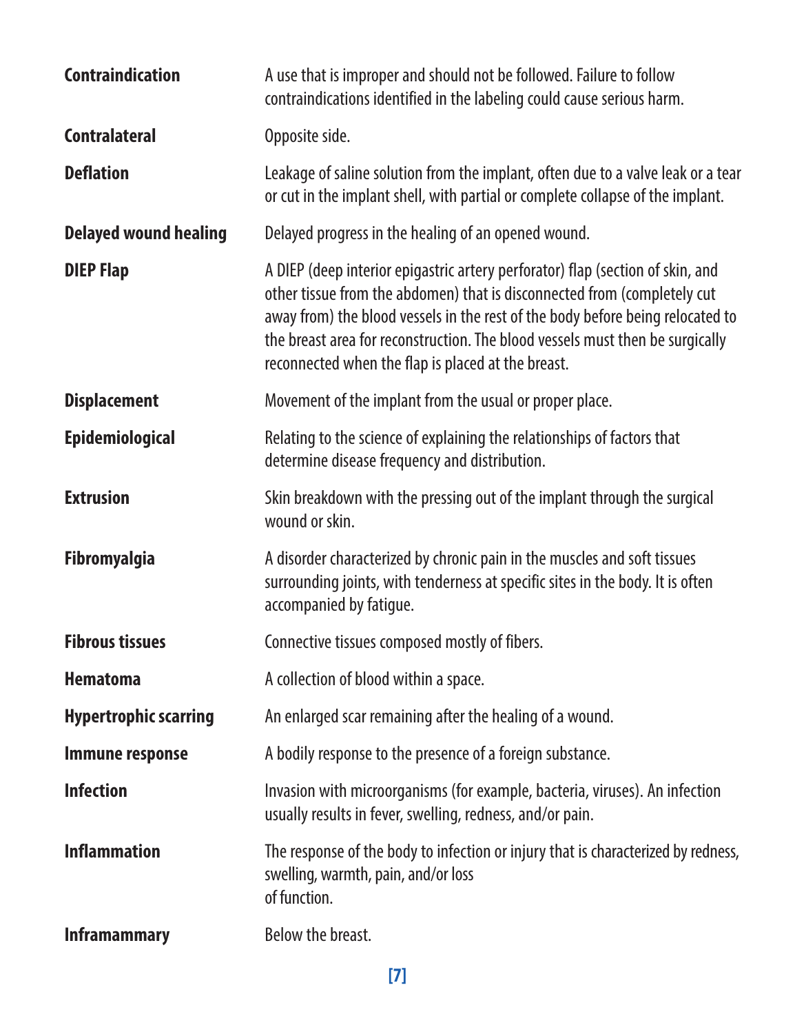| | |
|---|---|
| **Contraindication** | A use that is improper and should not be followed. Failure to follow contraindications identified in the labeling could cause serious harm. |
| **Contralateral** | Opposite side. |
| **Deflation** | Leakage of saline solution from the implant, often due to a valve leak or a tear or cut in the implant shell, with partial or complete collapse of the implant. |
| **Delayed wound healing** | Delayed progress in the healing of an opened wound. |
| **DIEP Flap** | A DIEP (deep interior epigastric artery perforator) flap (section of skin, and other tissue from the abdomen) that is disconnected from (completely cut away from) the blood vessels in the rest of the body before being relocated to the breast area for reconstruction. The blood vessels must then be surgically reconnected when the flap is placed at the breast. |
| **Displacement** | Movement of the implant from the usual or proper place. |
| **Epidemiological** | Relating to the science of explaining the relationships of factors that determine disease frequency and distribution. |
| **Extrusion** | Skin breakdown with the pressing out of the implant through the surgical wound or skin. |
| **Fibromyalgia** | A disorder characterized by chronic pain in the muscles and soft tissues surrounding joints, with tenderness at specific sites in the body. It is often accompanied by fatigue. |
| **Fibrous tissues** | Connective tissues composed mostly of fibers. |
| **Hematoma** | A collection of blood within a space. |
| **Hypertrophic scarring** | An enlarged scar remaining after the healing of a wound. |
| **Immune response** | A bodily response to the presence of a foreign substance. |
| **Infection** | Invasion with microorganisms (for example, bacteria, viruses). An infection usually results in fever, swelling, redness, and/or pain. |
| **Inflammation** | The response of the body to infection or injury that is characterized by redness, swelling, warmth, pain, and/or loss of function. |
| **Inframammary** | Below the breast. |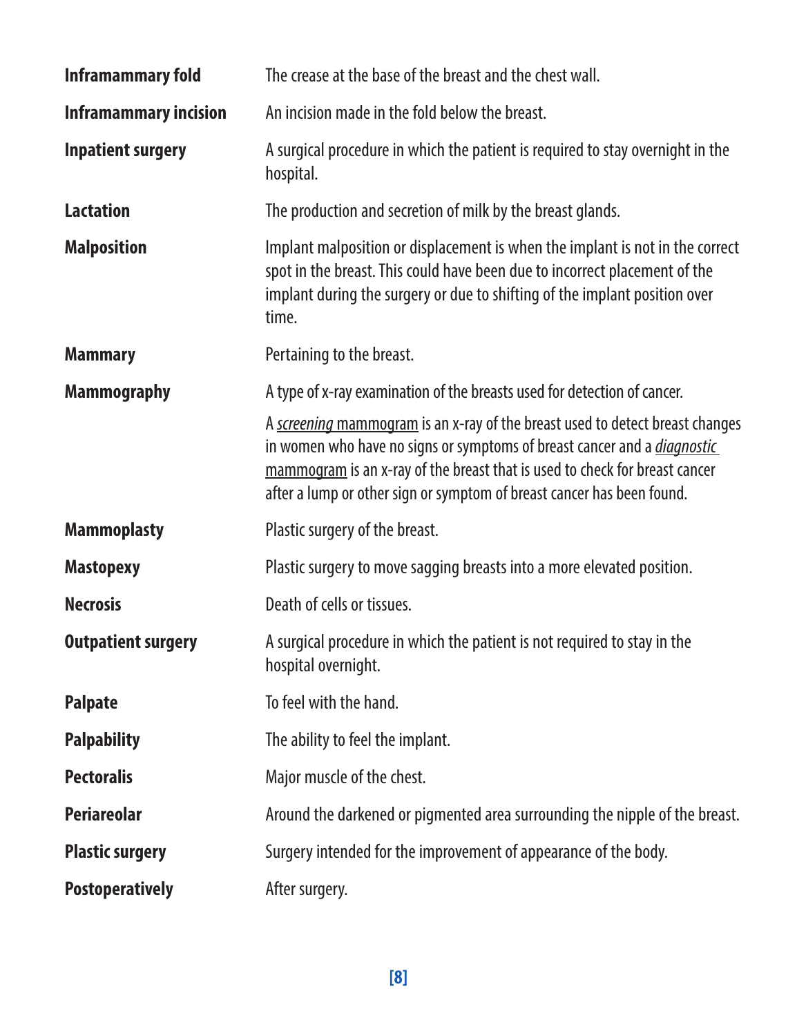**Inframammary fold** The crease at the base of the breast and the chest wall.

**Inframammary incision** An incision made in the fold below the breast.

**Inpatient surgery** A surgical procedure in which the patient is required to stay overnight in the hospital.

**Lactation** The production and secretion of milk by the breast glands.

**Malposition** Implant malposition or displacement is when the implant is not in the correct spot in the breast. This could have been due to incorrect placement of the implant during the surgery or due to shifting of the implant position over time.

**Mammary** Pertaining to the breast.

**Mammography** A type of x-ray examination of the breasts used for detection of cancer.

A *screening* mammogram is an x-ray of the breast used to detect breast changes in women who have no signs or symptoms of breast cancer and a *diagnostic* mammogram is an x-ray of the breast that is used to check for breast cancer after a lump or other sign or symptom of breast cancer has been found.

**Mammoplasty** Plastic surgery of the breast.

**Mastopexy** Plastic surgery to move sagging breasts into a more elevated position.

**Necrosis** Death of cells or tissues.

**Outpatient surgery** A surgical procedure in which the patient is not required to stay in the hospital overnight.

**Palpate** To feel with the hand.

**Palpability** The ability to feel the implant.

**Pectoralis** Major muscle of the chest.

**Periareolar** Around the darkened or pigmented area surrounding the nipple of the breast.

**Plastic surgery** Surgery intended for the improvement of appearance of the body.

**Postoperatively** After surgery.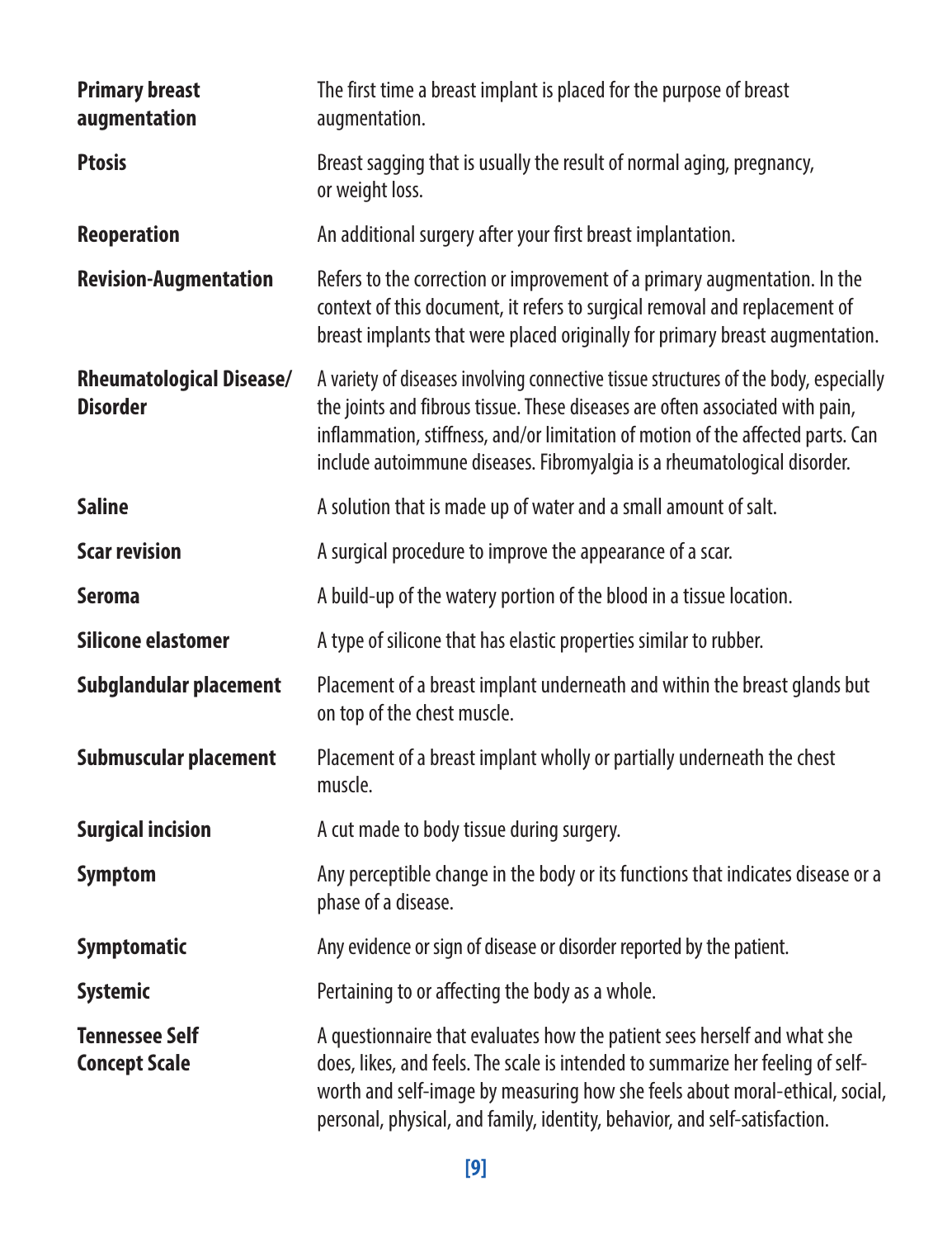| | |
|---|---|
| **Primary breast augmentation** | The first time a breast implant is placed for the purpose of breast augmentation. |
| **Ptosis** | Breast sagging that is usually the result of normal aging, pregnancy, or weight loss. |
| **Reoperation** | An additional surgery after your first breast implantation. |
| **Revision-Augmentation** | Refers to the correction or improvement of a primary augmentation. In the context of this document, it refers to surgical removal and replacement of breast implants that were placed originally for primary breast augmentation. |
| **Rheumatological Disease/ Disorder** | A variety of diseases involving connective tissue structures of the body, especially the joints and fibrous tissue. These diseases are often associated with pain, inflammation, stiffness, and/or limitation of motion of the affected parts. Can include autoimmune diseases. Fibromyalgia is a rheumatological disorder. |
| **Saline** | A solution that is made up of water and a small amount of salt. |
| **Scar revision** | A surgical procedure to improve the appearance of a scar. |
| **Seroma** | A build-up of the watery portion of the blood in a tissue location. |
| **Silicone elastomer** | A type of silicone that has elastic properties similar to rubber. |
| **Subglandular placement** | Placement of a breast implant underneath and within the breast glands but on top of the chest muscle. |
| **Submuscular placement** | Placement of a breast implant wholly or partially underneath the chest muscle. |
| **Surgical incision** | A cut made to body tissue during surgery. |
| **Symptom** | Any perceptible change in the body or its functions that indicates disease or a phase of a disease. |
| **Symptomatic** | Any evidence or sign of disease or disorder reported by the patient. |
| **Systemic** | Pertaining to or affecting the body as a whole. |
| **Tennessee Self Concept Scale** | A questionnaire that evaluates how the patient sees herself and what she does, likes, and feels. The scale is intended to summarize her feeling of self-worth and self-image by measuring how she feels about moral-ethical, social, personal, physical, and family, identity, behavior, and self-satisfaction. |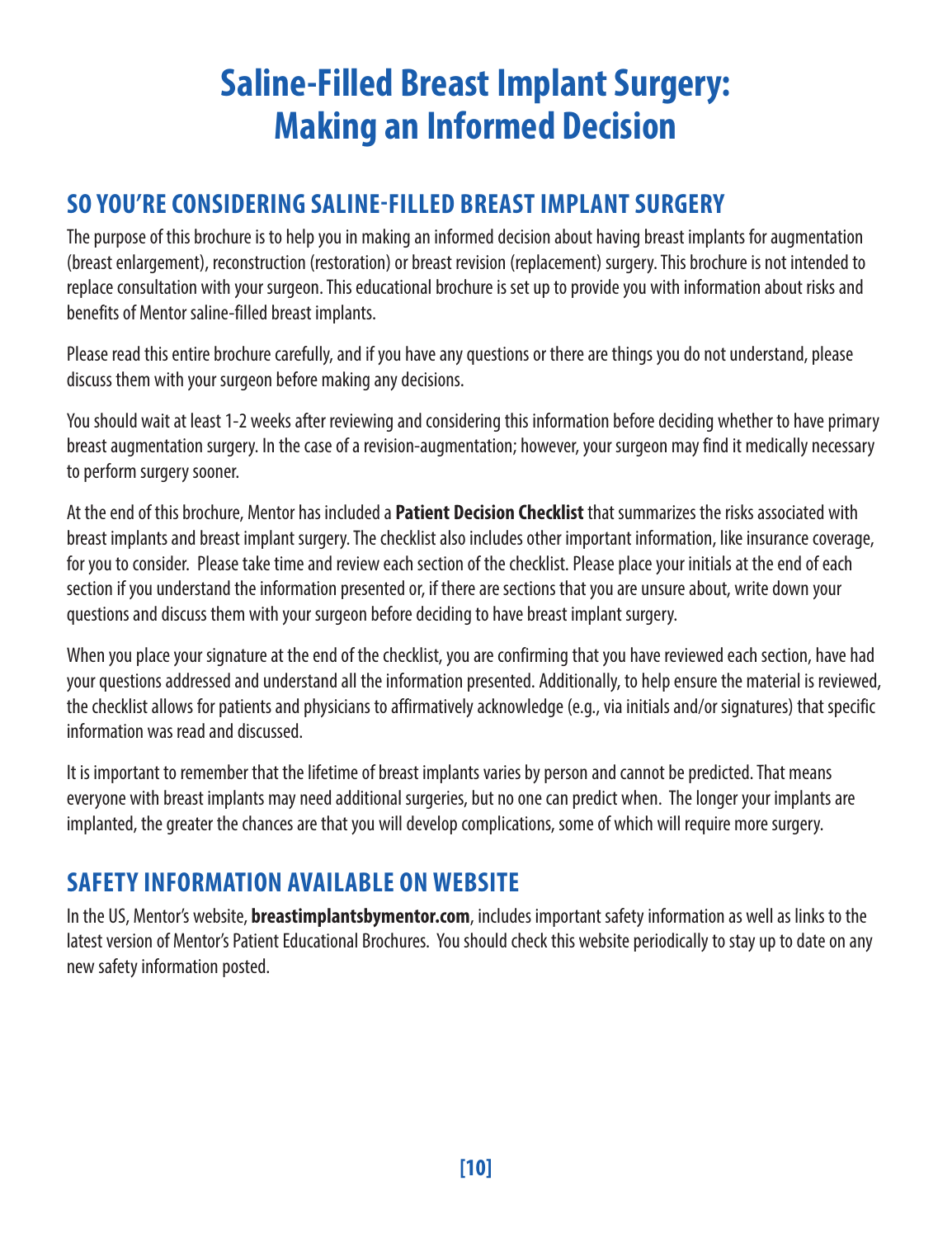# Saline-Filled Breast Implant Surgery: Making an Informed Decision

## SO YOU'RE CONSIDERING SALINE-FILLED BREAST IMPLANT SURGERY

The purpose of this brochure is to help you in making an informed decision about having breast implants for augmentation (breast enlargement), reconstruction (restoration) or breast revision (replacement) surgery. This brochure is not intended to replace consultation with your surgeon. This educational brochure is set up to provide you with information about risks and benefits of Mentor saline-filled breast implants.

Please read this entire brochure carefully, and if you have any questions or there are things you do not understand, please discuss them with your surgeon before making any decisions.

You should wait at least 1-2 weeks after reviewing and considering this information before deciding whether to have primary breast augmentation surgery. In the case of a revision-augmentation; however, your surgeon may find it medically necessary to perform surgery sooner.

At the end of this brochure, Mentor has included a **Patient Decision Checklist** that summarizes the risks associated with breast implants and breast implant surgery. The checklist also includes other important information, like insurance coverage, for you to consider. Please take time and review each section of the checklist. Please place your initials at the end of each section if you understand the information presented or, if there are sections that you are unsure about, write down your questions and discuss them with your surgeon before deciding to have breast implant surgery.

When you place your signature at the end of the checklist, you are confirming that you have reviewed each section, have had your questions addressed and understand all the information presented. Additionally, to help ensure the material is reviewed, the checklist allows for patients and physicians to affirmatively acknowledge (e.g., via initials and/or signatures) that specific information was read and discussed.

It is important to remember that the lifetime of breast implants varies by person and cannot be predicted. That means everyone with breast implants may need additional surgeries, but no one can predict when. The longer your implants are implanted, the greater the chances are that you will develop complications, some of which will require more surgery.

## SAFETY INFORMATION AVAILABLE ON WEBSITE

In the US, Mentor's website, **breastimplantsbymentor.com**, includes important safety information as well as links to the latest version of Mentor's Patient Educational Brochures. You should check this website periodically to stay up to date on any new safety information posted.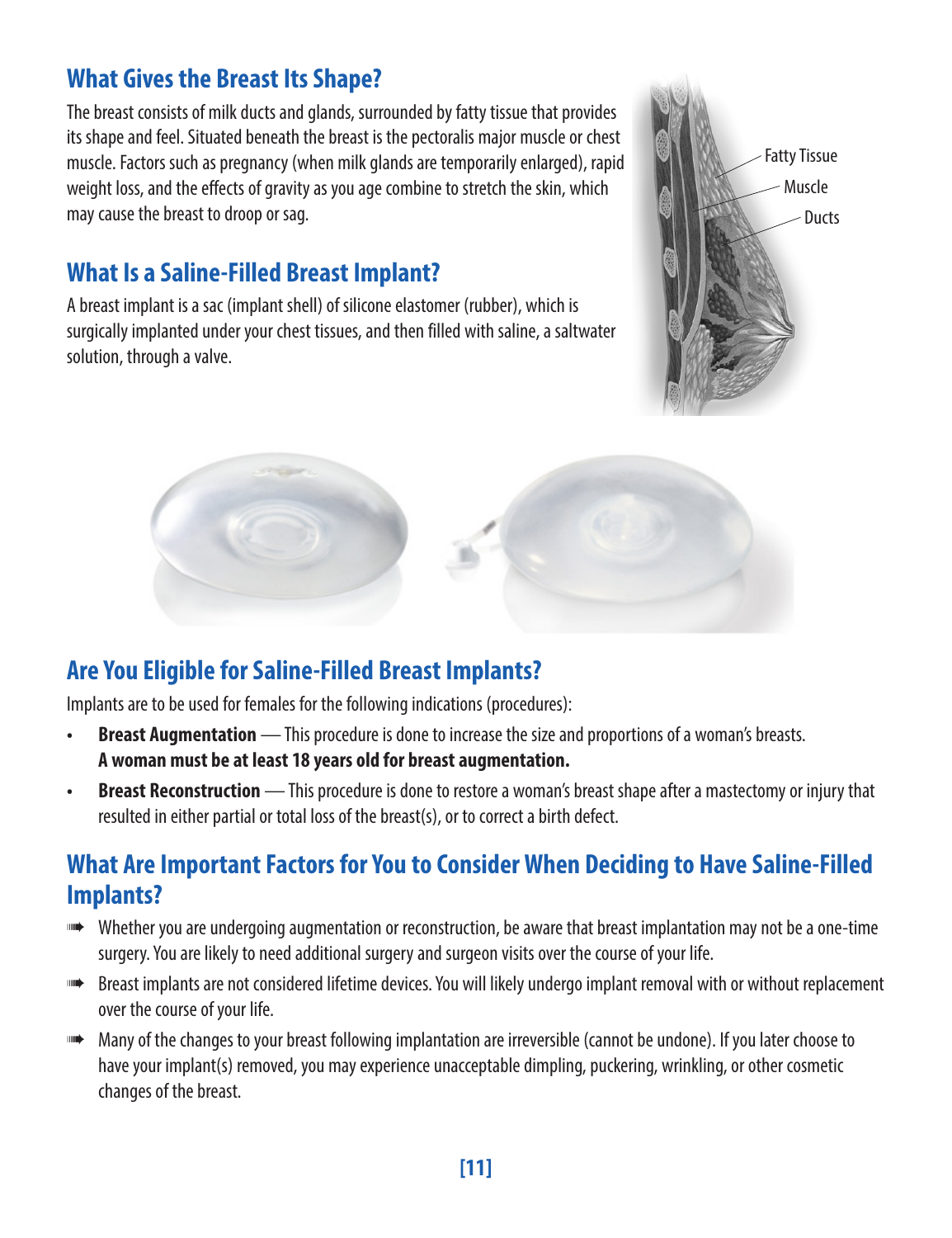## What Gives the Breast Its Shape?

The breast consists of milk ducts and glands, surrounded by fatty tissue that provides its shape and feel. Situated beneath the breast is the pectoralis major muscle or chest muscle. Factors such as pregnancy (when milk glands are temporarily enlarged), rapid weight loss, and the effects of gravity as you age combine to stretch the skin, which may cause the breast to droop or sag.

Fatty Tissue

Muscle

Ducts

## What Is a Saline-Filled Breast Implant?

A breast implant is a sac (implant shell) of silicone elastomer (rubber), which is surgically implanted under your chest tissues, and then filled with saline, a saltwater solution, through a valve.

## Are You Eligible for Saline-Filled Breast Implants?

Implants are to be used for females for the following indications (procedures):

- **Breast Augmentation** — This procedure is done to increase the size and proportions of a woman's breasts. **A woman must be at least 18 years old for breast augmentation.**
- **Breast Reconstruction** — This procedure is done to restore a woman's breast shape after a mastectomy or injury that resulted in either partial or total loss of the breast(s), or to correct a birth defect.

## What Are Important Factors for You to Consider When Deciding to Have Saline-Filled Implants?

- Whether you are undergoing augmentation or reconstruction, be aware that breast implantation may not be a one-time surgery. You are likely to need additional surgery and surgeon visits over the course of your life.
- Breast implants are not considered lifetime devices. You will likely undergo implant removal with or without replacement over the course of your life.
- Many of the changes to your breast following implantation are irreversible (cannot be undone). If you later choose to have your implant(s) removed, you may experience unacceptable dimpling, puckering, wrinkling, or other cosmetic changes of the breast.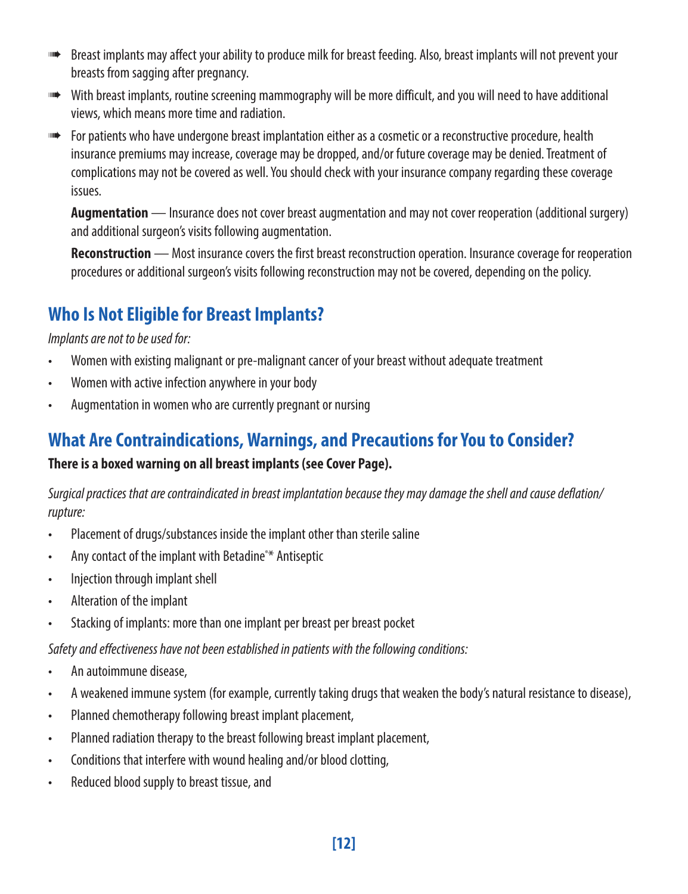- Breast implants may affect your ability to produce milk for breast feeding. Also, breast implants will not prevent your breasts from sagging after pregnancy.
- With breast implants, routine screening mammography will be more difficult, and you will need to have additional views, which means more time and radiation.
- For patients who have undergone breast implantation either as a cosmetic or a reconstructive procedure, health insurance premiums may increase, coverage may be dropped, and/or future coverage may be denied. Treatment of complications may not be covered as well. You should check with your insurance company regarding these coverage issues.

  **Augmentation** — Insurance does not cover breast augmentation and may not cover reoperation (additional surgery) and additional surgeon's visits following augmentation.

  **Reconstruction** — Most insurance covers the first breast reconstruction operation. Insurance coverage for reoperation procedures or additional surgeon's visits following reconstruction may not be covered, depending on the policy.

## Who Is Not Eligible for Breast Implants?

*Implants are not to be used for:*

- Women with existing malignant or pre-malignant cancer of your breast without adequate treatment
- Women with active infection anywhere in your body
- Augmentation in women who are currently pregnant or nursing

## What Are Contraindications, Warnings, and Precautions for You to Consider?

**There is a boxed warning on all breast implants (see Cover Page).**

*Surgical practices that are contraindicated in breast implantation because they may damage the shell and cause deflation/rupture:*

- Placement of drugs/substances inside the implant other than sterile saline
- Any contact of the implant with Betadine®* Antiseptic
- Injection through implant shell
- Alteration of the implant
- Stacking of implants: more than one implant per breast per breast pocket

*Safety and effectiveness have not been established in patients with the following conditions:*

- An autoimmune disease,
- A weakened immune system (for example, currently taking drugs that weaken the body's natural resistance to disease),
- Planned chemotherapy following breast implant placement,
- Planned radiation therapy to the breast following breast implant placement,
- Conditions that interfere with wound healing and/or blood clotting,
- Reduced blood supply to breast tissue, and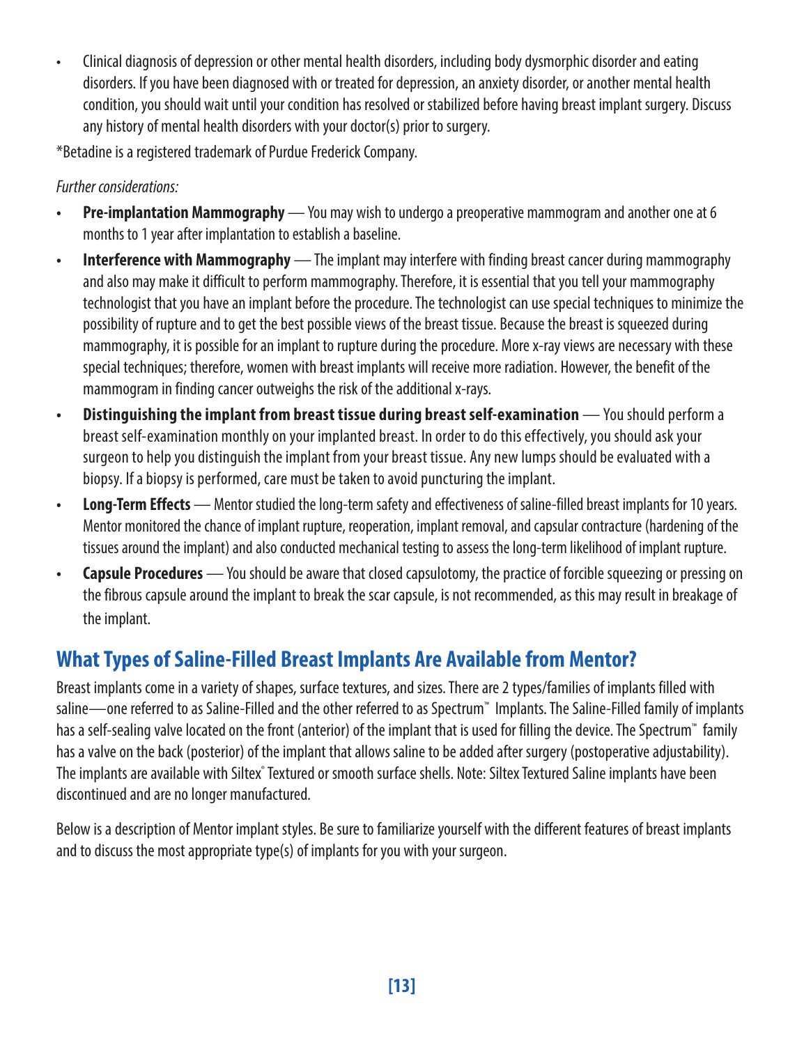- Clinical diagnosis of depression or other mental health disorders, including body dysmorphic disorder and eating disorders. If you have been diagnosed with or treated for depression, an anxiety disorder, or another mental health condition, you should wait until your condition has resolved or stabilized before having breast implant surgery. Discuss any history of mental health disorders with your doctor(s) prior to surgery.

*Betadine is a registered trademark of Purdue Frederick Company.

*Further considerations:*

- **Pre-implantation Mammography** — You may wish to undergo a preoperative mammogram and another one at 6 months to 1 year after implantation to establish a baseline.
- **Interference with Mammography** — The implant may interfere with finding breast cancer during mammography and also may make it difficult to perform mammography. Therefore, it is essential that you tell your mammography technologist that you have an implant before the procedure. The technologist can use special techniques to minimize the possibility of rupture and to get the best possible views of the breast tissue. Because the breast is squeezed during mammography, it is possible for an implant to rupture during the procedure. More x-ray views are necessary with these special techniques; therefore, women with breast implants will receive more radiation. However, the benefit of the mammogram in finding cancer outweighs the risk of the additional x-rays.
- **Distinguishing the implant from breast tissue during breast self-examination** — You should perform a breast self-examination monthly on your implanted breast. In order to do this effectively, you should ask your surgeon to help you distinguish the implant from your breast tissue. Any new lumps should be evaluated with a biopsy. If a biopsy is performed, care must be taken to avoid puncturing the implant.
- **Long-Term Effects** — Mentor studied the long-term safety and effectiveness of saline-filled breast implants for 10 years. Mentor monitored the chance of implant rupture, reoperation, implant removal, and capsular contracture (hardening of the tissues around the implant) and also conducted mechanical testing to assess the long-term likelihood of implant rupture.
- **Capsule Procedures** — You should be aware that closed capsulotomy, the practice of forcible squeezing or pressing on the fibrous capsule around the implant to break the scar capsule, is not recommended, as this may result in breakage of the implant.

## What Types of Saline-Filled Breast Implants Are Available from Mentor?

Breast implants come in a variety of shapes, surface textures, and sizes. There are 2 types/families of implants filled with saline—one referred to as Saline-Filled and the other referred to as Spectrum™ Implants. The Saline-Filled family of implants has a self-sealing valve located on the front (anterior) of the implant that is used for filling the device. The Spectrum™ family has a valve on the back (posterior) of the implant that allows saline to be added after surgery (postoperative adjustability). The implants are available with Siltex® Textured or smooth surface shells. Note: Siltex Textured Saline implants have been discontinued and are no longer manufactured.

Below is a description of Mentor implant styles. Be sure to familiarize yourself with the different features of breast implants and to discuss the most appropriate type(s) of implants for you with your surgeon.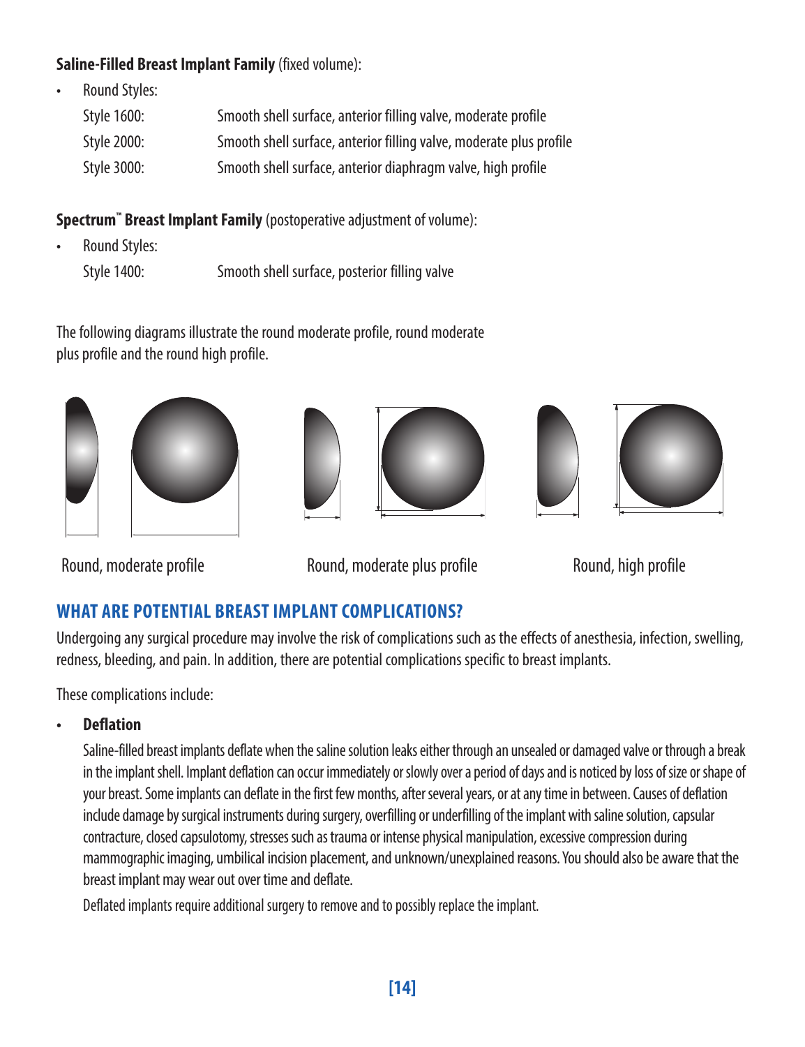**Saline-Filled Breast Implant Family** (fixed volume):

- Round Styles:

| | |
|---|---|
| Style 1600: | Smooth shell surface, anterior filling valve, moderate profile |
| Style 2000: | Smooth shell surface, anterior filling valve, moderate plus profile |
| Style 3000: | Smooth shell surface, anterior diaphragm valve, high profile |

**Spectrum™ Breast Implant Family** (postoperative adjustment of volume):

- Round Styles:

| | |
|---|---|
| Style 1400: | Smooth shell surface, posterior filling valve |

The following diagrams illustrate the round moderate profile, round moderate plus profile and the round high profile.

Round, moderate profile

Round, moderate plus profile

Round, high profile

## WHAT ARE POTENTIAL BREAST IMPLANT COMPLICATIONS?

Undergoing any surgical procedure may involve the risk of complications such as the effects of anesthesia, infection, swelling, redness, bleeding, and pain. In addition, there are potential complications specific to breast implants.

These complications include:

- **Deflation**

  Saline-filled breast implants deflate when the saline solution leaks either through an unsealed or damaged valve or through a break in the implant shell. Implant deflation can occur immediately or slowly over a period of days and is noticed by loss of size or shape of your breast. Some implants can deflate in the first few months, after several years, or at any time in between. Causes of deflation include damage by surgical instruments during surgery, overfilling or underfilling of the implant with saline solution, capsular contracture, closed capsulotomy, stresses such as trauma or intense physical manipulation, excessive compression during mammographic imaging, umbilical incision placement, and unknown/unexplained reasons. You should also be aware that the breast implant may wear out over time and deflate.

  Deflated implants require additional surgery to remove and to possibly replace the implant.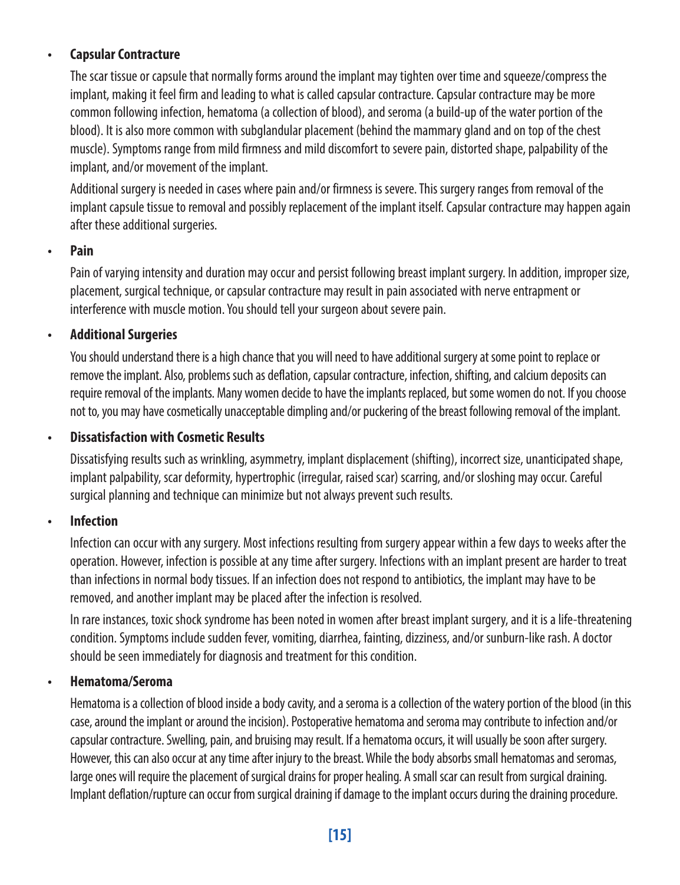- **Capsular Contracture**

  The scar tissue or capsule that normally forms around the implant may tighten over time and squeeze/compress the implant, making it feel firm and leading to what is called capsular contracture. Capsular contracture may be more common following infection, hematoma (a collection of blood), and seroma (a build-up of the water portion of the blood). It is also more common with subglandular placement (behind the mammary gland and on top of the chest muscle). Symptoms range from mild firmness and mild discomfort to severe pain, distorted shape, palpability of the implant, and/or movement of the implant.

  Additional surgery is needed in cases where pain and/or firmness is severe. This surgery ranges from removal of the implant capsule tissue to removal and possibly replacement of the implant itself. Capsular contracture may happen again after these additional surgeries.

- **Pain**

  Pain of varying intensity and duration may occur and persist following breast implant surgery. In addition, improper size, placement, surgical technique, or capsular contracture may result in pain associated with nerve entrapment or interference with muscle motion. You should tell your surgeon about severe pain.

- **Additional Surgeries**

  You should understand there is a high chance that you will need to have additional surgery at some point to replace or remove the implant. Also, problems such as deflation, capsular contracture, infection, shifting, and calcium deposits can require removal of the implants. Many women decide to have the implants replaced, but some women do not. If you choose not to, you may have cosmetically unacceptable dimpling and/or puckering of the breast following removal of the implant.

- **Dissatisfaction with Cosmetic Results**

  Dissatisfying results such as wrinkling, asymmetry, implant displacement (shifting), incorrect size, unanticipated shape, implant palpability, scar deformity, hypertrophic (irregular, raised scar) scarring, and/or sloshing may occur. Careful surgical planning and technique can minimize but not always prevent such results.

- **Infection**

  Infection can occur with any surgery. Most infections resulting from surgery appear within a few days to weeks after the operation. However, infection is possible at any time after surgery. Infections with an implant present are harder to treat than infections in normal body tissues. If an infection does not respond to antibiotics, the implant may have to be removed, and another implant may be placed after the infection is resolved.

  In rare instances, toxic shock syndrome has been noted in women after breast implant surgery, and it is a life-threatening condition. Symptoms include sudden fever, vomiting, diarrhea, fainting, dizziness, and/or sunburn-like rash. A doctor should be seen immediately for diagnosis and treatment for this condition.

- **Hematoma/Seroma**

  Hematoma is a collection of blood inside a body cavity, and a seroma is a collection of the watery portion of the blood (in this case, around the implant or around the incision). Postoperative hematoma and seroma may contribute to infection and/or capsular contracture. Swelling, pain, and bruising may result. If a hematoma occurs, it will usually be soon after surgery. However, this can also occur at any time after injury to the breast. While the body absorbs small hematomas and seromas, large ones will require the placement of surgical drains for proper healing. A small scar can result from surgical draining. Implant deflation/rupture can occur from surgical draining if damage to the implant occurs during the draining procedure.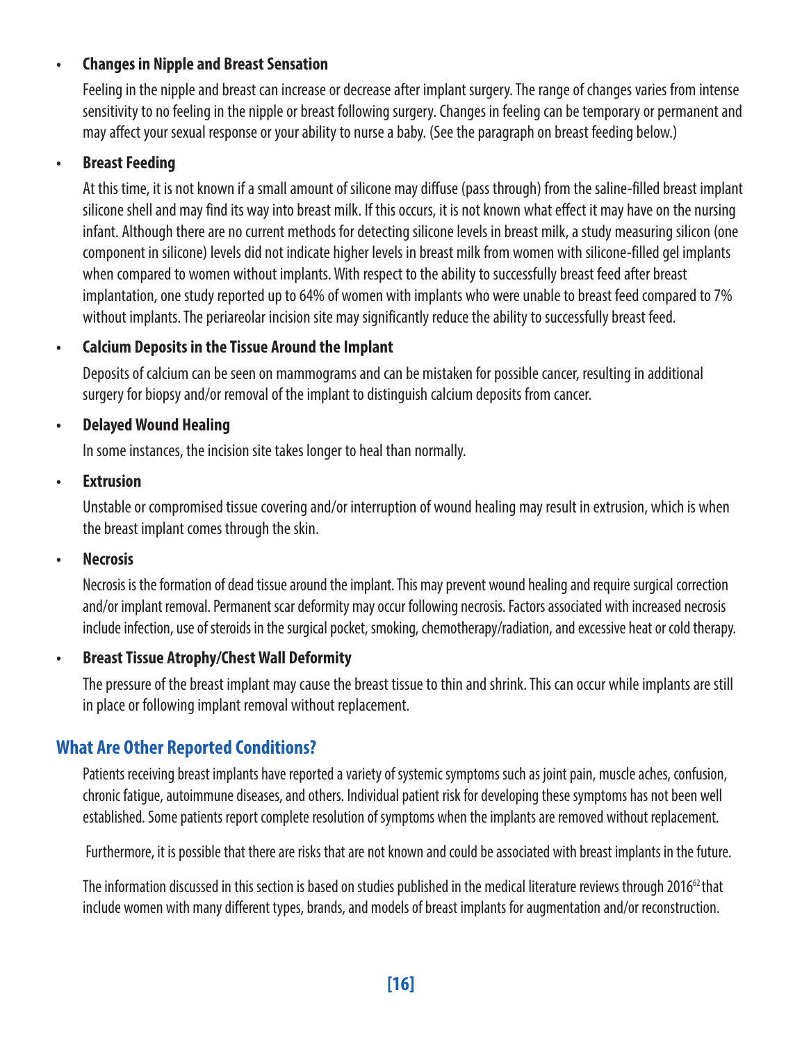- **Changes in Nipple and Breast Sensation**

  Feeling in the nipple and breast can increase or decrease after implant surgery. The range of changes varies from intense sensitivity to no feeling in the nipple or breast following surgery. Changes in feeling can be temporary or permanent and may affect your sexual response or your ability to nurse a baby. (See the paragraph on breast feeding below.)

- **Breast Feeding**

  At this time, it is not known if a small amount of silicone may diffuse (pass through) from the saline-filled breast implant silicone shell and may find its way into breast milk. If this occurs, it is not known what effect it may have on the nursing infant. Although there are no current methods for detecting silicone levels in breast milk, a study measuring silicon (one component in silicone) levels did not indicate higher levels in breast milk from women with silicone-filled gel implants when compared to women without implants. With respect to the ability to successfully breast feed after breast implantation, one study reported up to 64% of women with implants who were unable to breast feed compared to 7% without implants. The periareolar incision site may significantly reduce the ability to successfully breast feed.

- **Calcium Deposits in the Tissue Around the Implant**

  Deposits of calcium can be seen on mammograms and can be mistaken for possible cancer, resulting in additional surgery for biopsy and/or removal of the implant to distinguish calcium deposits from cancer.

- **Delayed Wound Healing**

  In some instances, the incision site takes longer to heal than normally.

- **Extrusion**

  Unstable or compromised tissue covering and/or interruption of wound healing may result in extrusion, which is when the breast implant comes through the skin.

- **Necrosis**

  Necrosis is the formation of dead tissue around the implant. This may prevent wound healing and require surgical correction and/or implant removal. Permanent scar deformity may occur following necrosis. Factors associated with increased necrosis include infection, use of steroids in the surgical pocket, smoking, chemotherapy/radiation, and excessive heat or cold therapy.

- **Breast Tissue Atrophy/Chest Wall Deformity**

  The pressure of the breast implant may cause the breast tissue to thin and shrink. This can occur while implants are still in place or following implant removal without replacement.

## What Are Other Reported Conditions?

Patients receiving breast implants have reported a variety of systemic symptoms such as joint pain, muscle aches, confusion, chronic fatigue, autoimmune diseases, and others. Individual patient risk for developing these symptoms has not been well established. Some patients report complete resolution of symptoms when the implants are removed without replacement.

Furthermore, it is possible that there are risks that are not known and could be associated with breast implants in the future.

The information discussed in this section is based on studies published in the medical literature reviews through 2016[62] that include women with many different types, brands, and models of breast implants for augmentation and/or reconstruction.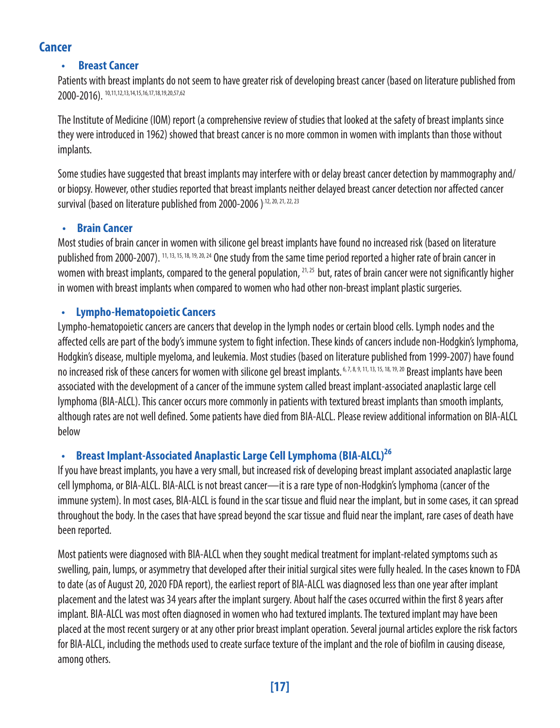## Cancer

- **Breast Cancer**

Patients with breast implants do not seem to have greater risk of developing breast cancer (based on literature published from 2000-2016). [10,11,12,13,14,15,16,17,18,19,20,57,62]

The Institute of Medicine (IOM) report (a comprehensive review of studies that looked at the safety of breast implants since they were introduced in 1962) showed that breast cancer is no more common in women with implants than those without implants.

Some studies have suggested that breast implants may interfere with or delay breast cancer detection by mammography and/or biopsy. However, other studies reported that breast implants neither delayed breast cancer detection nor affected cancer survival (based on literature published from 2000-2006 ).[12, 20, 21, 22, 23]

- **Brain Cancer**

Most studies of brain cancer in women with silicone gel breast implants have found no increased risk (based on literature published from 2000-2007). [11, 13, 15, 18, 19, 20, 24] One study from the same time period reported a higher rate of brain cancer in women with breast implants, compared to the general population, [21, 25] but, rates of brain cancer were not significantly higher in women with breast implants when compared to women who had other non-breast implant plastic surgeries.

- **Lympho-Hematopoietic Cancers**

Lympho-hematopoietic cancers are cancers that develop in the lymph nodes or certain blood cells. Lymph nodes and the affected cells are part of the body's immune system to fight infection. These kinds of cancers include non-Hodgkin's lymphoma, Hodgkin's disease, multiple myeloma, and leukemia. Most studies (based on literature published from 1999-2007) have found no increased risk of these cancers for women with silicone gel breast implants. [6, 7, 8, 9, 11, 13, 15, 18, 19, 20] Breast implants have been associated with the development of a cancer of the immune system called breast implant-associated anaplastic large cell lymphoma (BIA-ALCL). This cancer occurs more commonly in patients with textured breast implants than smooth implants, although rates are not well defined. Some patients have died from BIA-ALCL. Please review additional information on BIA-ALCL below

- **Breast Implant-Associated Anaplastic Large Cell Lymphoma (BIA-ALCL)[26]**

If you have breast implants, you have a very small, but increased risk of developing breast implant associated anaplastic large cell lymphoma, or BIA-ALCL. BIA-ALCL is not breast cancer—it is a rare type of non-Hodgkin's lymphoma (cancer of the immune system). In most cases, BIA-ALCL is found in the scar tissue and fluid near the implant, but in some cases, it can spread throughout the body. In the cases that have spread beyond the scar tissue and fluid near the implant, rare cases of death have been reported.

Most patients were diagnosed with BIA-ALCL when they sought medical treatment for implant-related symptoms such as swelling, pain, lumps, or asymmetry that developed after their initial surgical sites were fully healed. In the cases known to FDA to date (as of August 20, 2020 FDA report), the earliest report of BIA-ALCL was diagnosed less than one year after implant placement and the latest was 34 years after the implant surgery. About half the cases occurred within the first 8 years after implant. BIA-ALCL was most often diagnosed in women who had textured implants. The textured implant may have been placed at the most recent surgery or at any other prior breast implant operation. Several journal articles explore the risk factors for BIA-ALCL, including the methods used to create surface texture of the implant and the role of biofilm in causing disease, among others.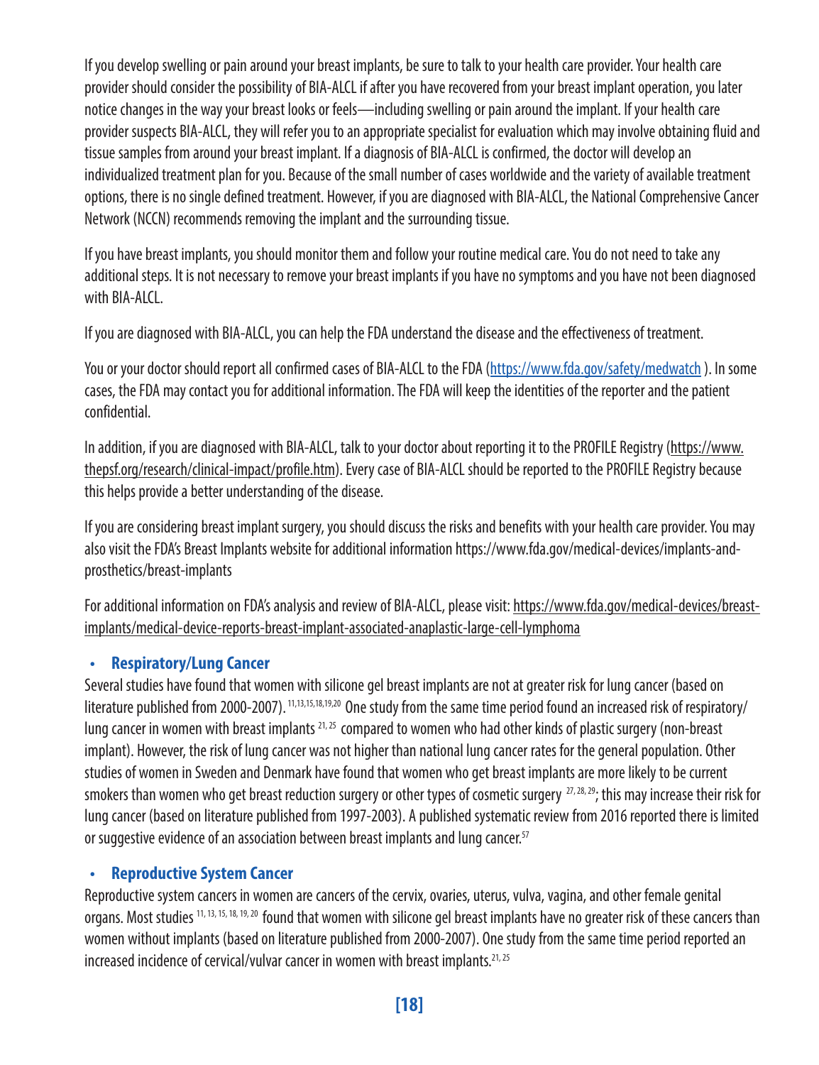If you develop swelling or pain around your breast implants, be sure to talk to your health care provider. Your health care provider should consider the possibility of BIA-ALCL if after you have recovered from your breast implant operation, you later notice changes in the way your breast looks or feels—including swelling or pain around the implant. If your health care provider suspects BIA-ALCL, they will refer you to an appropriate specialist for evaluation which may involve obtaining fluid and tissue samples from around your breast implant. If a diagnosis of BIA-ALCL is confirmed, the doctor will develop an individualized treatment plan for you. Because of the small number of cases worldwide and the variety of available treatment options, there is no single defined treatment. However, if you are diagnosed with BIA-ALCL, the National Comprehensive Cancer Network (NCCN) recommends removing the implant and the surrounding tissue.

If you have breast implants, you should monitor them and follow your routine medical care. You do not need to take any additional steps. It is not necessary to remove your breast implants if you have no symptoms and you have not been diagnosed with BIA-ALCL.

If you are diagnosed with BIA-ALCL, you can help the FDA understand the disease and the effectiveness of treatment.

You or your doctor should report all confirmed cases of BIA-ALCL to the FDA (https://www.fda.gov/safety/medwatch ). In some cases, the FDA may contact you for additional information. The FDA will keep the identities of the reporter and the patient confidential.

In addition, if you are diagnosed with BIA-ALCL, talk to your doctor about reporting it to the PROFILE Registry (https://www.thepsf.org/research/clinical-impact/profile.htm). Every case of BIA-ALCL should be reported to the PROFILE Registry because this helps provide a better understanding of the disease.

If you are considering breast implant surgery, you should discuss the risks and benefits with your health care provider. You may also visit the FDA's Breast Implants website for additional information https://www.fda.gov/medical-devices/implants-and-prosthetics/breast-implants

For additional information on FDA's analysis and review of BIA-ALCL, please visit: https://www.fda.gov/medical-devices/breast-implants/medical-device-reports-breast-implant-associated-anaplastic-large-cell-lymphoma

- **Respiratory/Lung Cancer**

Several studies have found that women with silicone gel breast implants are not at greater risk for lung cancer (based on literature published from 2000-2007).[11,13,15,18,19,20] One study from the same time period found an increased risk of respiratory/lung cancer in women with breast implants[21,25] compared to women who had other kinds of plastic surgery (non-breast implant). However, the risk of lung cancer was not higher than national lung cancer rates for the general population. Other studies of women in Sweden and Denmark have found that women who get breast implants are more likely to be current smokers than women who get breast reduction surgery or other types of cosmetic surgery[27,28,29]; this may increase their risk for lung cancer (based on literature published from 1997-2003). A published systematic review from 2016 reported there is limited or suggestive evidence of an association between breast implants and lung cancer.[57]

- **Reproductive System Cancer**

Reproductive system cancers in women are cancers of the cervix, ovaries, uterus, vulva, vagina, and other female genital organs. Most studies[11,13,15,18,19,20] found that women with silicone gel breast implants have no greater risk of these cancers than women without implants (based on literature published from 2000-2007). One study from the same time period reported an increased incidence of cervical/vulvar cancer in women with breast implants.[21,25]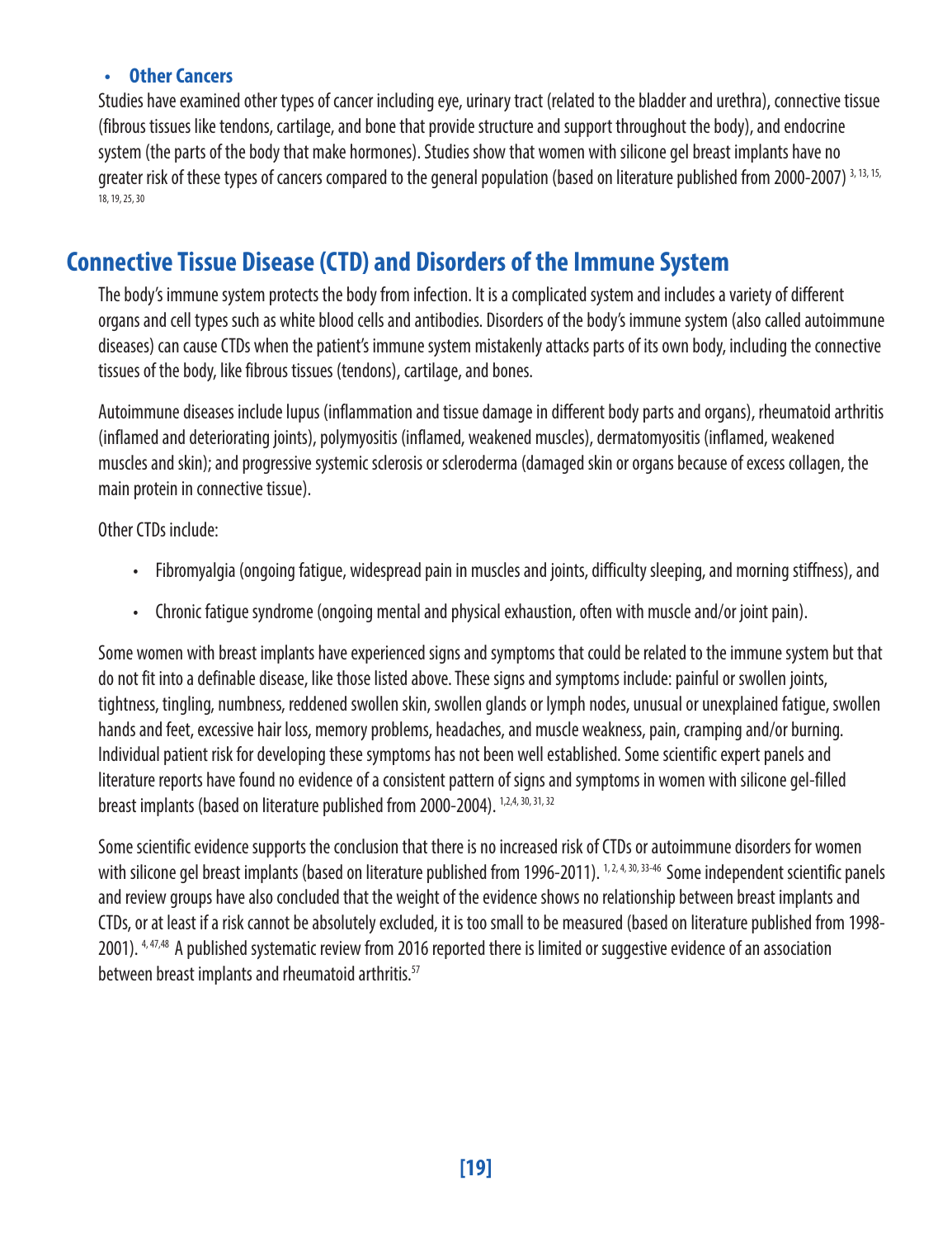- **Other Cancers**

Studies have examined other types of cancer including eye, urinary tract (related to the bladder and urethra), connective tissue (fibrous tissues like tendons, cartilage, and bone that provide structure and support throughout the body), and endocrine system (the parts of the body that make hormones). Studies show that women with silicone gel breast implants have no greater risk of these types of cancers compared to the general population (based on literature published from 2000-2007) [3, 13, 15, 18, 19, 25, 30]

## Connective Tissue Disease (CTD) and Disorders of the Immune System

The body's immune system protects the body from infection. It is a complicated system and includes a variety of different organs and cell types such as white blood cells and antibodies. Disorders of the body's immune system (also called autoimmune diseases) can cause CTDs when the patient's immune system mistakenly attacks parts of its own body, including the connective tissues of the body, like fibrous tissues (tendons), cartilage, and bones.

Autoimmune diseases include lupus (inflammation and tissue damage in different body parts and organs), rheumatoid arthritis (inflamed and deteriorating joints), polymyositis (inflamed, weakened muscles), dermatomyositis (inflamed, weakened muscles and skin); and progressive systemic sclerosis or scleroderma (damaged skin or organs because of excess collagen, the main protein in connective tissue).

Other CTDs include:

- Fibromyalgia (ongoing fatigue, widespread pain in muscles and joints, difficulty sleeping, and morning stiffness), and
- Chronic fatigue syndrome (ongoing mental and physical exhaustion, often with muscle and/or joint pain).

Some women with breast implants have experienced signs and symptoms that could be related to the immune system but that do not fit into a definable disease, like those listed above. These signs and symptoms include: painful or swollen joints, tightness, tingling, numbness, reddened swollen skin, swollen glands or lymph nodes, unusual or unexplained fatigue, swollen hands and feet, excessive hair loss, memory problems, headaches, and muscle weakness, pain, cramping and/or burning. Individual patient risk for developing these symptoms has not been well established. Some scientific expert panels and literature reports have found no evidence of a consistent pattern of signs and symptoms in women with silicone gel-filled breast implants (based on literature published from 2000-2004). [1,2,4, 30, 31, 32]

Some scientific evidence supports the conclusion that there is no increased risk of CTDs or autoimmune disorders for women with silicone gel breast implants (based on literature published from 1996-2011). [1, 2, 4, 30, 33-46] Some independent scientific panels and review groups have also concluded that the weight of the evidence shows no relationship between breast implants and CTDs, or at least if a risk cannot be absolutely excluded, it is too small to be measured (based on literature published from 1998-2001). [4, 47,48] A published systematic review from 2016 reported there is limited or suggestive evidence of an association between breast implants and rheumatoid arthritis.[57]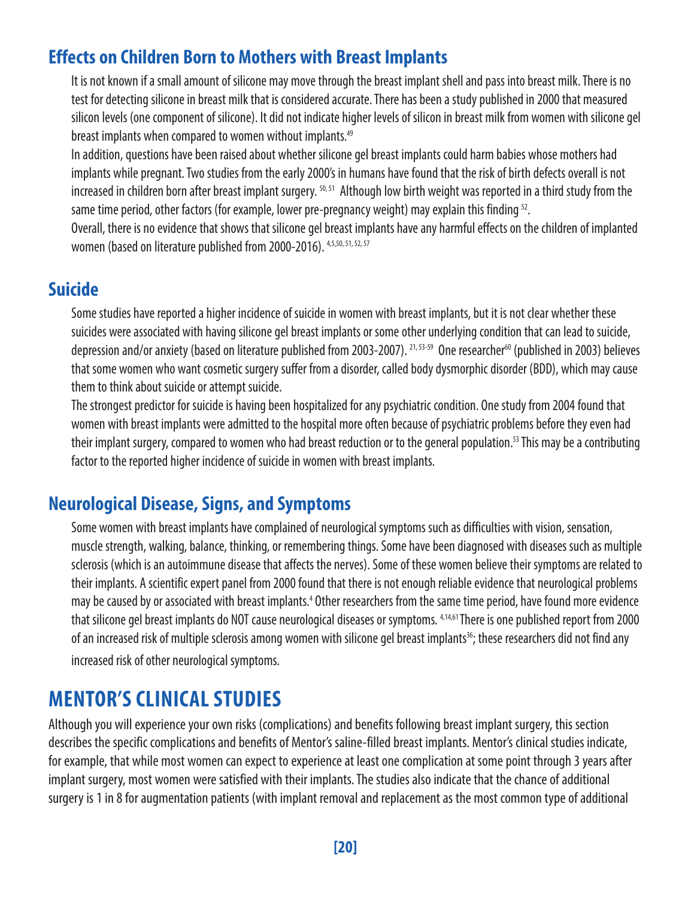## Effects on Children Born to Mothers with Breast Implants

It is not known if a small amount of silicone may move through the breast implant shell and pass into breast milk. There is no test for detecting silicone in breast milk that is considered accurate. There has been a study published in 2000 that measured silicon levels (one component of silicone). It did not indicate higher levels of silicon in breast milk from women with silicone gel breast implants when compared to women without implants.[49]

In addition, questions have been raised about whether silicone gel breast implants could harm babies whose mothers had implants while pregnant. Two studies from the early 2000's in humans have found that the risk of birth defects overall is not increased in children born after breast implant surgery. [50, 51] Although low birth weight was reported in a third study from the same time period, other factors (for example, lower pre-pregnancy weight) may explain this finding [52].

Overall, there is no evidence that shows that silicone gel breast implants have any harmful effects on the children of implanted women (based on literature published from 2000-2016). [4,5,50, 51, 52, 57]

## Suicide

Some studies have reported a higher incidence of suicide in women with breast implants, but it is not clear whether these suicides were associated with having silicone gel breast implants or some other underlying condition that can lead to suicide, depression and/or anxiety (based on literature published from 2003-2007). [21, 53-59] One researcher[60] (published in 2003) believes that some women who want cosmetic surgery suffer from a disorder, called body dysmorphic disorder (BDD), which may cause them to think about suicide or attempt suicide.

The strongest predictor for suicide is having been hospitalized for any psychiatric condition. One study from 2004 found that women with breast implants were admitted to the hospital more often because of psychiatric problems before they even had their implant surgery, compared to women who had breast reduction or to the general population.[53] This may be a contributing factor to the reported higher incidence of suicide in women with breast implants.

## Neurological Disease, Signs, and Symptoms

Some women with breast implants have complained of neurological symptoms such as difficulties with vision, sensation, muscle strength, walking, balance, thinking, or remembering things. Some have been diagnosed with diseases such as multiple sclerosis (which is an autoimmune disease that affects the nerves). Some of these women believe their symptoms are related to their implants. A scientific expert panel from 2000 found that there is not enough reliable evidence that neurological problems may be caused by or associated with breast implants.[4] Other researchers from the same time period, have found more evidence that silicone gel breast implants do NOT cause neurological diseases or symptoms. [4,14,61] There is one published report from 2000 of an increased risk of multiple sclerosis among women with silicone gel breast implants[36]; these researchers did not find any increased risk of other neurological symptoms.

# MENTOR'S CLINICAL STUDIES

Although you will experience your own risks (complications) and benefits following breast implant surgery, this section describes the specific complications and benefits of Mentor's saline-filled breast implants. Mentor's clinical studies indicate, for example, that while most women can expect to experience at least one complication at some point through 3 years after implant surgery, most women were satisfied with their implants. The studies also indicate that the chance of additional surgery is 1 in 8 for augmentation patients (with implant removal and replacement as the most common type of additional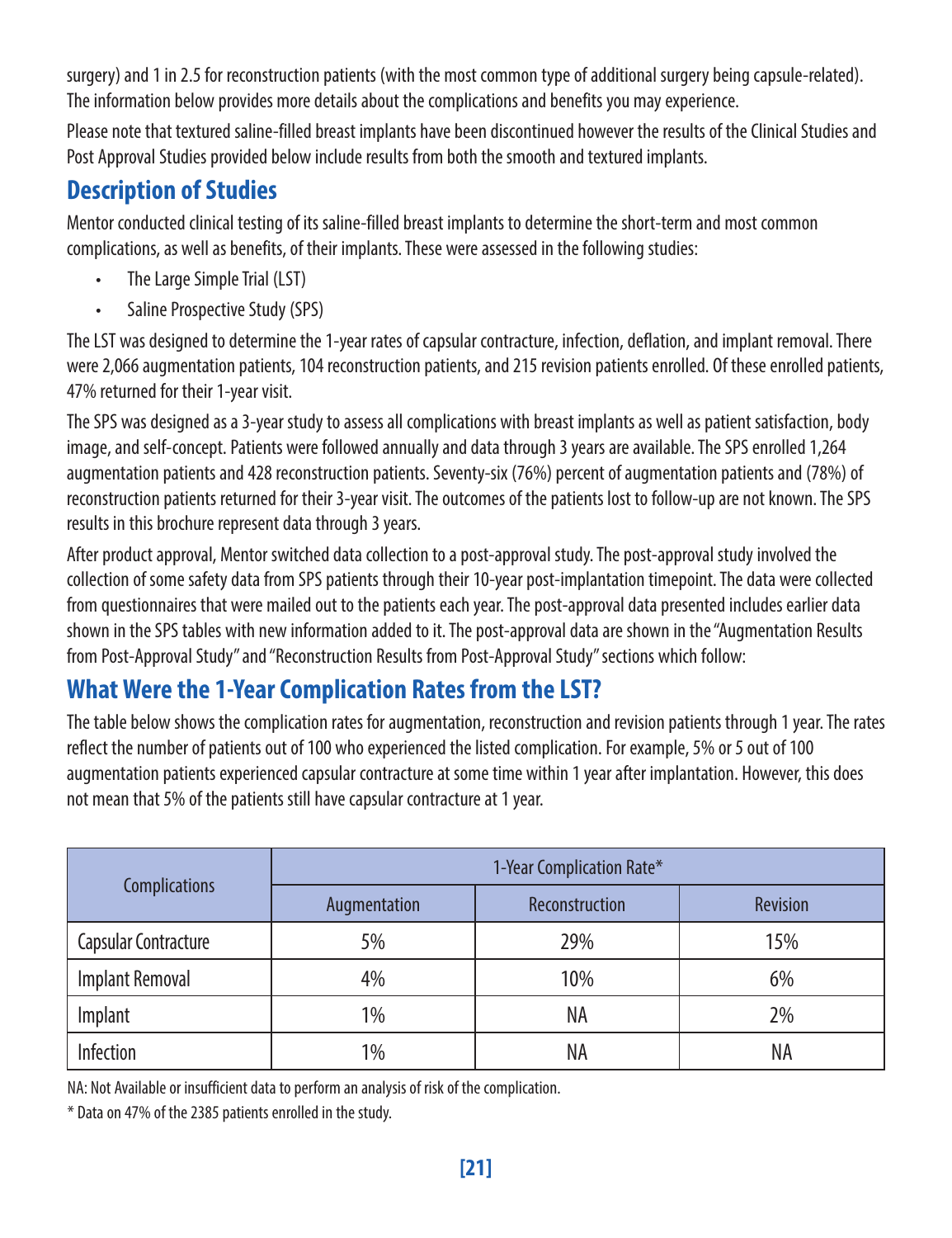surgery) and 1 in 2.5 for reconstruction patients (with the most common type of additional surgery being capsule-related). The information below provides more details about the complications and benefits you may experience.

Please note that textured saline-filled breast implants have been discontinued however the results of the Clinical Studies and Post Approval Studies provided below include results from both the smooth and textured implants.

## Description of Studies

Mentor conducted clinical testing of its saline-filled breast implants to determine the short-term and most common complications, as well as benefits, of their implants. These were assessed in the following studies:

- The Large Simple Trial (LST)
- Saline Prospective Study (SPS)

The LST was designed to determine the 1-year rates of capsular contracture, infection, deflation, and implant removal. There were 2,066 augmentation patients, 104 reconstruction patients, and 215 revision patients enrolled. Of these enrolled patients, 47% returned for their 1-year visit.

The SPS was designed as a 3-year study to assess all complications with breast implants as well as patient satisfaction, body image, and self-concept. Patients were followed annually and data through 3 years are available. The SPS enrolled 1,264 augmentation patients and 428 reconstruction patients. Seventy-six (76%) percent of augmentation patients and (78%) of reconstruction patients returned for their 3-year visit. The outcomes of the patients lost to follow-up are not known. The SPS results in this brochure represent data through 3 years.

After product approval, Mentor switched data collection to a post-approval study. The post-approval study involved the collection of some safety data from SPS patients through their 10-year post-implantation timepoint. The data were collected from questionnaires that were mailed out to the patients each year. The post-approval data presented includes earlier data shown in the SPS tables with new information added to it. The post-approval data are shown in the "Augmentation Results from Post-Approval Study" and "Reconstruction Results from Post-Approval Study" sections which follow:

## What Were the 1-Year Complication Rates from the LST?

The table below shows the complication rates for augmentation, reconstruction and revision patients through 1 year. The rates reflect the number of patients out of 100 who experienced the listed complication. For example, 5% or 5 out of 100 augmentation patients experienced capsular contracture at some time within 1 year after implantation. However, this does not mean that 5% of the patients still have capsular contracture at 1 year.

| Complications | 1-Year Complication Rate* | | |
|---|---|---|---|
| | Augmentation | Reconstruction | Revision |
| Capsular Contracture | 5% | 29% | 15% |
| Implant Removal | 4% | 10% | 6% |
| Implant | 1% | NA | 2% |
| Infection | 1% | NA | NA |

NA: Not Available or insufficient data to perform an analysis of risk of the complication.

* Data on 47% of the 2385 patients enrolled in the study.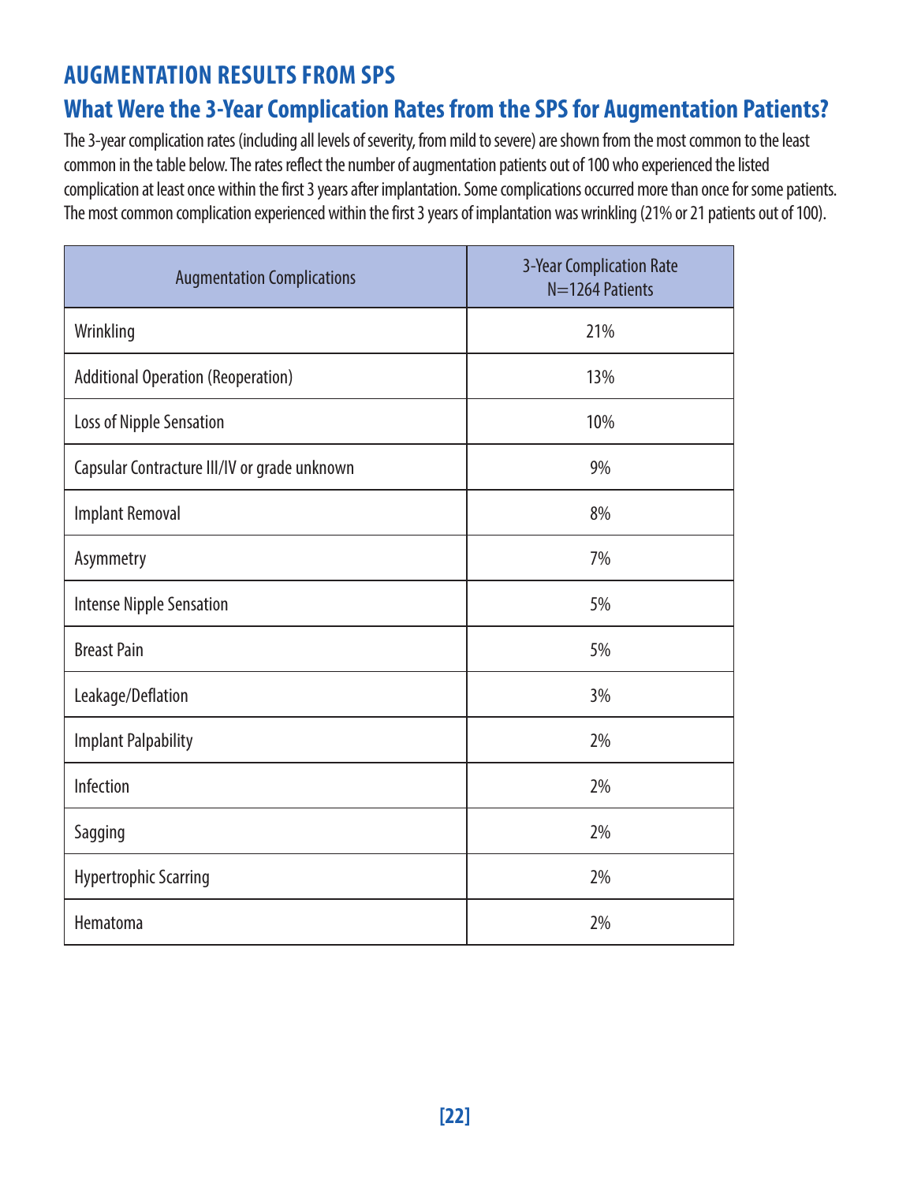## AUGMENTATION RESULTS FROM SPS

### What Were the 3-Year Complication Rates from the SPS for Augmentation Patients?

The 3-year complication rates (including all levels of severity, from mild to severe) are shown from the most common to the least common in the table below. The rates reflect the number of augmentation patients out of 100 who experienced the listed complication at least once within the first 3 years after implantation. Some complications occurred more than once for some patients. The most common complication experienced within the first 3 years of implantation was wrinkling (21% or 21 patients out of 100).

| Augmentation Complications | 3-Year Complication Rate N=1264 Patients |
|---|---|
| Wrinkling | 21% |
| Additional Operation (Reoperation) | 13% |
| Loss of Nipple Sensation | 10% |
| Capsular Contracture III/IV or grade unknown | 9% |
| Implant Removal | 8% |
| Asymmetry | 7% |
| Intense Nipple Sensation | 5% |
| Breast Pain | 5% |
| Leakage/Deflation | 3% |
| Implant Palpability | 2% |
| Infection | 2% |
| Sagging | 2% |
| Hypertrophic Scarring | 2% |
| Hematoma | 2% |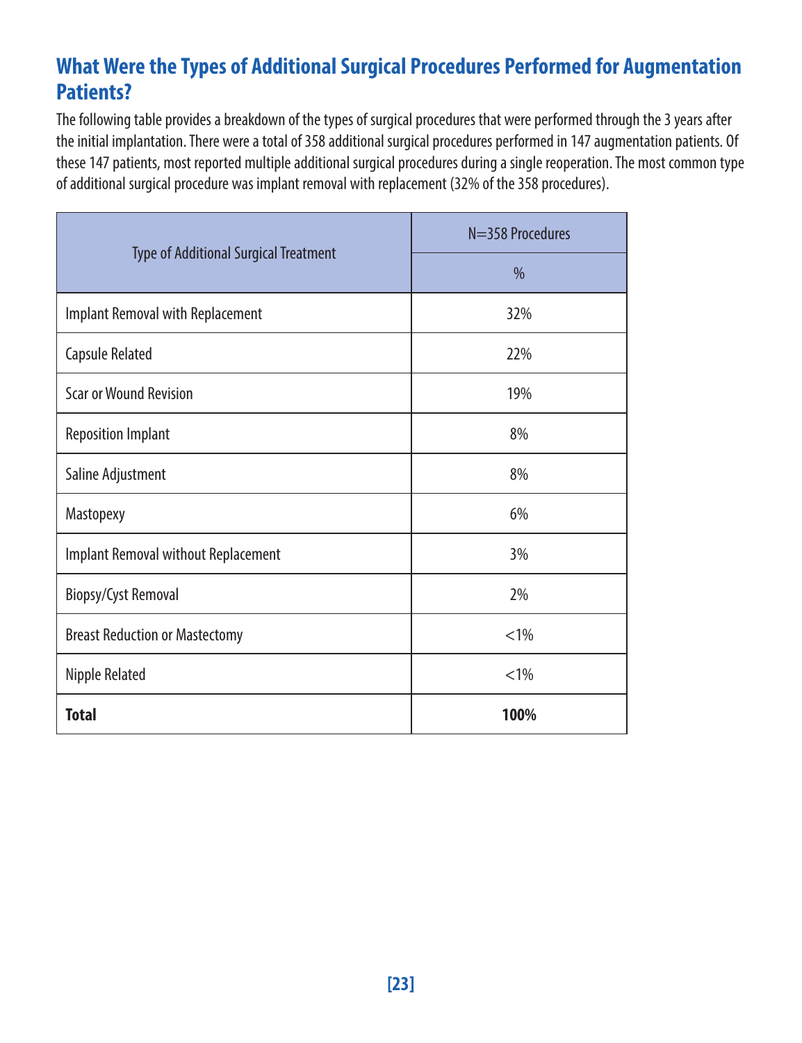## What Were the Types of Additional Surgical Procedures Performed for Augmentation Patients?

The following table provides a breakdown of the types of surgical procedures that were performed through the 3 years after the initial implantation. There were a total of 358 additional surgical procedures performed in 147 augmentation patients. Of these 147 patients, most reported multiple additional surgical procedures during a single reoperation. The most common type of additional surgical procedure was implant removal with replacement (32% of the 358 procedures).

| Type of Additional Surgical Treatment | N=358 Procedures |
|---|---|
| | % |
| Implant Removal with Replacement | 32% |
| Capsule Related | 22% |
| Scar or Wound Revision | 19% |
| Reposition Implant | 8% |
| Saline Adjustment | 8% |
| Mastopexy | 6% |
| Implant Removal without Replacement | 3% |
| Biopsy/Cyst Removal | 2% |
| Breast Reduction or Mastectomy | <1% |
| Nipple Related | <1% |
| **Total** | **100%** |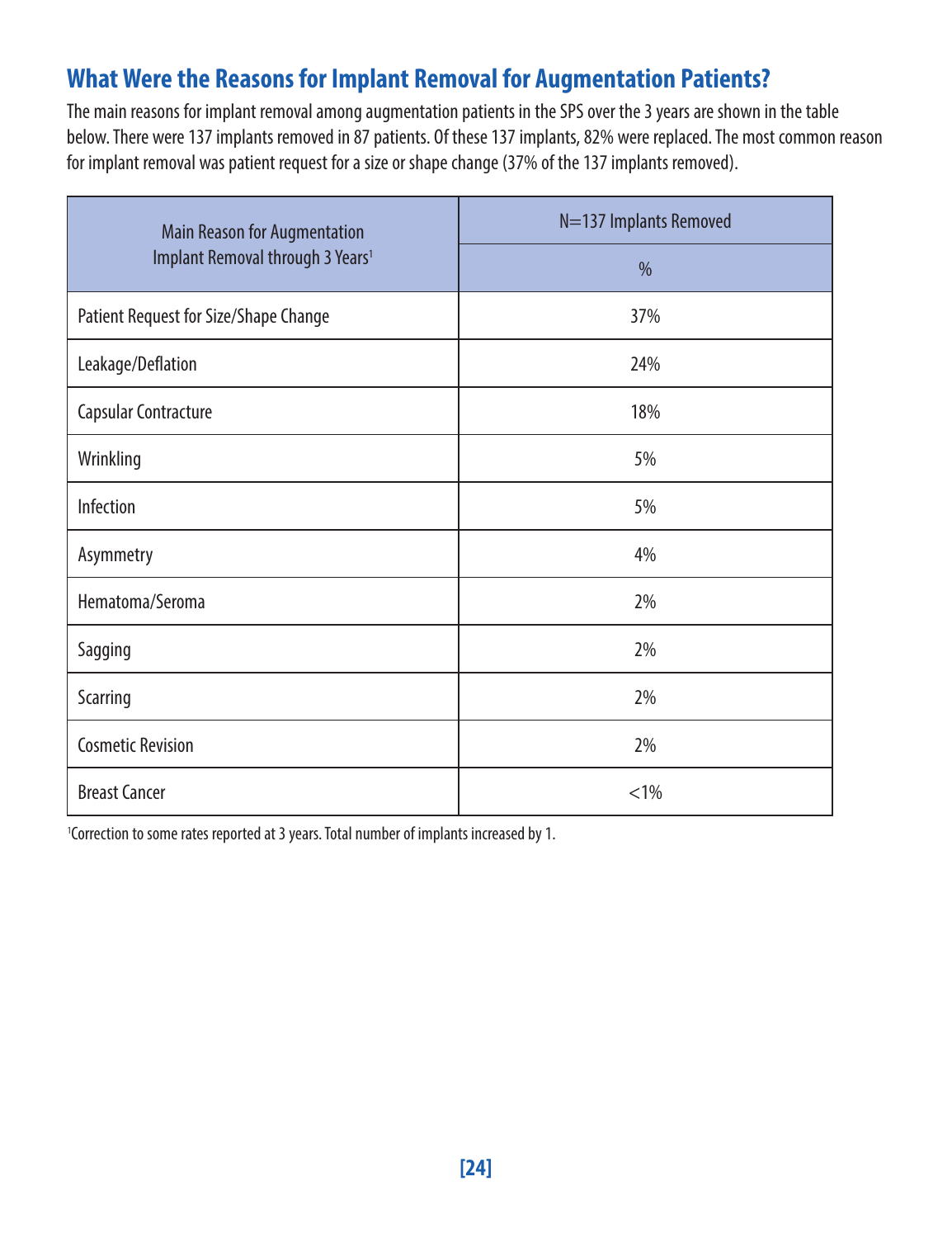## What Were the Reasons for Implant Removal for Augmentation Patients?

The main reasons for implant removal among augmentation patients in the SPS over the 3 years are shown in the table below. There were 137 implants removed in 87 patients. Of these 137 implants, 82% were replaced. The most common reason for implant removal was patient request for a size or shape change (37% of the 137 implants removed).

| Main Reason for Augmentation Implant Removal through 3 Years[1] | N=137 Implants Removed |
|---|---|
| | % |
| Patient Request for Size/Shape Change | 37% |
| Leakage/Deflation | 24% |
| Capsular Contracture | 18% |
| Wrinkling | 5% |
| Infection | 5% |
| Asymmetry | 4% |
| Hematoma/Seroma | 2% |
| Sagging | 2% |
| Scarring | 2% |
| Cosmetic Revision | 2% |
| Breast Cancer | <1% |

[1]Correction to some rates reported at 3 years. Total number of implants increased by 1.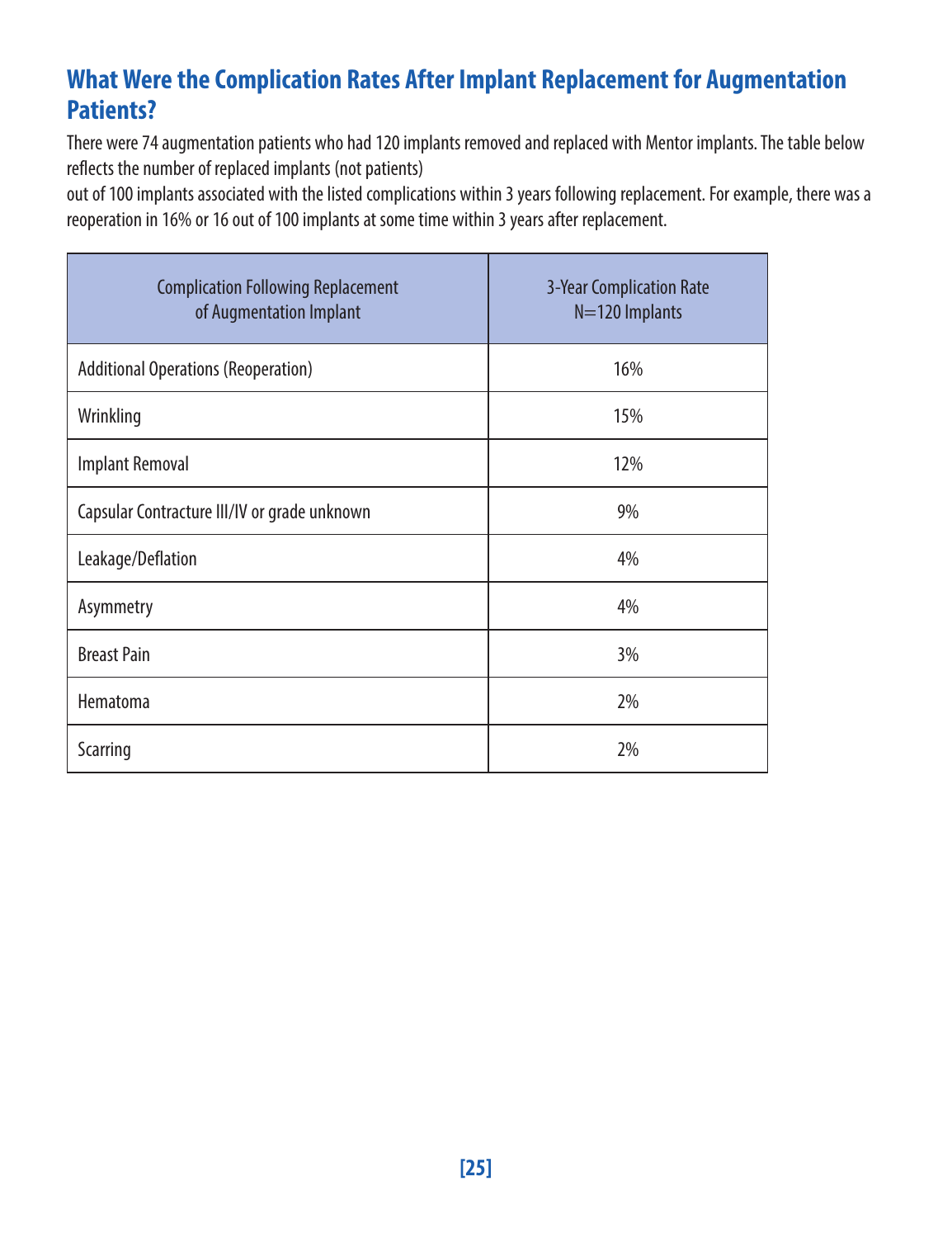## What Were the Complication Rates After Implant Replacement for Augmentation Patients?

There were 74 augmentation patients who had 120 implants removed and replaced with Mentor implants. The table below reflects the number of replaced implants (not patients) out of 100 implants associated with the listed complications within 3 years following replacement. For example, there was a reoperation in 16% or 16 out of 100 implants at some time within 3 years after replacement.

| Complication Following Replacement of Augmentation Implant | 3-Year Complication Rate N=120 Implants |
| --- | --- |
| Additional Operations (Reoperation) | 16% |
| Wrinkling | 15% |
| Implant Removal | 12% |
| Capsular Contracture III/IV or grade unknown | 9% |
| Leakage/Deflation | 4% |
| Asymmetry | 4% |
| Breast Pain | 3% |
| Hematoma | 2% |
| Scarring | 2% |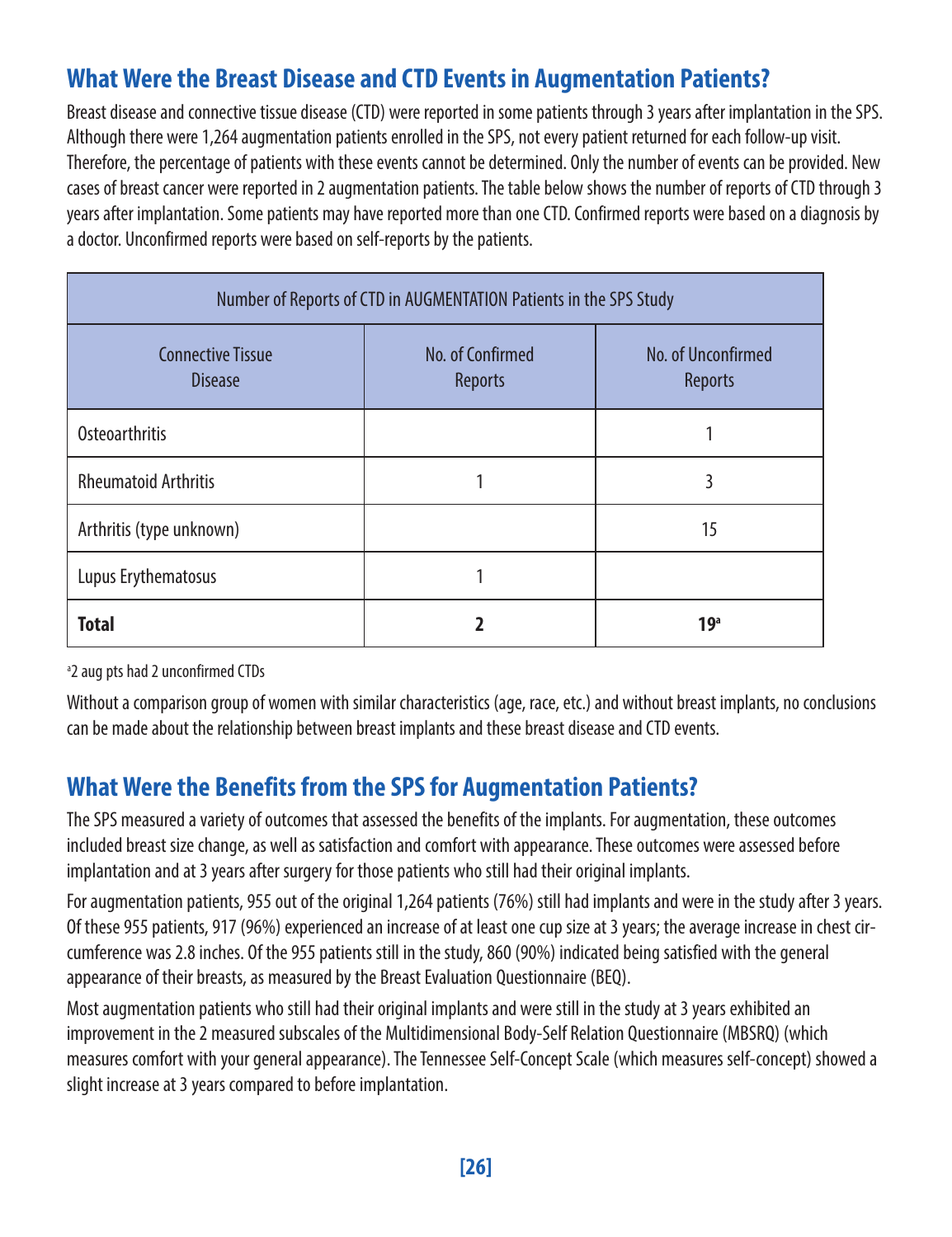## What Were the Breast Disease and CTD Events in Augmentation Patients?

Breast disease and connective tissue disease (CTD) were reported in some patients through 3 years after implantation in the SPS. Although there were 1,264 augmentation patients enrolled in the SPS, not every patient returned for each follow-up visit. Therefore, the percentage of patients with these events cannot be determined. Only the number of events can be provided. New cases of breast cancer were reported in 2 augmentation patients. The table below shows the number of reports of CTD through 3 years after implantation. Some patients may have reported more than one CTD. Confirmed reports were based on a diagnosis by a doctor. Unconfirmed reports were based on self-reports by the patients.

| Number of Reports of CTD in AUGMENTATION Patients in the SPS Study | | |
|---|---|---|
| Connective Tissue Disease | No. of Confirmed Reports | No. of Unconfirmed Reports |
| Osteoarthritis | | 1 |
| Rheumatoid Arthritis | 1 | 3 |
| Arthritis (type unknown) | | 15 |
| Lupus Erythematosus | 1 | |
| **Total** | **2** | **19**[a] |

[a]2 aug pts had 2 unconfirmed CTDs

Without a comparison group of women with similar characteristics (age, race, etc.) and without breast implants, no conclusions can be made about the relationship between breast implants and these breast disease and CTD events.

## What Were the Benefits from the SPS for Augmentation Patients?

The SPS measured a variety of outcomes that assessed the benefits of the implants. For augmentation, these outcomes included breast size change, as well as satisfaction and comfort with appearance. These outcomes were assessed before implantation and at 3 years after surgery for those patients who still had their original implants.

For augmentation patients, 955 out of the original 1,264 patients (76%) still had implants and were in the study after 3 years. Of these 955 patients, 917 (96%) experienced an increase of at least one cup size at 3 years; the average increase in chest circumference was 2.8 inches. Of the 955 patients still in the study, 860 (90%) indicated being satisfied with the general appearance of their breasts, as measured by the Breast Evaluation Questionnaire (BEQ).

Most augmentation patients who still had their original implants and were still in the study at 3 years exhibited an improvement in the 2 measured subscales of the Multidimensional Body-Self Relation Questionnaire (MBSRQ) (which measures comfort with your general appearance). The Tennessee Self-Concept Scale (which measures self-concept) showed a slight increase at 3 years compared to before implantation.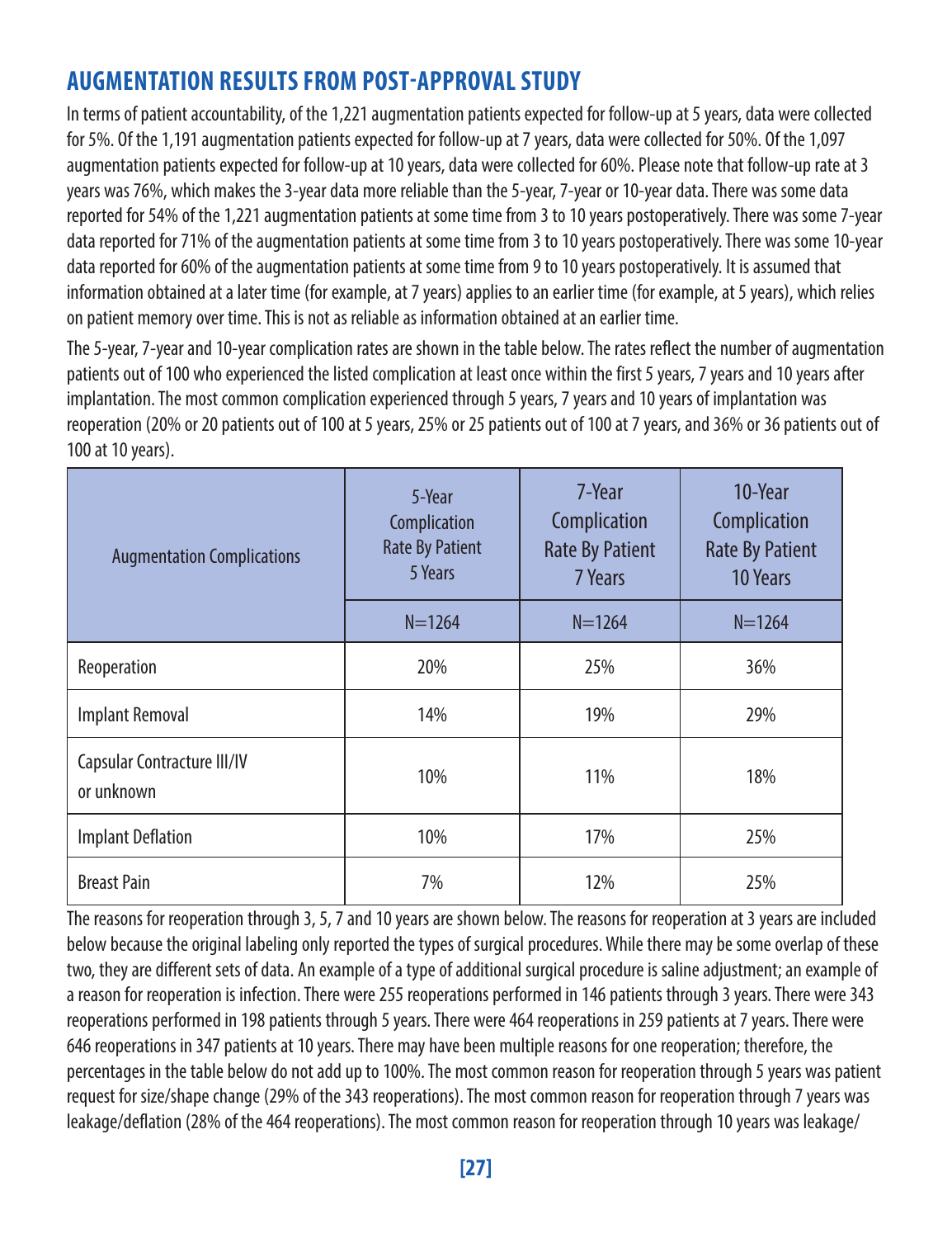## AUGMENTATION RESULTS FROM POST-APPROVAL STUDY

In terms of patient accountability, of the 1,221 augmentation patients expected for follow-up at 5 years, data were collected for 5%. Of the 1,191 augmentation patients expected for follow-up at 7 years, data were collected for 50%. Of the 1,097 augmentation patients expected for follow-up at 10 years, data were collected for 60%. Please note that follow-up rate at 3 years was 76%, which makes the 3-year data more reliable than the 5-year, 7-year or 10-year data. There was some data reported for 54% of the 1,221 augmentation patients at some time from 3 to 10 years postoperatively. There was some 7-year data reported for 71% of the augmentation patients at some time from 3 to 10 years postoperatively. There was some 10-year data reported for 60% of the augmentation patients at some time from 9 to 10 years postoperatively. It is assumed that information obtained at a later time (for example, at 7 years) applies to an earlier time (for example, at 5 years), which relies on patient memory over time. This is not as reliable as information obtained at an earlier time.

The 5-year, 7-year and 10-year complication rates are shown in the table below. The rates reflect the number of augmentation patients out of 100 who experienced the listed complication at least once within the first 5 years, 7 years and 10 years after implantation. The most common complication experienced through 5 years, 7 years and 10 years of implantation was reoperation (20% or 20 patients out of 100 at 5 years, 25% or 25 patients out of 100 at 7 years, and 36% or 36 patients out of 100 at 10 years).

| Augmentation Complications | 5-Year Complication Rate By Patient 5 Years | 7-Year Complication Rate By Patient 7 Years | 10-Year Complication Rate By Patient 10 Years |
|---|---|---|---|
| | N=1264 | N=1264 | N=1264 |
| Reoperation | 20% | 25% | 36% |
| Implant Removal | 14% | 19% | 29% |
| Capsular Contracture III/IV or unknown | 10% | 11% | 18% |
| Implant Deflation | 10% | 17% | 25% |
| Breast Pain | 7% | 12% | 25% |

The reasons for reoperation through 3, 5, 7 and 10 years are shown below. The reasons for reoperation at 3 years are included below because the original labeling only reported the types of surgical procedures. While there may be some overlap of these two, they are different sets of data. An example of a type of additional surgical procedure is saline adjustment; an example of a reason for reoperation is infection. There were 255 reoperations performed in 146 patients through 3 years. There were 343 reoperations performed in 198 patients through 5 years. There were 464 reoperations in 259 patients at 7 years. There were 646 reoperations in 347 patients at 10 years. There may have been multiple reasons for one reoperation; therefore, the percentages in the table below do not add up to 100%. The most common reason for reoperation through 5 years was patient request for size/shape change (29% of the 343 reoperations). The most common reason for reoperation through 7 years was leakage/deflation (28% of the 464 reoperations). The most common reason for reoperation through 10 years was leakage/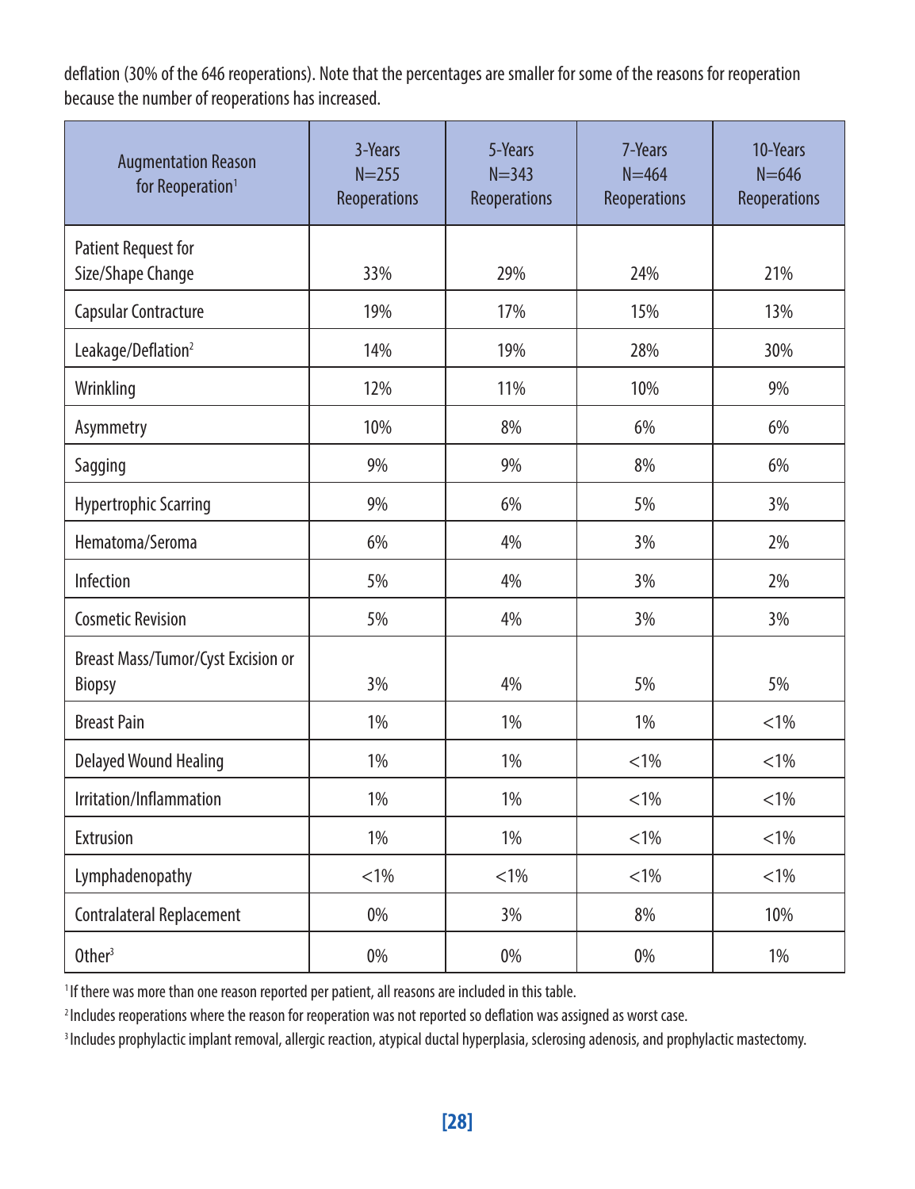deflation (30% of the 646 reoperations). Note that the percentages are smaller for some of the reasons for reoperation because the number of reoperations has increased.

| Augmentation Reason for Reoperation[1] | 3-Years N=255 Reoperations | 5-Years N=343 Reoperations | 7-Years N=464 Reoperations | 10-Years N=646 Reoperations |
|---|---|---|---|---|
| Patient Request for Size/Shape Change | 33% | 29% | 24% | 21% |
| Capsular Contracture | 19% | 17% | 15% | 13% |
| Leakage/Deflation[2] | 14% | 19% | 28% | 30% |
| Wrinkling | 12% | 11% | 10% | 9% |
| Asymmetry | 10% | 8% | 6% | 6% |
| Sagging | 9% | 9% | 8% | 6% |
| Hypertrophic Scarring | 9% | 6% | 5% | 3% |
| Hematoma/Seroma | 6% | 4% | 3% | 2% |
| Infection | 5% | 4% | 3% | 2% |
| Cosmetic Revision | 5% | 4% | 3% | 3% |
| Breast Mass/Tumor/Cyst Excision or Biopsy | 3% | 4% | 5% | 5% |
| Breast Pain | 1% | 1% | 1% | <1% |
| Delayed Wound Healing | 1% | 1% | <1% | <1% |
| Irritation/Inflammation | 1% | 1% | <1% | <1% |
| Extrusion | 1% | 1% | <1% | <1% |
| Lymphadenopathy | <1% | <1% | <1% | <1% |
| Contralateral Replacement | 0% | 3% | 8% | 10% |
| Other[3] | 0% | 0% | 0% | 1% |

[1] If there was more than one reason reported per patient, all reasons are included in this table.

[2] Includes reoperations where the reason for reoperation was not reported so deflation was assigned as worst case.

[3] Includes prophylactic implant removal, allergic reaction, atypical ductal hyperplasia, sclerosing adenosis, and prophylactic mastectomy.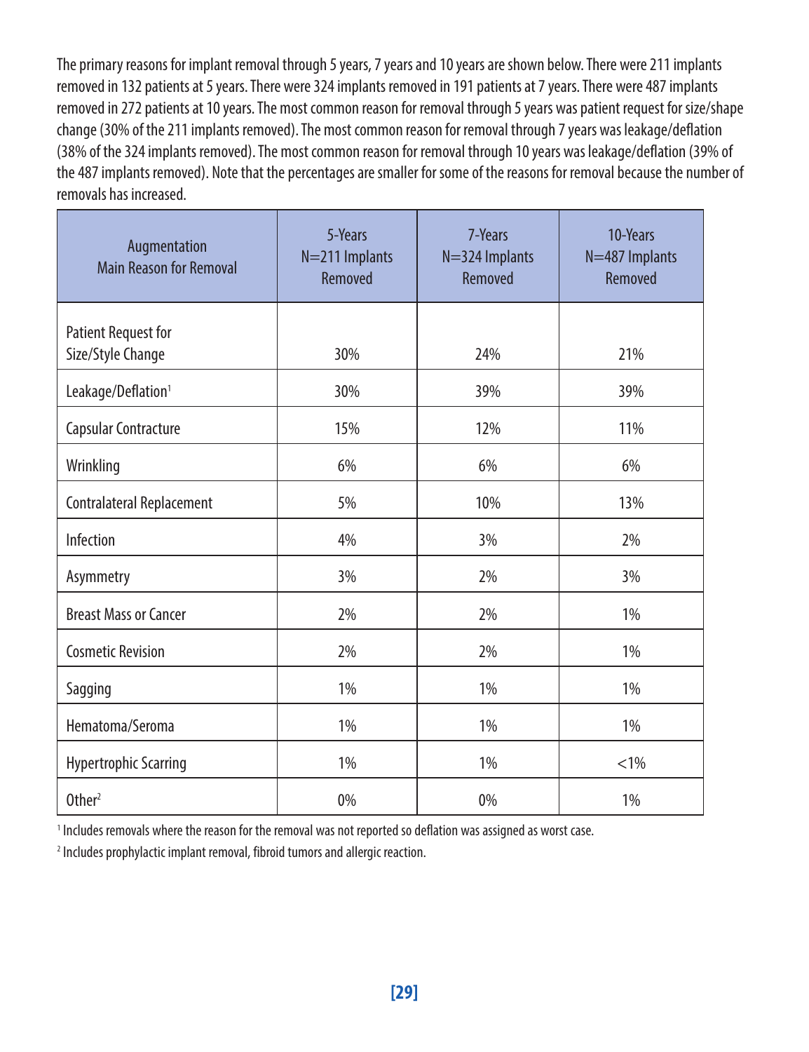The primary reasons for implant removal through 5 years, 7 years and 10 years are shown below. There were 211 implants removed in 132 patients at 5 years. There were 324 implants removed in 191 patients at 7 years. There were 487 implants removed in 272 patients at 10 years. The most common reason for removal through 5 years was patient request for size/shape change (30% of the 211 implants removed). The most common reason for removal through 7 years was leakage/deflation (38% of the 324 implants removed). The most common reason for removal through 10 years was leakage/deflation (39% of the 487 implants removed). Note that the percentages are smaller for some of the reasons for removal because the number of removals has increased.

| Augmentation Main Reason for Removal | 5-Years N=211 Implants Removed | 7-Years N=324 Implants Removed | 10-Years N=487 Implants Removed |
|---|---|---|---|
| Patient Request for Size/Style Change | 30% | 24% | 21% |
| Leakage/Deflation[1] | 30% | 39% | 39% |
| Capsular Contracture | 15% | 12% | 11% |
| Wrinkling | 6% | 6% | 6% |
| Contralateral Replacement | 5% | 10% | 13% |
| Infection | 4% | 3% | 2% |
| Asymmetry | 3% | 2% | 3% |
| Breast Mass or Cancer | 2% | 2% | 1% |
| Cosmetic Revision | 2% | 2% | 1% |
| Sagging | 1% | 1% | 1% |
| Hematoma/Seroma | 1% | 1% | 1% |
| Hypertrophic Scarring | 1% | 1% | <1% |
| Other[2] | 0% | 0% | 1% |

[1] Includes removals where the reason for the removal was not reported so deflation was assigned as worst case.

[2] Includes prophylactic implant removal, fibroid tumors and allergic reaction.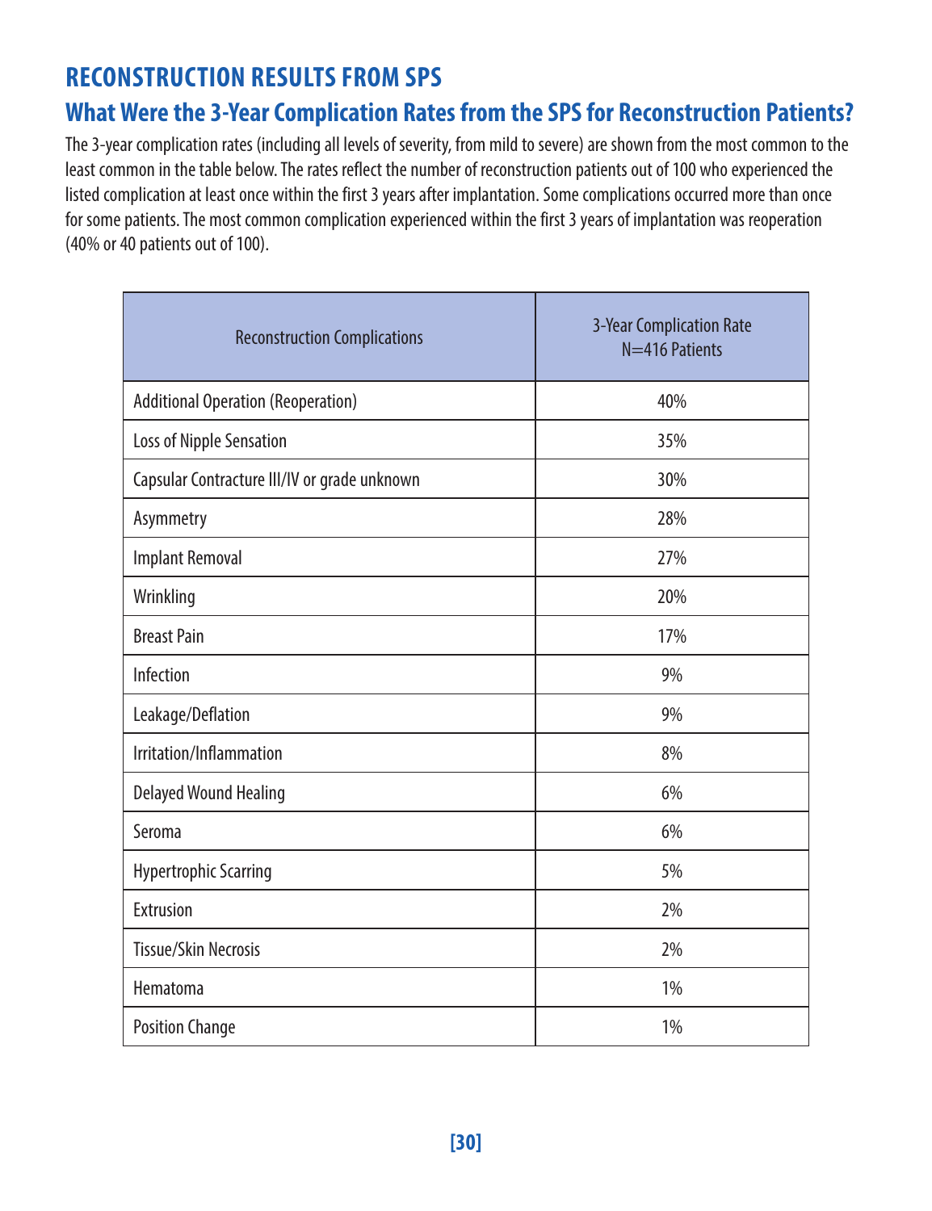# RECONSTRUCTION RESULTS FROM SPS

## What Were the 3-Year Complication Rates from the SPS for Reconstruction Patients?

The 3-year complication rates (including all levels of severity, from mild to severe) are shown from the most common to the least common in the table below. The rates reflect the number of reconstruction patients out of 100 who experienced the listed complication at least once within the first 3 years after implantation. Some complications occurred more than once for some patients. The most common complication experienced within the first 3 years of implantation was reoperation (40% or 40 patients out of 100).

| Reconstruction Complications | 3-Year Complication Rate N=416 Patients |
|---|---|
| Additional Operation (Reoperation) | 40% |
| Loss of Nipple Sensation | 35% |
| Capsular Contracture III/IV or grade unknown | 30% |
| Asymmetry | 28% |
| Implant Removal | 27% |
| Wrinkling | 20% |
| Breast Pain | 17% |
| Infection | 9% |
| Leakage/Deflation | 9% |
| Irritation/Inflammation | 8% |
| Delayed Wound Healing | 6% |
| Seroma | 6% |
| Hypertrophic Scarring | 5% |
| Extrusion | 2% |
| Tissue/Skin Necrosis | 2% |
| Hematoma | 1% |
| Position Change | 1% |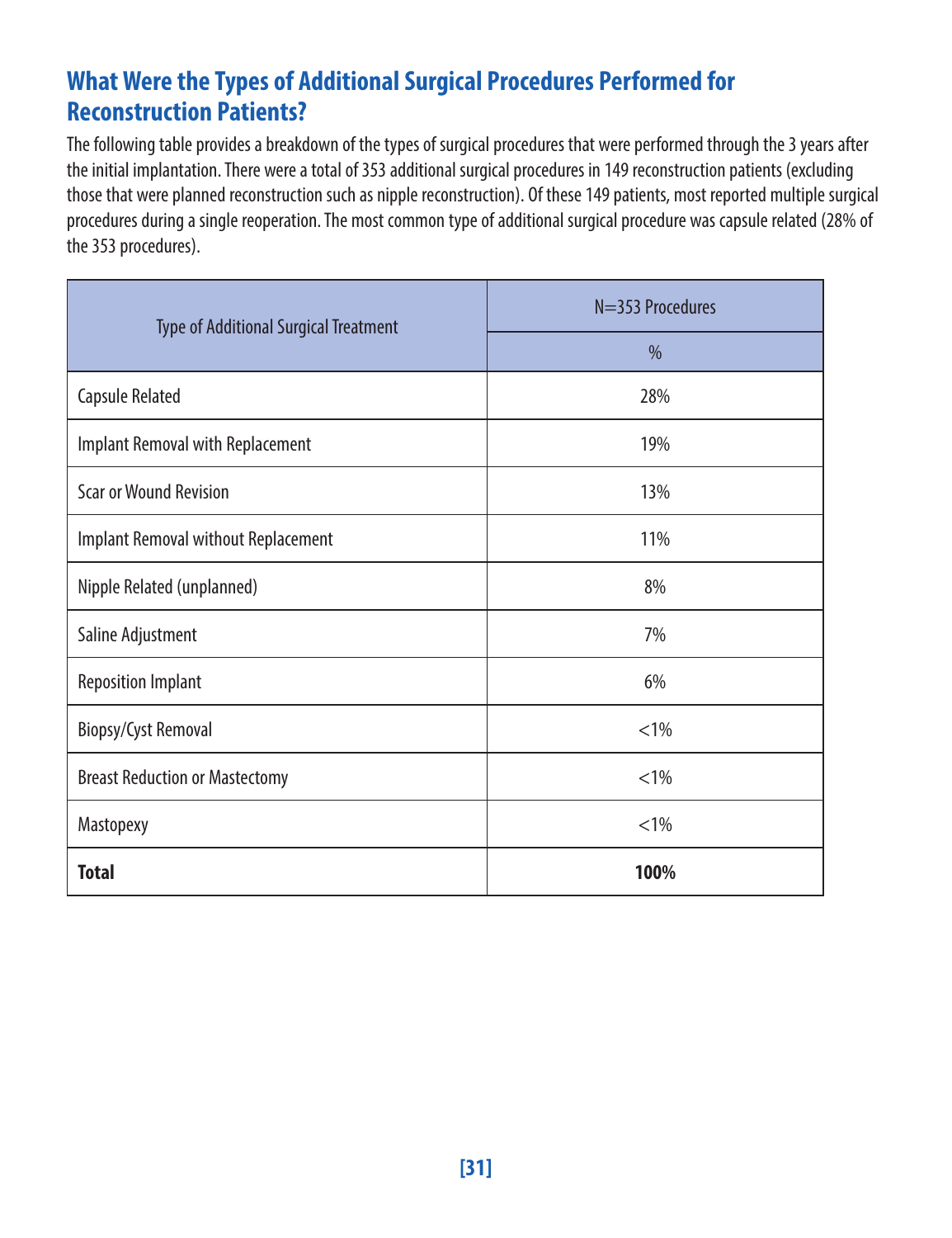## What Were the Types of Additional Surgical Procedures Performed for Reconstruction Patients?

The following table provides a breakdown of the types of surgical procedures that were performed through the 3 years after the initial implantation. There were a total of 353 additional surgical procedures in 149 reconstruction patients (excluding those that were planned reconstruction such as nipple reconstruction). Of these 149 patients, most reported multiple surgical procedures during a single reoperation. The most common type of additional surgical procedure was capsule related (28% of the 353 procedures).

| Type of Additional Surgical Treatment | N=353 Procedures |
|---|---|
| | % |
| Capsule Related | 28% |
| Implant Removal with Replacement | 19% |
| Scar or Wound Revision | 13% |
| Implant Removal without Replacement | 11% |
| Nipple Related (unplanned) | 8% |
| Saline Adjustment | 7% |
| Reposition Implant | 6% |
| Biopsy/Cyst Removal | <1% |
| Breast Reduction or Mastectomy | <1% |
| Mastopexy | <1% |
| **Total** | **100%** |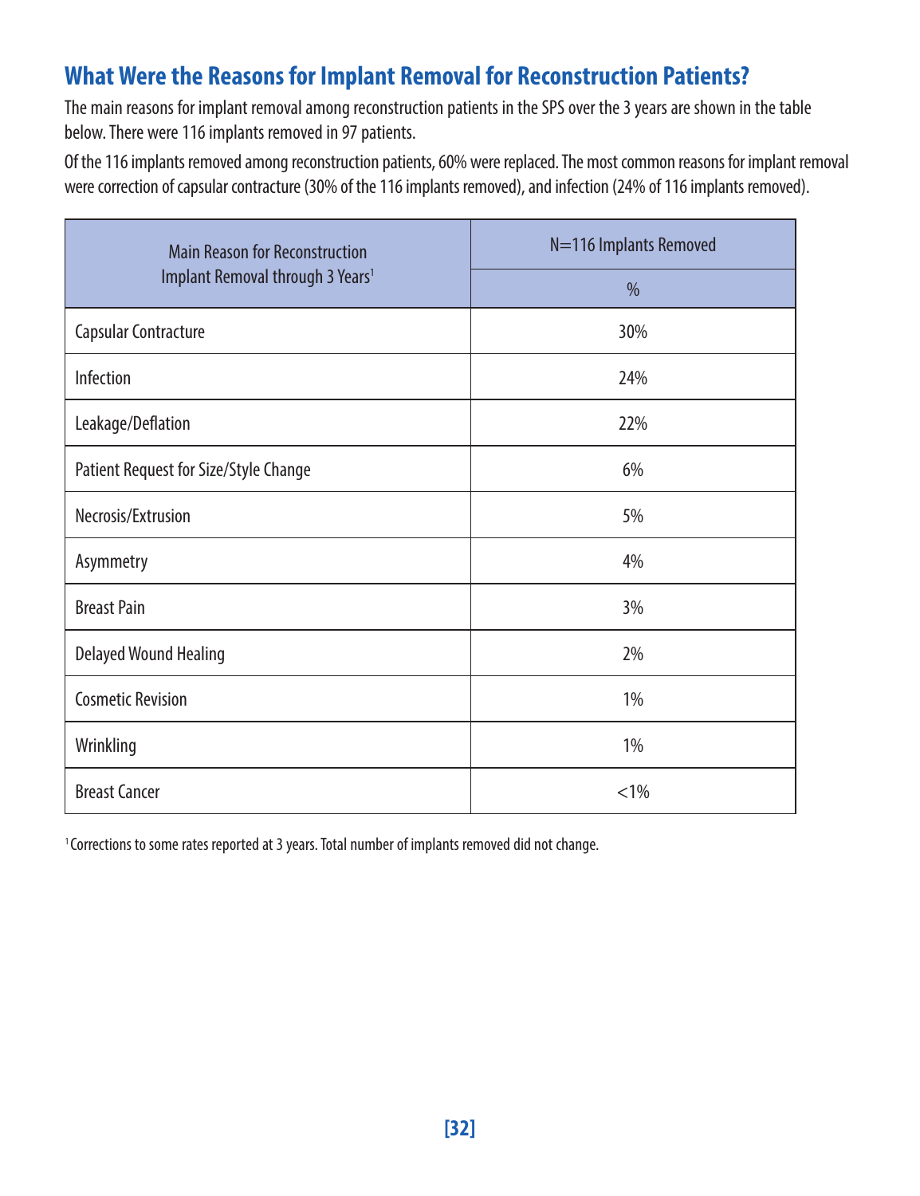## What Were the Reasons for Implant Removal for Reconstruction Patients?

The main reasons for implant removal among reconstruction patients in the SPS over the 3 years are shown in the table below. There were 116 implants removed in 97 patients.

Of the 116 implants removed among reconstruction patients, 60% were replaced. The most common reasons for implant removal were correction of capsular contracture (30% of the 116 implants removed), and infection (24% of 116 implants removed).

| Main Reason for Reconstruction Implant Removal through 3 Years[1] | N=116 Implants Removed |
|---|---|
| | % |
| Capsular Contracture | 30% |
| Infection | 24% |
| Leakage/Deflation | 22% |
| Patient Request for Size/Style Change | 6% |
| Necrosis/Extrusion | 5% |
| Asymmetry | 4% |
| Breast Pain | 3% |
| Delayed Wound Healing | 2% |
| Cosmetic Revision | 1% |
| Wrinkling | 1% |
| Breast Cancer | <1% |

[1] Corrections to some rates reported at 3 years. Total number of implants removed did not change.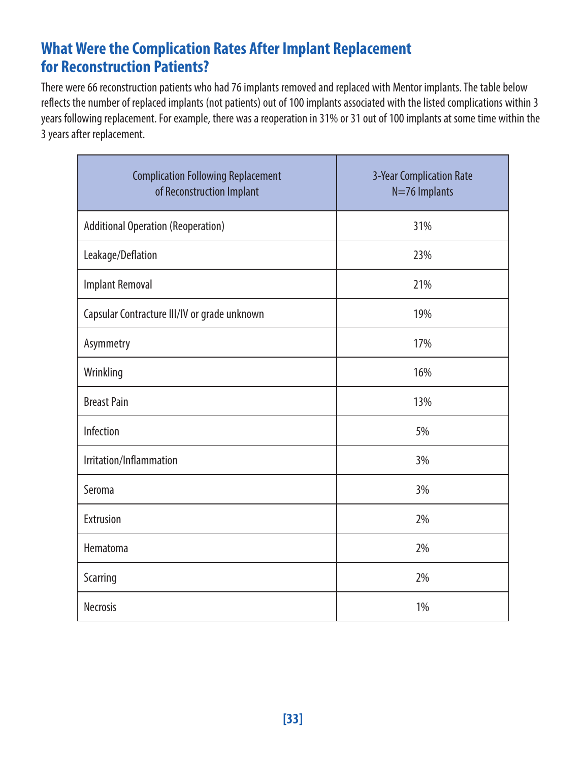## What Were the Complication Rates After Implant Replacement for Reconstruction Patients?

There were 66 reconstruction patients who had 76 implants removed and replaced with Mentor implants. The table below reflects the number of replaced implants (not patients) out of 100 implants associated with the listed complications within 3 years following replacement. For example, there was a reoperation in 31% or 31 out of 100 implants at some time within the 3 years after replacement.

| Complication Following Replacement of Reconstruction Implant | 3-Year Complication Rate N=76 Implants |
|---|---|
| Additional Operation (Reoperation) | 31% |
| Leakage/Deflation | 23% |
| Implant Removal | 21% |
| Capsular Contracture III/IV or grade unknown | 19% |
| Asymmetry | 17% |
| Wrinkling | 16% |
| Breast Pain | 13% |
| Infection | 5% |
| Irritation/Inflammation | 3% |
| Seroma | 3% |
| Extrusion | 2% |
| Hematoma | 2% |
| Scarring | 2% |
| Necrosis | 1% |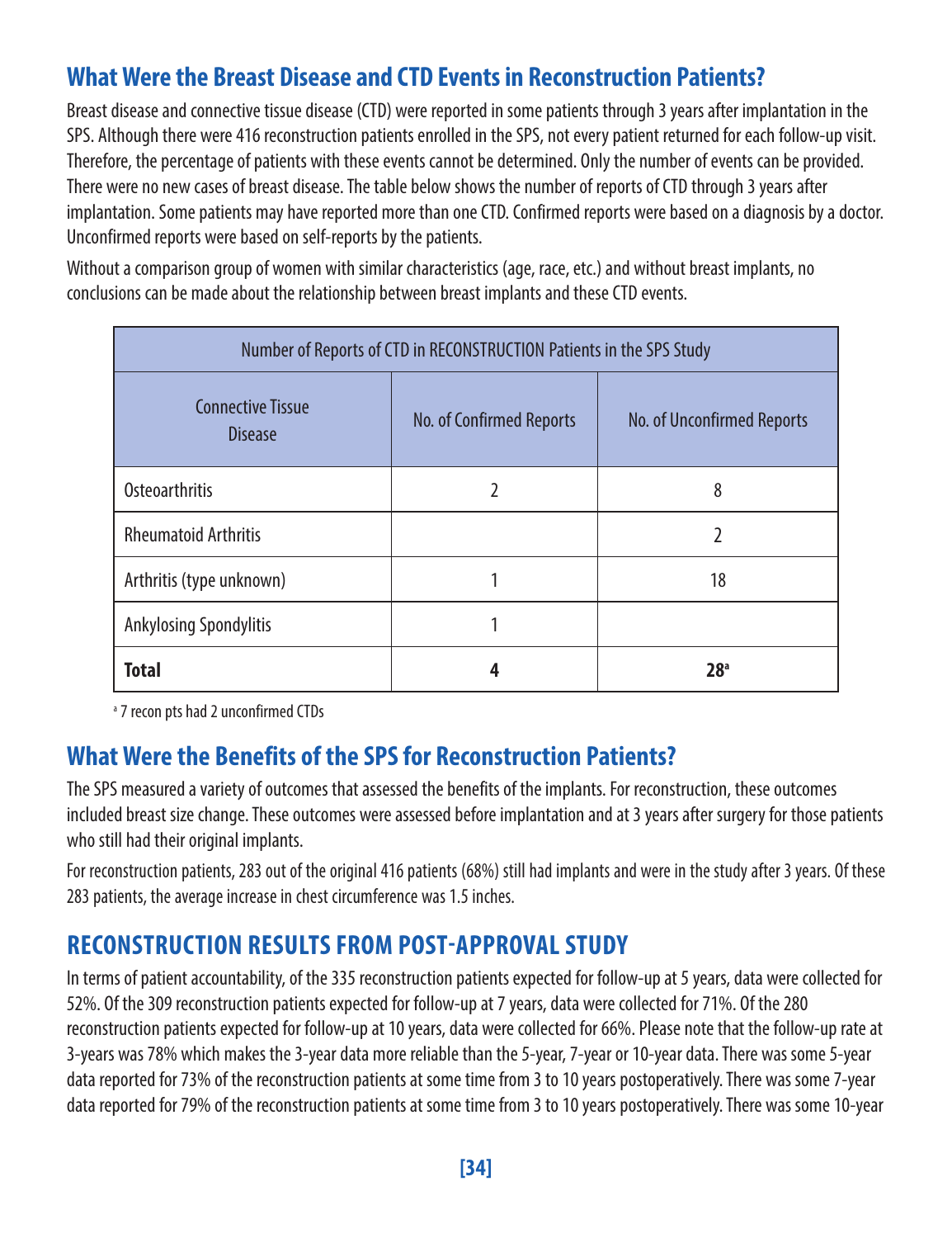## What Were the Breast Disease and CTD Events in Reconstruction Patients?

Breast disease and connective tissue disease (CTD) were reported in some patients through 3 years after implantation in the SPS. Although there were 416 reconstruction patients enrolled in the SPS, not every patient returned for each follow-up visit. Therefore, the percentage of patients with these events cannot be determined. Only the number of events can be provided. There were no new cases of breast disease. The table below shows the number of reports of CTD through 3 years after implantation. Some patients may have reported more than one CTD. Confirmed reports were based on a diagnosis by a doctor. Unconfirmed reports were based on self-reports by the patients.

Without a comparison group of women with similar characteristics (age, race, etc.) and without breast implants, no conclusions can be made about the relationship between breast implants and these CTD events.

| Number of Reports of CTD in RECONSTRUCTION Patients in the SPS Study | | |
|---|---|---|
| Connective Tissue Disease | No. of Confirmed Reports | No. of Unconfirmed Reports |
| Osteoarthritis | 2 | 8 |
| Rheumatoid Arthritis | | 2 |
| Arthritis (type unknown) | 1 | 18 |
| Ankylosing Spondylitis | 1 | |
| **Total** | **4** | **28**[a] |

[a] 7 recon pts had 2 unconfirmed CTDs

## What Were the Benefits of the SPS for Reconstruction Patients?

The SPS measured a variety of outcomes that assessed the benefits of the implants. For reconstruction, these outcomes included breast size change. These outcomes were assessed before implantation and at 3 years after surgery for those patients who still had their original implants.

For reconstruction patients, 283 out of the original 416 patients (68%) still had implants and were in the study after 3 years. Of these 283 patients, the average increase in chest circumference was 1.5 inches.

## RECONSTRUCTION RESULTS FROM POST-APPROVAL STUDY

In terms of patient accountability, of the 335 reconstruction patients expected for follow-up at 5 years, data were collected for 52%. Of the 309 reconstruction patients expected for follow-up at 7 years, data were collected for 71%. Of the 280 reconstruction patients expected for follow-up at 10 years, data were collected for 66%. Please note that the follow-up rate at 3-years was 78% which makes the 3-year data more reliable than the 5-year, 7-year or 10-year data. There was some 5-year data reported for 73% of the reconstruction patients at some time from 3 to 10 years postoperatively. There was some 7-year data reported for 79% of the reconstruction patients at some time from 3 to 10 years postoperatively. There was some 10-year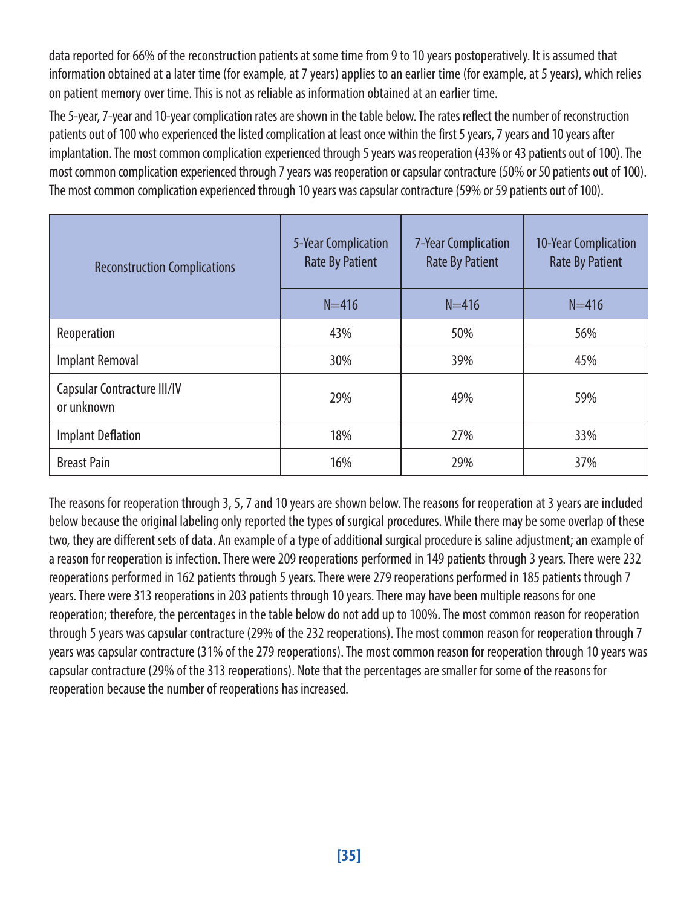data reported for 66% of the reconstruction patients at some time from 9 to 10 years postoperatively. It is assumed that information obtained at a later time (for example, at 7 years) applies to an earlier time (for example, at 5 years), which relies on patient memory over time. This is not as reliable as information obtained at an earlier time.

The 5-year, 7-year and 10-year complication rates are shown in the table below. The rates reflect the number of reconstruction patients out of 100 who experienced the listed complication at least once within the first 5 years, 7 years and 10 years after implantation. The most common complication experienced through 5 years was reoperation (43% or 43 patients out of 100). The most common complication experienced through 7 years was reoperation or capsular contracture (50% or 50 patients out of 100). The most common complication experienced through 10 years was capsular contracture (59% or 59 patients out of 100).

| Reconstruction Complications | 5-Year Complication Rate By Patient | 7-Year Complication Rate By Patient | 10-Year Complication Rate By Patient |
|---|---|---|---|
| | N=416 | N=416 | N=416 |
| Reoperation | 43% | 50% | 56% |
| Implant Removal | 30% | 39% | 45% |
| Capsular Contracture III/IV or unknown | 29% | 49% | 59% |
| Implant Deflation | 18% | 27% | 33% |
| Breast Pain | 16% | 29% | 37% |

The reasons for reoperation through 3, 5, 7 and 10 years are shown below. The reasons for reoperation at 3 years are included below because the original labeling only reported the types of surgical procedures. While there may be some overlap of these two, they are different sets of data. An example of a type of additional surgical procedure is saline adjustment; an example of a reason for reoperation is infection. There were 209 reoperations performed in 149 patients through 3 years. There were 232 reoperations performed in 162 patients through 5 years. There were 279 reoperations performed in 185 patients through 7 years. There were 313 reoperations in 203 patients through 10 years. There may have been multiple reasons for one reoperation; therefore, the percentages in the table below do not add up to 100%. The most common reason for reoperation through 5 years was capsular contracture (29% of the 232 reoperations). The most common reason for reoperation through 7 years was capsular contracture (31% of the 279 reoperations). The most common reason for reoperation through 10 years was capsular contracture (29% of the 313 reoperations). Note that the percentages are smaller for some of the reasons for reoperation because the number of reoperations has increased.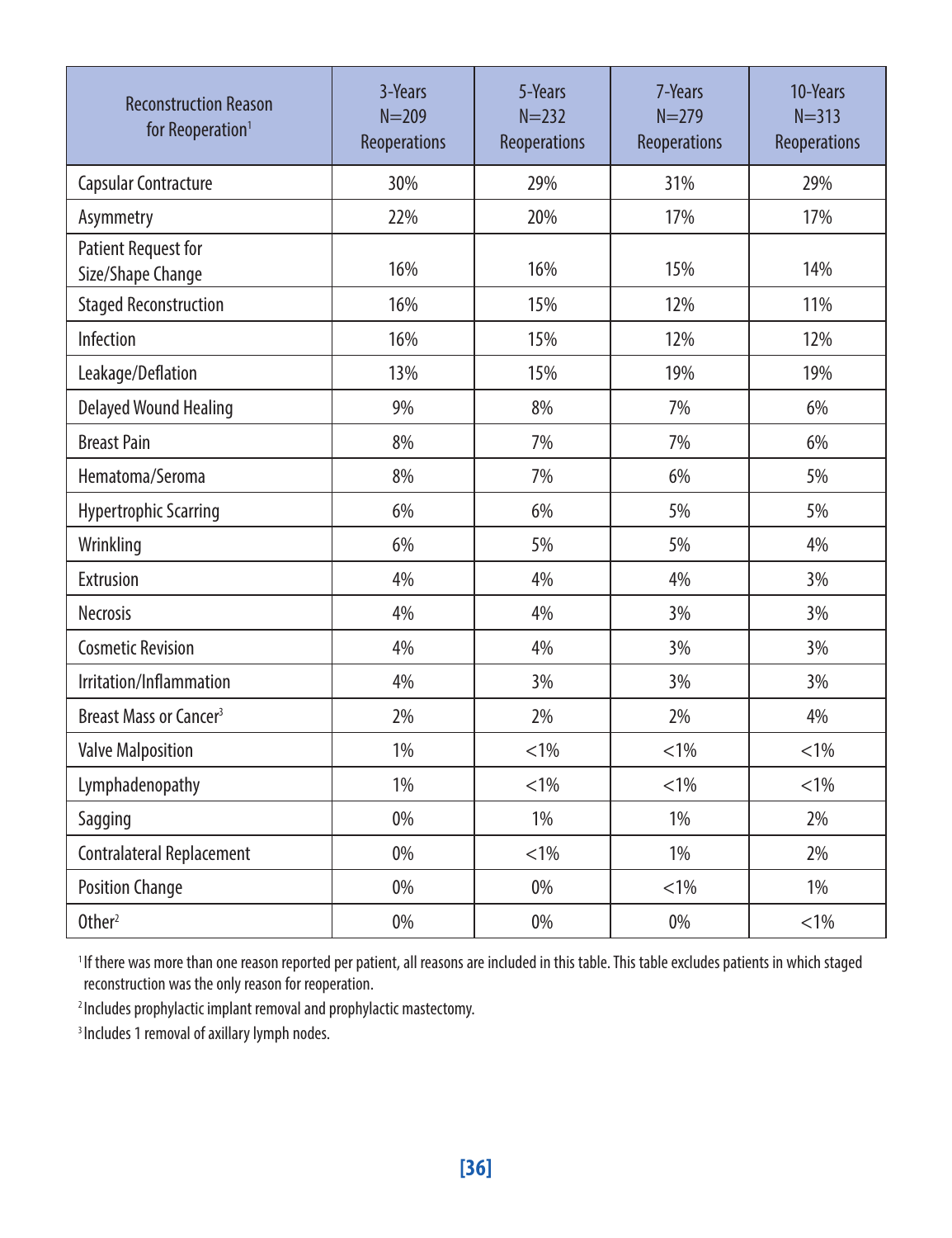| Reconstruction Reason for Reoperation[1] | 3-Years N=209 Reoperations | 5-Years N=232 Reoperations | 7-Years N=279 Reoperations | 10-Years N=313 Reoperations |
|---|---|---|---|---|
| Capsular Contracture | 30% | 29% | 31% | 29% |
| Asymmetry | 22% | 20% | 17% | 17% |
| Patient Request for Size/Shape Change | 16% | 16% | 15% | 14% |
| Staged Reconstruction | 16% | 15% | 12% | 11% |
| Infection | 16% | 15% | 12% | 12% |
| Leakage/Deflation | 13% | 15% | 19% | 19% |
| Delayed Wound Healing | 9% | 8% | 7% | 6% |
| Breast Pain | 8% | 7% | 7% | 6% |
| Hematoma/Seroma | 8% | 7% | 6% | 5% |
| Hypertrophic Scarring | 6% | 6% | 5% | 5% |
| Wrinkling | 6% | 5% | 5% | 4% |
| Extrusion | 4% | 4% | 4% | 3% |
| Necrosis | 4% | 4% | 3% | 3% |
| Cosmetic Revision | 4% | 4% | 3% | 3% |
| Irritation/Inflammation | 4% | 3% | 3% | 3% |
| Breast Mass or Cancer[3] | 2% | 2% | 2% | 4% |
| Valve Malposition | 1% | <1% | <1% | <1% |
| Lymphadenopathy | 1% | <1% | <1% | <1% |
| Sagging | 0% | 1% | 1% | 2% |
| Contralateral Replacement | 0% | <1% | 1% | 2% |
| Position Change | 0% | 0% | <1% | 1% |
| Other[2] | 0% | 0% | 0% | <1% |

[1] If there was more than one reason reported per patient, all reasons are included in this table. This table excludes patients in which staged reconstruction was the only reason for reoperation.

[2] Includes prophylactic implant removal and prophylactic mastectomy.

[3] Includes 1 removal of axillary lymph nodes.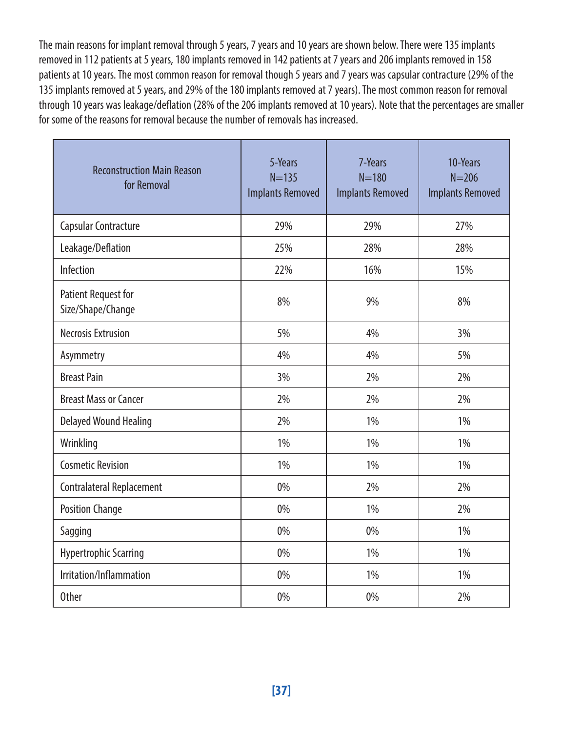The main reasons for implant removal through 5 years, 7 years and 10 years are shown below. There were 135 implants removed in 112 patients at 5 years, 180 implants removed in 142 patients at 7 years and 206 implants removed in 158 patients at 10 years. The most common reason for removal though 5 years and 7 years was capsular contracture (29% of the 135 implants removed at 5 years, and 29% of the 180 implants removed at 7 years). The most common reason for removal through 10 years was leakage/deflation (28% of the 206 implants removed at 10 years). Note that the percentages are smaller for some of the reasons for removal because the number of removals has increased.

| Reconstruction Main Reason for Removal | 5-Years N=135 Implants Removed | 7-Years N=180 Implants Removed | 10-Years N=206 Implants Removed |
|---|---|---|---|
| Capsular Contracture | 29% | 29% | 27% |
| Leakage/Deflation | 25% | 28% | 28% |
| Infection | 22% | 16% | 15% |
| Patient Request for Size/Shape/Change | 8% | 9% | 8% |
| Necrosis Extrusion | 5% | 4% | 3% |
| Asymmetry | 4% | 4% | 5% |
| Breast Pain | 3% | 2% | 2% |
| Breast Mass or Cancer | 2% | 2% | 2% |
| Delayed Wound Healing | 2% | 1% | 1% |
| Wrinkling | 1% | 1% | 1% |
| Cosmetic Revision | 1% | 1% | 1% |
| Contralateral Replacement | 0% | 2% | 2% |
| Position Change | 0% | 1% | 2% |
| Sagging | 0% | 0% | 1% |
| Hypertrophic Scarring | 0% | 1% | 1% |
| Irritation/Inflammation | 0% | 1% | 1% |
| Other | 0% | 0% | 2% |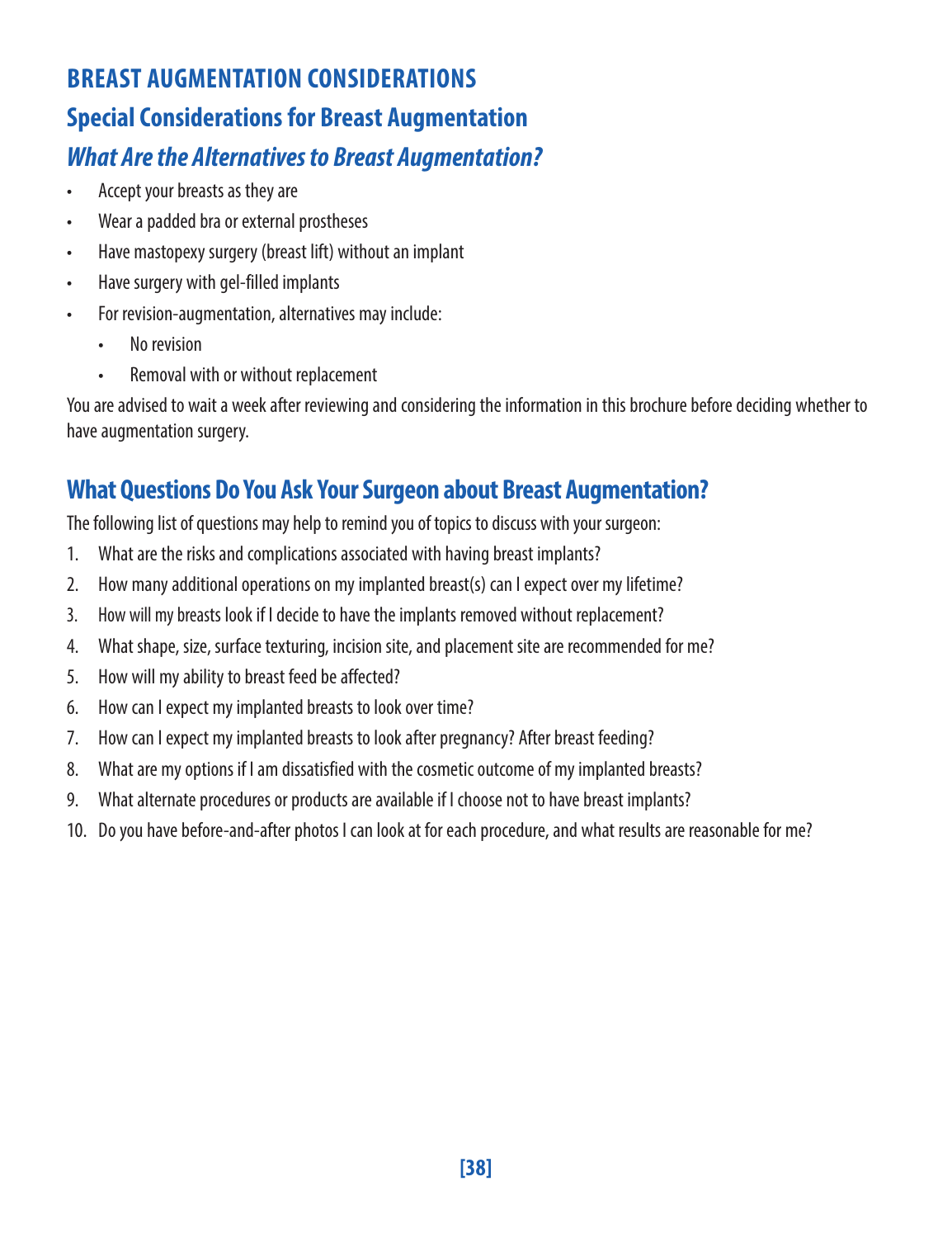# BREAST AUGMENTATION CONSIDERATIONS

## Special Considerations for Breast Augmentation

### *What Are the Alternatives to Breast Augmentation?*

- Accept your breasts as they are
- Wear a padded bra or external prostheses
- Have mastopexy surgery (breast lift) without an implant
- Have surgery with gel-filled implants
- For revision-augmentation, alternatives may include:
  - No revision
  - Removal with or without replacement

You are advised to wait a week after reviewing and considering the information in this brochure before deciding whether to have augmentation surgery.

## What Questions Do You Ask Your Surgeon about Breast Augmentation?

The following list of questions may help to remind you of topics to discuss with your surgeon:

1. What are the risks and complications associated with having breast implants?
2. How many additional operations on my implanted breast(s) can I expect over my lifetime?
3. How will my breasts look if I decide to have the implants removed without replacement?
4. What shape, size, surface texturing, incision site, and placement site are recommended for me?
5. How will my ability to breast feed be affected?
6. How can I expect my implanted breasts to look over time?
7. How can I expect my implanted breasts to look after pregnancy? After breast feeding?
8. What are my options if I am dissatisfied with the cosmetic outcome of my implanted breasts?
9. What alternate procedures or products are available if I choose not to have breast implants?
10. Do you have before-and-after photos I can look at for each procedure, and what results are reasonable for me?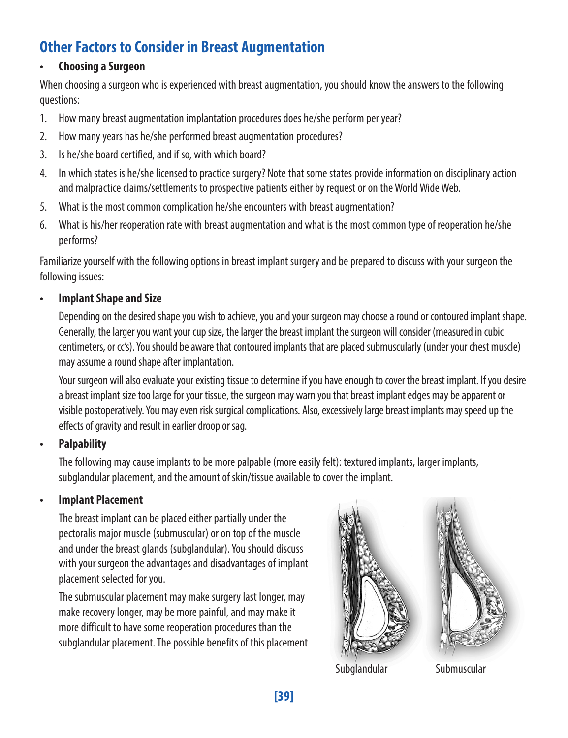## Other Factors to Consider in Breast Augmentation

- **Choosing a Surgeon**

When choosing a surgeon who is experienced with breast augmentation, you should know the answers to the following questions:

1. How many breast augmentation implantation procedures does he/she perform per year?
2. How many years has he/she performed breast augmentation procedures?
3. Is he/she board certified, and if so, with which board?
4. In which states is he/she licensed to practice surgery? Note that some states provide information on disciplinary action and malpractice claims/settlements to prospective patients either by request or on the World Wide Web.
5. What is the most common complication he/she encounters with breast augmentation?
6. What is his/her reoperation rate with breast augmentation and what is the most common type of reoperation he/she performs?

Familiarize yourself with the following options in breast implant surgery and be prepared to discuss with your surgeon the following issues:

- **Implant Shape and Size**

  Depending on the desired shape you wish to achieve, you and your surgeon may choose a round or contoured implant shape. Generally, the larger you want your cup size, the larger the breast implant the surgeon will consider (measured in cubic centimeters, or cc's). You should be aware that contoured implants that are placed submuscularly (under your chest muscle) may assume a round shape after implantation.

  Your surgeon will also evaluate your existing tissue to determine if you have enough to cover the breast implant. If you desire a breast implant size too large for your tissue, the surgeon may warn you that breast implant edges may be apparent or visible postoperatively. You may even risk surgical complications. Also, excessively large breast implants may speed up the effects of gravity and result in earlier droop or sag.

- **Palpability**

  The following may cause implants to be more palpable (more easily felt): textured implants, larger implants, subglandular placement, and the amount of skin/tissue available to cover the implant.

- **Implant Placement**

  The breast implant can be placed either partially under the pectoralis major muscle (submuscular) or on top of the muscle and under the breast glands (subglandular). You should discuss with your surgeon the advantages and disadvantages of implant placement selected for you.

  The submuscular placement may make surgery last longer, may make recovery longer, may be more painful, and may make it more difficult to have some reoperation procedures than the subglandular placement. The possible benefits of this placement

Subglandular    Submuscular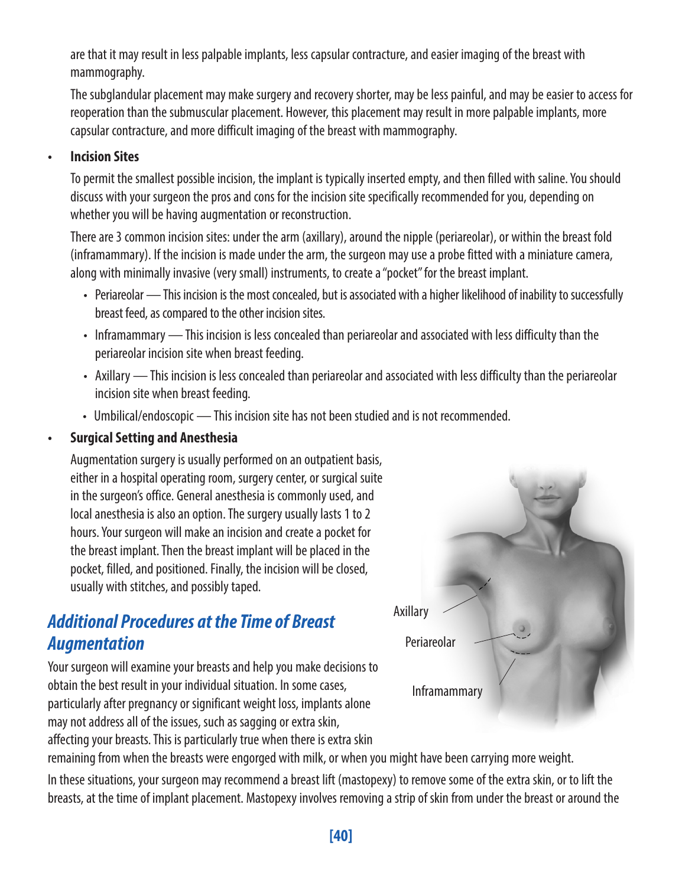are that it may result in less palpable implants, less capsular contracture, and easier imaging of the breast with mammography.

The subglandular placement may make surgery and recovery shorter, may be less painful, and may be easier to access for reoperation than the submuscular placement. However, this placement may result in more palpable implants, more capsular contracture, and more difficult imaging of the breast with mammography.

- **Incision Sites**

  To permit the smallest possible incision, the implant is typically inserted empty, and then filled with saline. You should discuss with your surgeon the pros and cons for the incision site specifically recommended for you, depending on whether you will be having augmentation or reconstruction.

  There are 3 common incision sites: under the arm (axillary), around the nipple (periareolar), or within the breast fold (inframammary). If the incision is made under the arm, the surgeon may use a probe fitted with a miniature camera, along with minimally invasive (very small) instruments, to create a "pocket" for the breast implant.

  - Periareolar — This incision is the most concealed, but is associated with a higher likelihood of inability to successfully breast feed, as compared to the other incision sites.
  - Inframammary — This incision is less concealed than periareolar and associated with less difficulty than the periareolar incision site when breast feeding.
  - Axillary — This incision is less concealed than periareolar and associated with less difficulty than the periareolar incision site when breast feeding.
  - Umbilical/endoscopic — This incision site has not been studied and is not recommended.

- **Surgical Setting and Anesthesia**

  Augmentation surgery is usually performed on an outpatient basis, either in a hospital operating room, surgery center, or surgical suite in the surgeon's office. General anesthesia is commonly used, and local anesthesia is also an option. The surgery usually lasts 1 to 2 hours. Your surgeon will make an incision and create a pocket for the breast implant. Then the breast implant will be placed in the pocket, filled, and positioned. Finally, the incision will be closed, usually with stitches, and possibly taped.

Axillary

Periareolar

Inframammary

## *Additional Procedures at the Time of Breast Augmentation*

Your surgeon will examine your breasts and help you make decisions to obtain the best result in your individual situation. In some cases, particularly after pregnancy or significant weight loss, implants alone may not address all of the issues, such as sagging or extra skin, affecting your breasts. This is particularly true when there is extra skin remaining from when the breasts were engorged with milk, or when you might have been carrying more weight.

In these situations, your surgeon may recommend a breast lift (mastopexy) to remove some of the extra skin, or to lift the breasts, at the time of implant placement. Mastopexy involves removing a strip of skin from under the breast or around the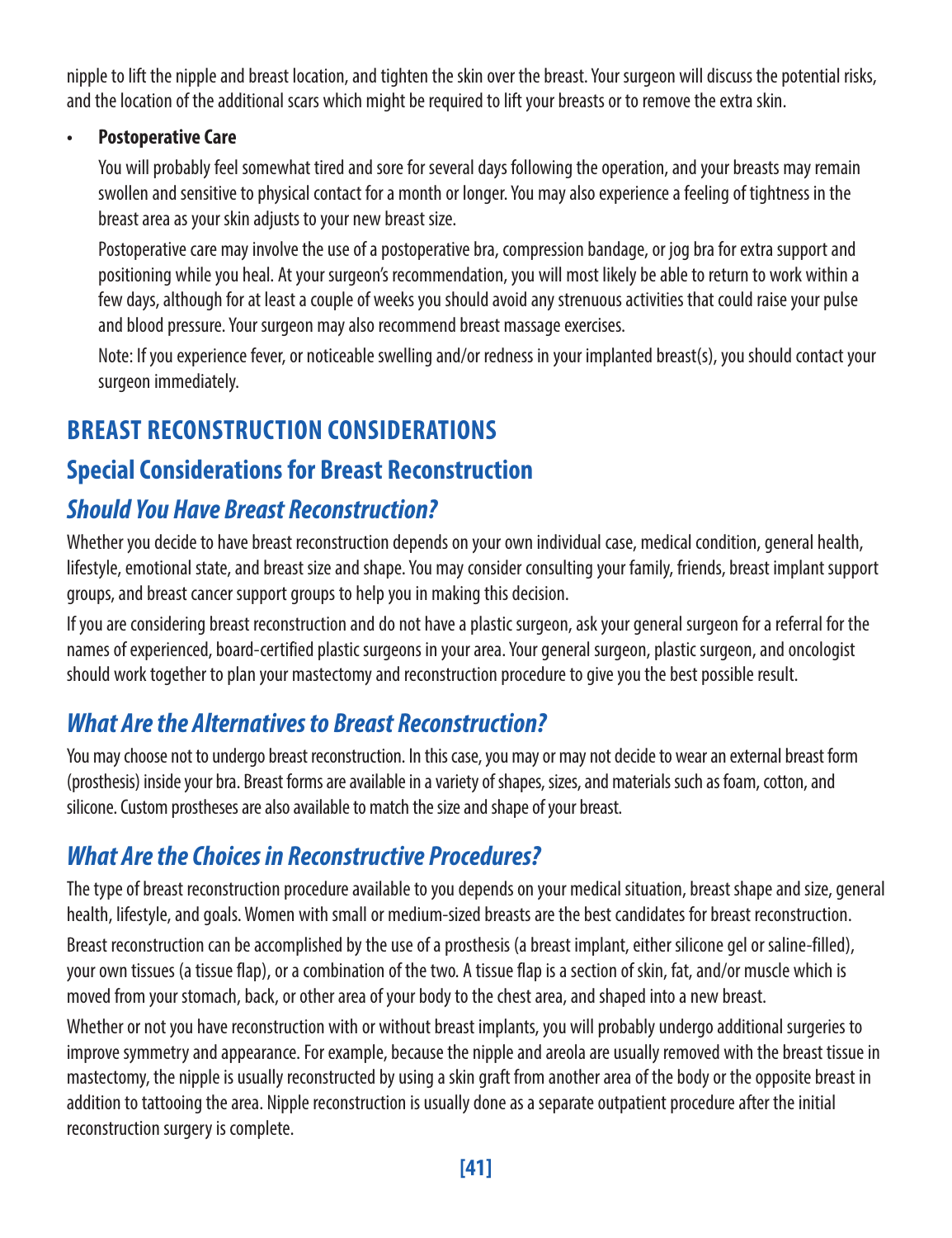nipple to lift the nipple and breast location, and tighten the skin over the breast. Your surgeon will discuss the potential risks, and the location of the additional scars which might be required to lift your breasts or to remove the extra skin.

- **Postoperative Care**

  You will probably feel somewhat tired and sore for several days following the operation, and your breasts may remain swollen and sensitive to physical contact for a month or longer. You may also experience a feeling of tightness in the breast area as your skin adjusts to your new breast size.

  Postoperative care may involve the use of a postoperative bra, compression bandage, or jog bra for extra support and positioning while you heal. At your surgeon's recommendation, you will most likely be able to return to work within a few days, although for at least a couple of weeks you should avoid any strenuous activities that could raise your pulse and blood pressure. Your surgeon may also recommend breast massage exercises.

  Note: If you experience fever, or noticeable swelling and/or redness in your implanted breast(s), you should contact your surgeon immediately.

# BREAST RECONSTRUCTION CONSIDERATIONS

## Special Considerations for Breast Reconstruction

### *Should You Have Breast Reconstruction?*

Whether you decide to have breast reconstruction depends on your own individual case, medical condition, general health, lifestyle, emotional state, and breast size and shape. You may consider consulting your family, friends, breast implant support groups, and breast cancer support groups to help you in making this decision.

If you are considering breast reconstruction and do not have a plastic surgeon, ask your general surgeon for a referral for the names of experienced, board-certified plastic surgeons in your area. Your general surgeon, plastic surgeon, and oncologist should work together to plan your mastectomy and reconstruction procedure to give you the best possible result.

### *What Are the Alternatives to Breast Reconstruction?*

You may choose not to undergo breast reconstruction. In this case, you may or may not decide to wear an external breast form (prosthesis) inside your bra. Breast forms are available in a variety of shapes, sizes, and materials such as foam, cotton, and silicone. Custom prostheses are also available to match the size and shape of your breast.

### *What Are the Choices in Reconstructive Procedures?*

The type of breast reconstruction procedure available to you depends on your medical situation, breast shape and size, general health, lifestyle, and goals. Women with small or medium-sized breasts are the best candidates for breast reconstruction.

Breast reconstruction can be accomplished by the use of a prosthesis (a breast implant, either silicone gel or saline-filled), your own tissues (a tissue flap), or a combination of the two. A tissue flap is a section of skin, fat, and/or muscle which is moved from your stomach, back, or other area of your body to the chest area, and shaped into a new breast.

Whether or not you have reconstruction with or without breast implants, you will probably undergo additional surgeries to improve symmetry and appearance. For example, because the nipple and areola are usually removed with the breast tissue in mastectomy, the nipple is usually reconstructed by using a skin graft from another area of the body or the opposite breast in addition to tattooing the area. Nipple reconstruction is usually done as a separate outpatient procedure after the initial reconstruction surgery is complete.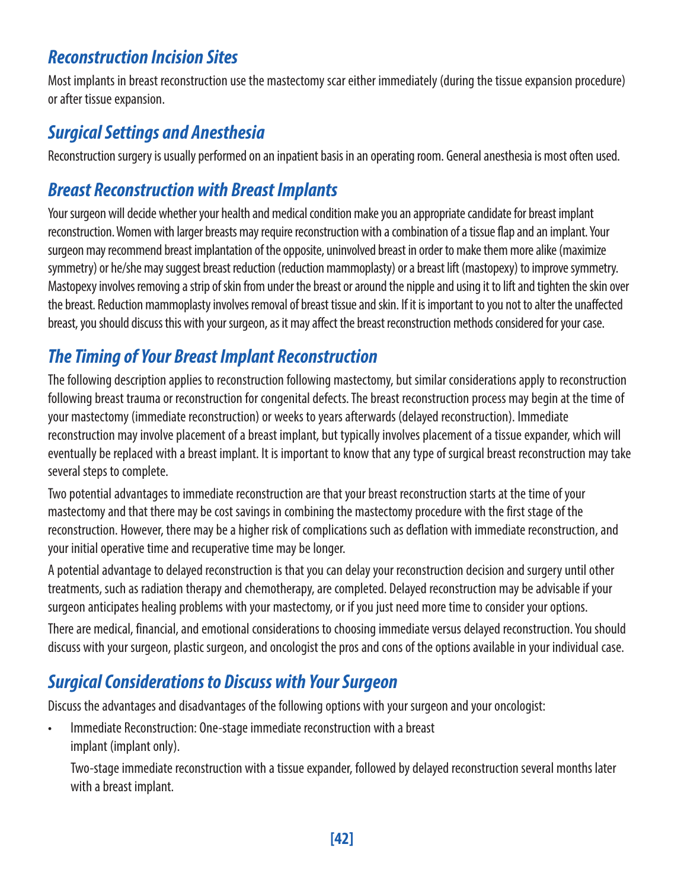## *Reconstruction Incision Sites*

Most implants in breast reconstruction use the mastectomy scar either immediately (during the tissue expansion procedure) or after tissue expansion.

## *Surgical Settings and Anesthesia*

Reconstruction surgery is usually performed on an inpatient basis in an operating room. General anesthesia is most often used.

## *Breast Reconstruction with Breast Implants*

Your surgeon will decide whether your health and medical condition make you an appropriate candidate for breast implant reconstruction. Women with larger breasts may require reconstruction with a combination of a tissue flap and an implant. Your surgeon may recommend breast implantation of the opposite, uninvolved breast in order to make them more alike (maximize symmetry) or he/she may suggest breast reduction (reduction mammoplasty) or a breast lift (mastopexy) to improve symmetry. Mastopexy involves removing a strip of skin from under the breast or around the nipple and using it to lift and tighten the skin over the breast. Reduction mammoplasty involves removal of breast tissue and skin. If it is important to you not to alter the unaffected breast, you should discuss this with your surgeon, as it may affect the breast reconstruction methods considered for your case.

## *The Timing of Your Breast Implant Reconstruction*

The following description applies to reconstruction following mastectomy, but similar considerations apply to reconstruction following breast trauma or reconstruction for congenital defects. The breast reconstruction process may begin at the time of your mastectomy (immediate reconstruction) or weeks to years afterwards (delayed reconstruction). Immediate reconstruction may involve placement of a breast implant, but typically involves placement of a tissue expander, which will eventually be replaced with a breast implant. It is important to know that any type of surgical breast reconstruction may take several steps to complete.

Two potential advantages to immediate reconstruction are that your breast reconstruction starts at the time of your mastectomy and that there may be cost savings in combining the mastectomy procedure with the first stage of the reconstruction. However, there may be a higher risk of complications such as deflation with immediate reconstruction, and your initial operative time and recuperative time may be longer.

A potential advantage to delayed reconstruction is that you can delay your reconstruction decision and surgery until other treatments, such as radiation therapy and chemotherapy, are completed. Delayed reconstruction may be advisable if your surgeon anticipates healing problems with your mastectomy, or if you just need more time to consider your options.

There are medical, financial, and emotional considerations to choosing immediate versus delayed reconstruction. You should discuss with your surgeon, plastic surgeon, and oncologist the pros and cons of the options available in your individual case.

## *Surgical Considerations to Discuss with Your Surgeon*

Discuss the advantages and disadvantages of the following options with your surgeon and your oncologist:

- Immediate Reconstruction: One-stage immediate reconstruction with a breast implant (implant only).

  Two-stage immediate reconstruction with a tissue expander, followed by delayed reconstruction several months later with a breast implant.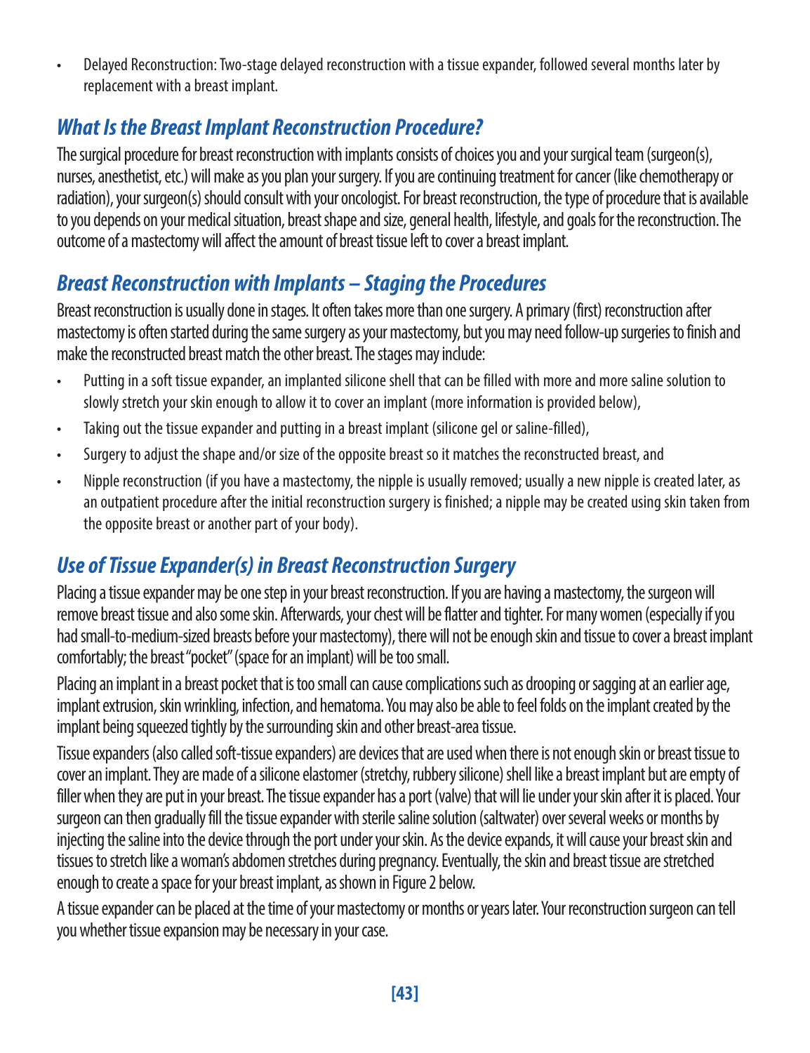- Delayed Reconstruction: Two-stage delayed reconstruction with a tissue expander, followed several months later by replacement with a breast implant.

## *What Is the Breast Implant Reconstruction Procedure?*

The surgical procedure for breast reconstruction with implants consists of choices you and your surgical team (surgeon(s), nurses, anesthetist, etc.) will make as you plan your surgery. If you are continuing treatment for cancer (like chemotherapy or radiation), your surgeon(s) should consult with your oncologist. For breast reconstruction, the type of procedure that is available to you depends on your medical situation, breast shape and size, general health, lifestyle, and goals for the reconstruction. The outcome of a mastectomy will affect the amount of breast tissue left to cover a breast implant.

## *Breast Reconstruction with Implants – Staging the Procedures*

Breast reconstruction is usually done in stages. It often takes more than one surgery. A primary (first) reconstruction after mastectomy is often started during the same surgery as your mastectomy, but you may need follow-up surgeries to finish and make the reconstructed breast match the other breast. The stages may include:

- Putting in a soft tissue expander, an implanted silicone shell that can be filled with more and more saline solution to slowly stretch your skin enough to allow it to cover an implant (more information is provided below),
- Taking out the tissue expander and putting in a breast implant (silicone gel or saline-filled),
- Surgery to adjust the shape and/or size of the opposite breast so it matches the reconstructed breast, and
- Nipple reconstruction (if you have a mastectomy, the nipple is usually removed; usually a new nipple is created later, as an outpatient procedure after the initial reconstruction surgery is finished; a nipple may be created using skin taken from the opposite breast or another part of your body).

## *Use of Tissue Expander(s) in Breast Reconstruction Surgery*

Placing a tissue expander may be one step in your breast reconstruction. If you are having a mastectomy, the surgeon will remove breast tissue and also some skin. Afterwards, your chest will be flatter and tighter. For many women (especially if you had small-to-medium-sized breasts before your mastectomy), there will not be enough skin and tissue to cover a breast implant comfortably; the breast "pocket" (space for an implant) will be too small.

Placing an implant in a breast pocket that is too small can cause complications such as drooping or sagging at an earlier age, implant extrusion, skin wrinkling, infection, and hematoma. You may also be able to feel folds on the implant created by the implant being squeezed tightly by the surrounding skin and other breast-area tissue.

Tissue expanders (also called soft-tissue expanders) are devices that are used when there is not enough skin or breast tissue to cover an implant. They are made of a silicone elastomer (stretchy, rubbery silicone) shell like a breast implant but are empty of filler when they are put in your breast. The tissue expander has a port (valve) that will lie under your skin after it is placed. Your surgeon can then gradually fill the tissue expander with sterile saline solution (saltwater) over several weeks or months by injecting the saline into the device through the port under your skin. As the device expands, it will cause your breast skin and tissues to stretch like a woman's abdomen stretches during pregnancy. Eventually, the skin and breast tissue are stretched enough to create a space for your breast implant, as shown in Figure 2 below.

A tissue expander can be placed at the time of your mastectomy or months or years later. Your reconstruction surgeon can tell you whether tissue expansion may be necessary in your case.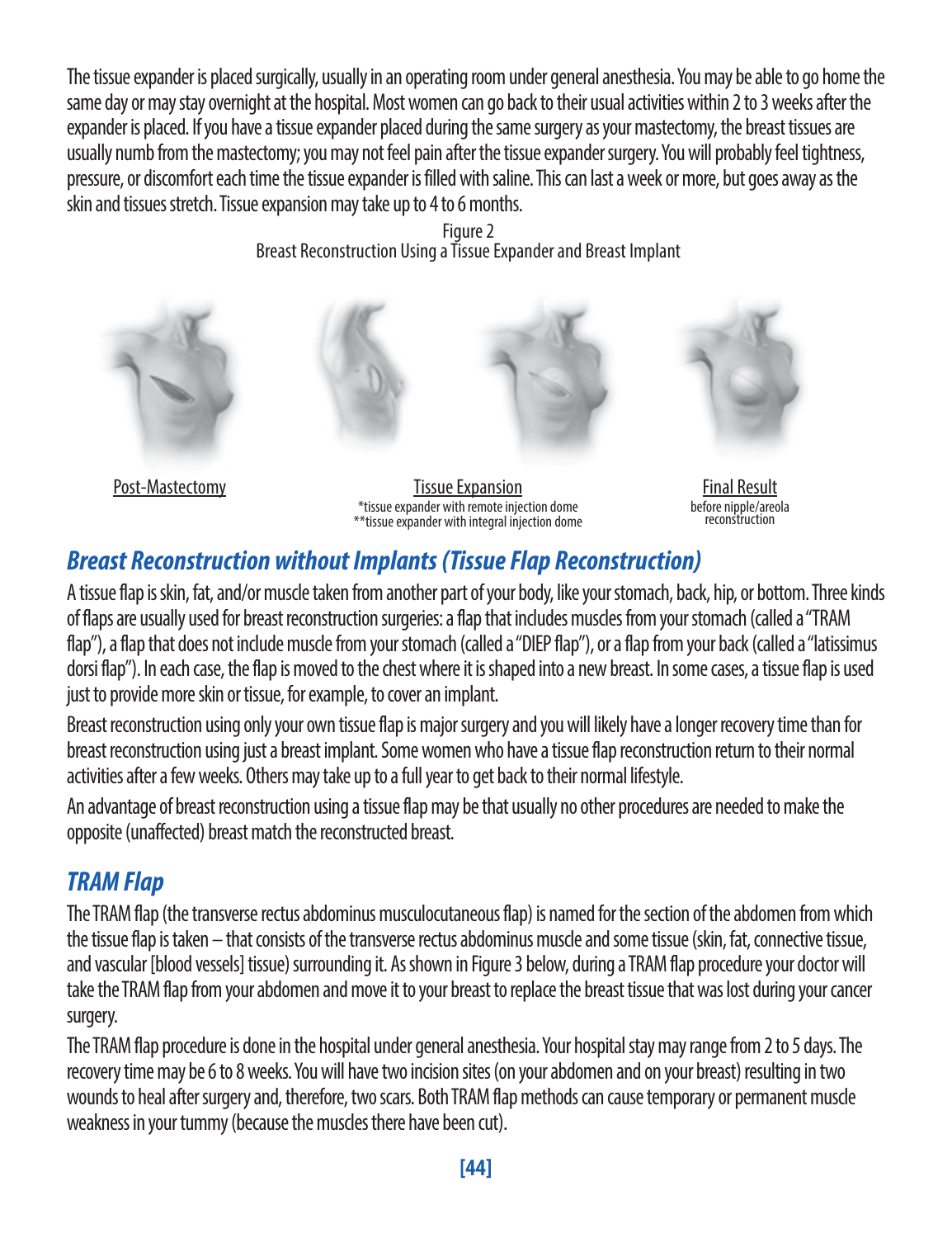The tissue expander is placed surgically, usually in an operating room under general anesthesia. You may be able to go home the same day or may stay overnight at the hospital. Most women can go back to their usual activities within 2 to 3 weeks after the expander is placed. If you have a tissue expander placed during the same surgery as your mastectomy, the breast tissues are usually numb from the mastectomy; you may not feel pain after the tissue expander surgery. You will probably feel tightness, pressure, or discomfort each time the tissue expander is filled with saline. This can last a week or more, but goes away as the skin and tissues stretch. Tissue expansion may take up to 4 to 6 months.

Figure 2
Breast Reconstruction Using a Tissue Expander and Breast Implant

Post-Mastectomy

Tissue Expansion
*tissue expander with remote injection dome
**tissue expander with integral injection dome

Final Result
before nipple/areola reconstruction

## *Breast Reconstruction without Implants (Tissue Flap Reconstruction)*

A tissue flap is skin, fat, and/or muscle taken from another part of your body, like your stomach, back, hip, or bottom. Three kinds of flaps are usually used for breast reconstruction surgeries: a flap that includes muscles from your stomach (called a "TRAM flap"), a flap that does not include muscle from your stomach (called a "DIEP flap"), or a flap from your back (called a "latissimus dorsi flap"). In each case, the flap is moved to the chest where it is shaped into a new breast. In some cases, a tissue flap is used just to provide more skin or tissue, for example, to cover an implant.

Breast reconstruction using only your own tissue flap is major surgery and you will likely have a longer recovery time than for breast reconstruction using just a breast implant. Some women who have a tissue flap reconstruction return to their normal activities after a few weeks. Others may take up to a full year to get back to their normal lifestyle.

An advantage of breast reconstruction using a tissue flap may be that usually no other procedures are needed to make the opposite (unaffected) breast match the reconstructed breast.

## *TRAM Flap*

The TRAM flap (the transverse rectus abdominus musculocutaneous flap) is named for the section of the abdomen from which the tissue flap is taken – that consists of the transverse rectus abdominus muscle and some tissue (skin, fat, connective tissue, and vascular [blood vessels] tissue) surrounding it. As shown in Figure 3 below, during a TRAM flap procedure your doctor will take the TRAM flap from your abdomen and move it to your breast to replace the breast tissue that was lost during your cancer surgery.

The TRAM flap procedure is done in the hospital under general anesthesia. Your hospital stay may range from 2 to 5 days. The recovery time may be 6 to 8 weeks. You will have two incision sites (on your abdomen and on your breast) resulting in two wounds to heal after surgery and, therefore, two scars. Both TRAM flap methods can cause temporary or permanent muscle weakness in your tummy (because the muscles there have been cut).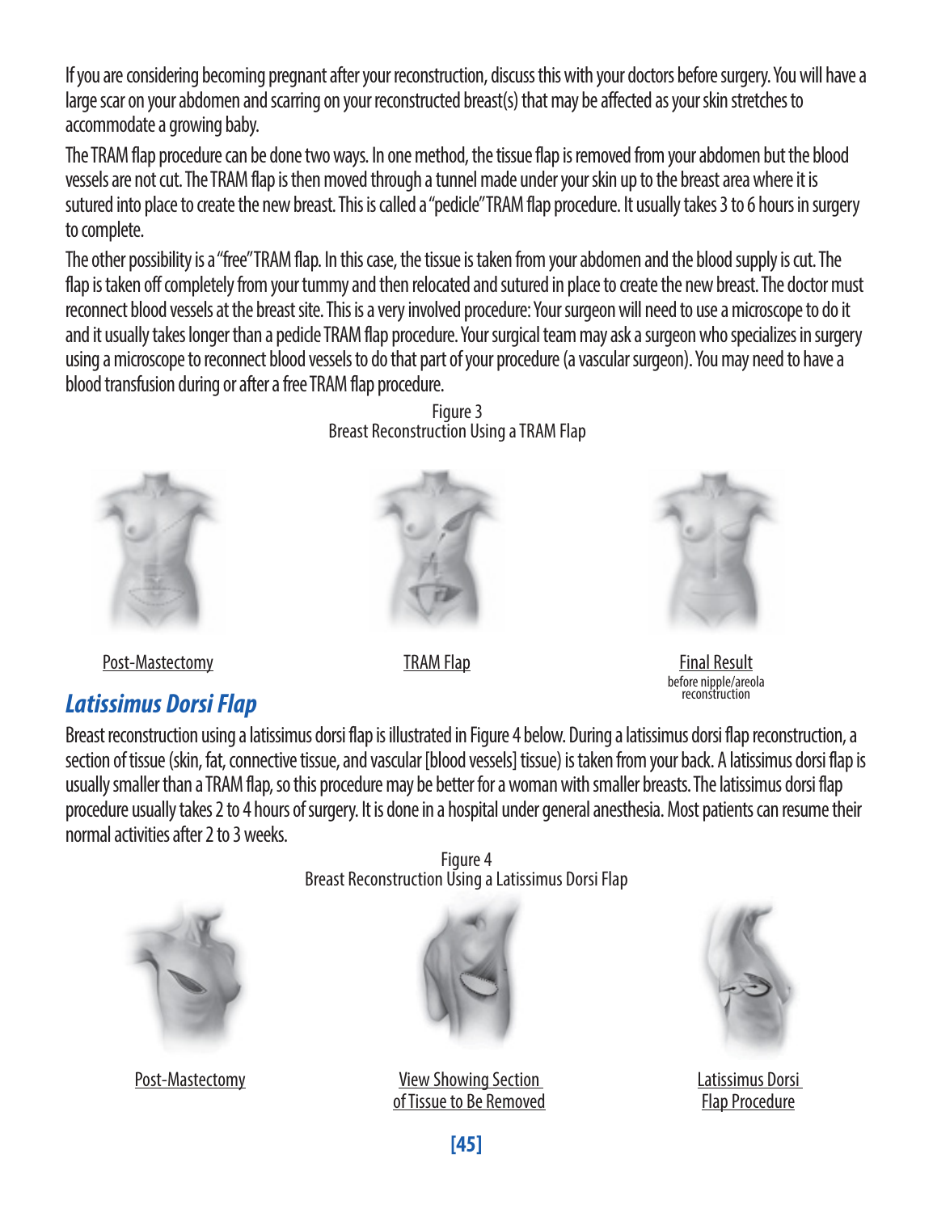If you are considering becoming pregnant after your reconstruction, discuss this with your doctors before surgery. You will have a large scar on your abdomen and scarring on your reconstructed breast(s) that may be affected as your skin stretches to accommodate a growing baby.

The TRAM flap procedure can be done two ways. In one method, the tissue flap is removed from your abdomen but the blood vessels are not cut. The TRAM flap is then moved through a tunnel made under your skin up to the breast area where it is sutured into place to create the new breast. This is called a "pedicle" TRAM flap procedure. It usually takes 3 to 6 hours in surgery to complete.

The other possibility is a "free" TRAM flap. In this case, the tissue is taken from your abdomen and the blood supply is cut. The flap is taken off completely from your tummy and then relocated and sutured in place to create the new breast. The doctor must reconnect blood vessels at the breast site. This is a very involved procedure: Your surgeon will need to use a microscope to do it and it usually takes longer than a pedicle TRAM flap procedure. Your surgical team may ask a surgeon who specializes in surgery using a microscope to reconnect blood vessels to do that part of your procedure (a vascular surgeon). You may need to have a blood transfusion during or after a free TRAM flap procedure.

Figure 3
Breast Reconstruction Using a TRAM Flap

Post-Mastectomy

TRAM Flap

Final Result
before nipple/areola reconstruction

## *Latissimus Dorsi Flap*

Breast reconstruction using a latissimus dorsi flap is illustrated in Figure 4 below. During a latissimus dorsi flap reconstruction, a section of tissue (skin, fat, connective tissue, and vascular [blood vessels] tissue) is taken from your back. A latissimus dorsi flap is usually smaller than a TRAM flap, so this procedure may be better for a woman with smaller breasts. The latissimus dorsi flap procedure usually takes 2 to 4 hours of surgery. It is done in a hospital under general anesthesia. Most patients can resume their normal activities after 2 to 3 weeks.

Figure 4
Breast Reconstruction Using a Latissimus Dorsi Flap

Post-Mastectomy

View Showing Section of Tissue to Be Removed

Latissimus Dorsi Flap Procedure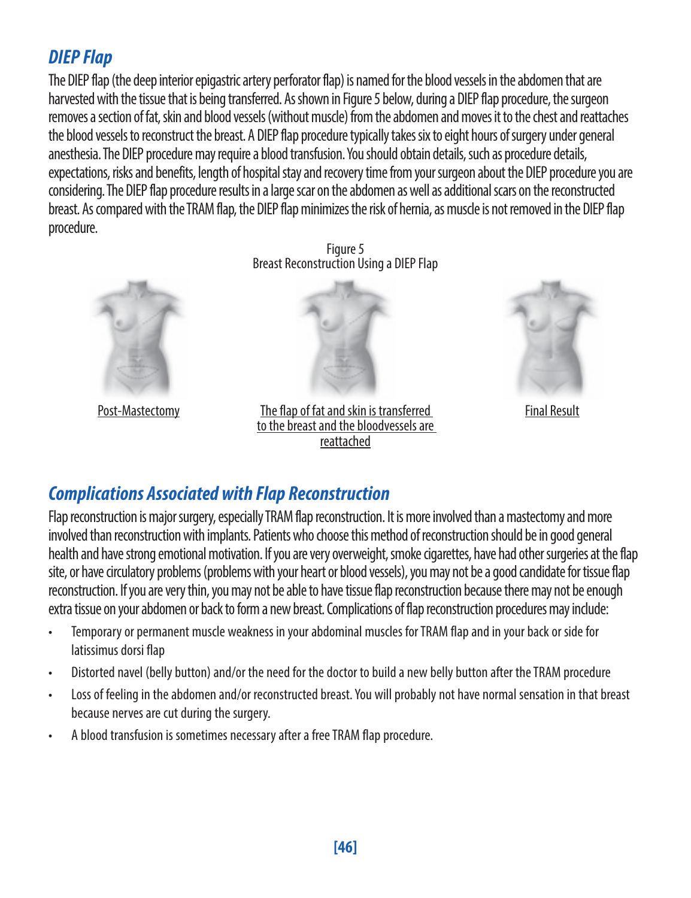## *DIEP Flap*

The DIEP flap (the deep interior epigastric artery perforator flap) is named for the blood vessels in the abdomen that are harvested with the tissue that is being transferred. As shown in Figure 5 below, during a DIEP flap procedure, the surgeon removes a section of fat, skin and blood vessels (without muscle) from the abdomen and moves it to the chest and reattaches the blood vessels to reconstruct the breast. A DIEP flap procedure typically takes six to eight hours of surgery under general anesthesia. The DIEP procedure may require a blood transfusion. You should obtain details, such as procedure details, expectations, risks and benefits, length of hospital stay and recovery time from your surgeon about the DIEP procedure you are considering. The DIEP flap procedure results in a large scar on the abdomen as well as additional scars on the reconstructed breast. As compared with the TRAM flap, the DIEP flap minimizes the risk of hernia, as muscle is not removed in the DIEP flap procedure.

Figure 5
Breast Reconstruction Using a DIEP Flap

Post-Mastectomy

The flap of fat and skin is transferred to the breast and the bloodvessels are reattached

Final Result

## *Complications Associated with Flap Reconstruction*

Flap reconstruction is major surgery, especially TRAM flap reconstruction. It is more involved than a mastectomy and more involved than reconstruction with implants. Patients who choose this method of reconstruction should be in good general health and have strong emotional motivation. If you are very overweight, smoke cigarettes, have had other surgeries at the flap site, or have circulatory problems (problems with your heart or blood vessels), you may not be a good candidate for tissue flap reconstruction. If you are very thin, you may not be able to have tissue flap reconstruction because there may not be enough extra tissue on your abdomen or back to form a new breast. Complications of flap reconstruction procedures may include:

- Temporary or permanent muscle weakness in your abdominal muscles for TRAM flap and in your back or side for latissimus dorsi flap
- Distorted navel (belly button) and/or the need for the doctor to build a new belly button after the TRAM procedure
- Loss of feeling in the abdomen and/or reconstructed breast. You will probably not have normal sensation in that breast because nerves are cut during the surgery.
- A blood transfusion is sometimes necessary after a free TRAM flap procedure.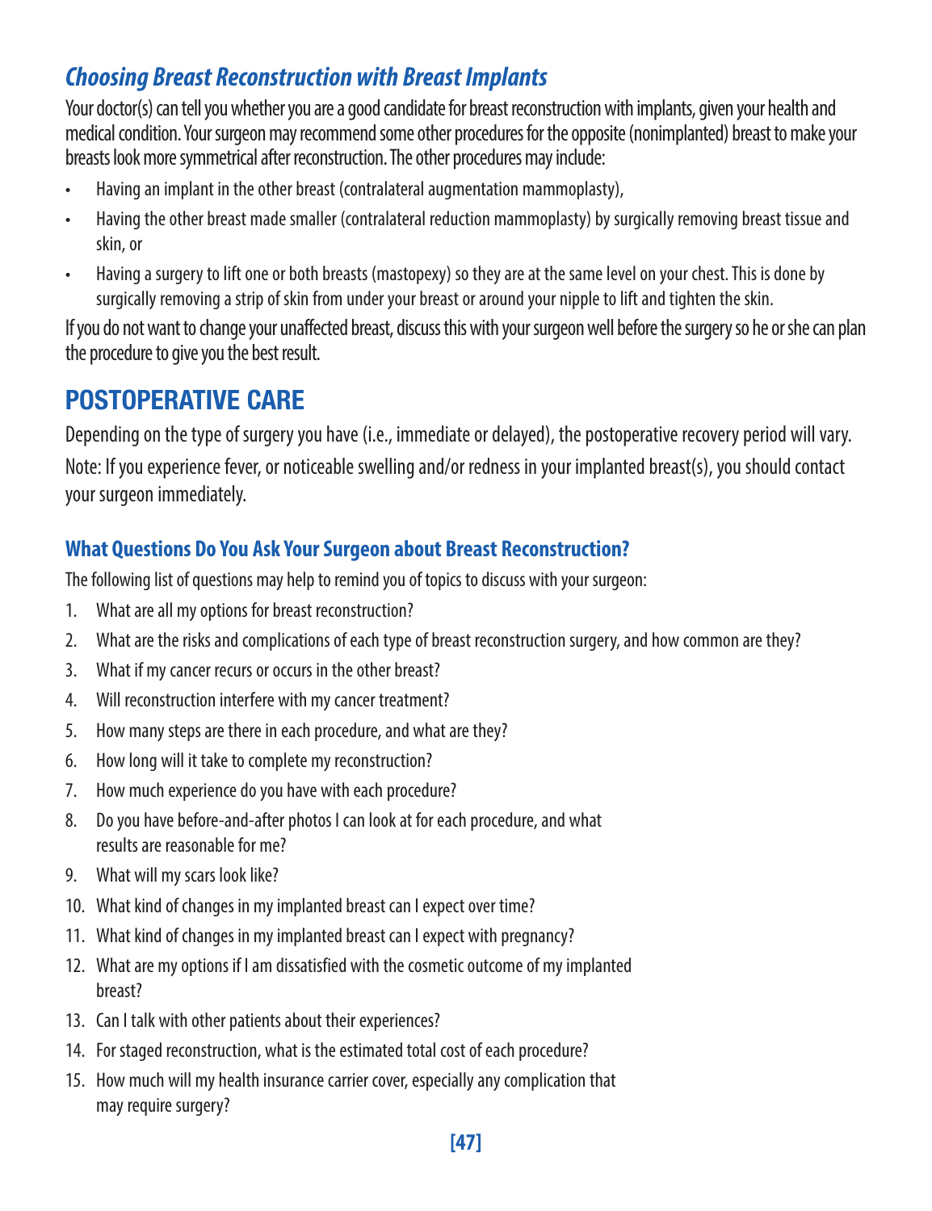### *Choosing Breast Reconstruction with Breast Implants*

Your doctor(s) can tell you whether you are a good candidate for breast reconstruction with implants, given your health and medical condition. Your surgeon may recommend some other procedures for the opposite (nonimplanted) breast to make your breasts look more symmetrical after reconstruction. The other procedures may include:

- Having an implant in the other breast (contralateral augmentation mammoplasty),
- Having the other breast made smaller (contralateral reduction mammoplasty) by surgically removing breast tissue and skin, or
- Having a surgery to lift one or both breasts (mastopexy) so they are at the same level on your chest. This is done by surgically removing a strip of skin from under your breast or around your nipple to lift and tighten the skin.

If you do not want to change your unaffected breast, discuss this with your surgeon well before the surgery so he or she can plan the procedure to give you the best result.

## POSTOPERATIVE CARE

Depending on the type of surgery you have (i.e., immediate or delayed), the postoperative recovery period will vary.

Note: If you experience fever, or noticeable swelling and/or redness in your implanted breast(s), you should contact your surgeon immediately.

### What Questions Do You Ask Your Surgeon about Breast Reconstruction?

The following list of questions may help to remind you of topics to discuss with your surgeon:

1. What are all my options for breast reconstruction?
2. What are the risks and complications of each type of breast reconstruction surgery, and how common are they?
3. What if my cancer recurs or occurs in the other breast?
4. Will reconstruction interfere with my cancer treatment?
5. How many steps are there in each procedure, and what are they?
6. How long will it take to complete my reconstruction?
7. How much experience do you have with each procedure?
8. Do you have before-and-after photos I can look at for each procedure, and what results are reasonable for me?
9. What will my scars look like?
10. What kind of changes in my implanted breast can I expect over time?
11. What kind of changes in my implanted breast can I expect with pregnancy?
12. What are my options if I am dissatisfied with the cosmetic outcome of my implanted breast?
13. Can I talk with other patients about their experiences?
14. For staged reconstruction, what is the estimated total cost of each procedure?
15. How much will my health insurance carrier cover, especially any complication that may require surgery?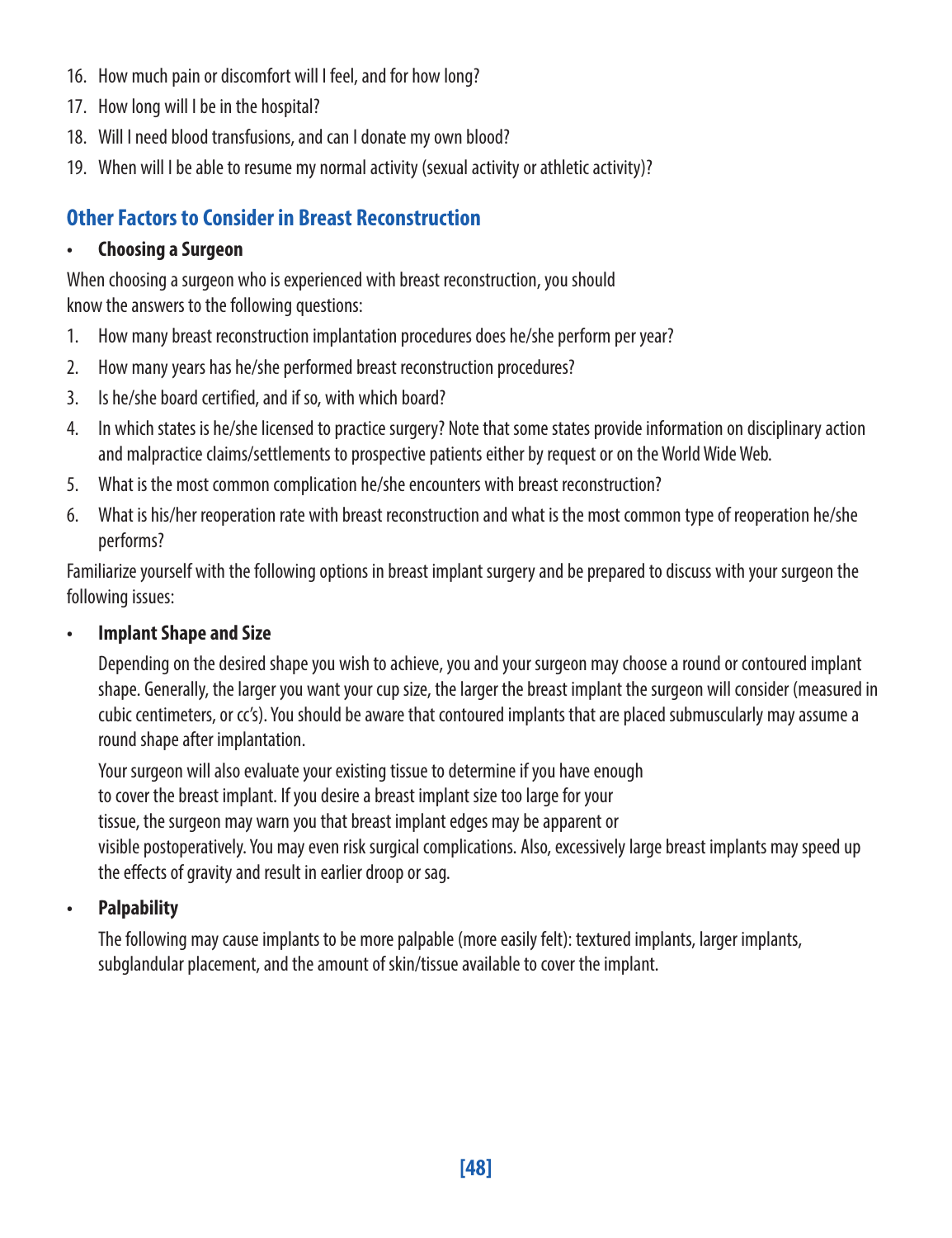16. How much pain or discomfort will I feel, and for how long?
17. How long will I be in the hospital?
18. Will I need blood transfusions, and can I donate my own blood?
19. When will I be able to resume my normal activity (sexual activity or athletic activity)?

## Other Factors to Consider in Breast Reconstruction

- **Choosing a Surgeon**

When choosing a surgeon who is experienced with breast reconstruction, you should know the answers to the following questions:

1. How many breast reconstruction implantation procedures does he/she perform per year?
2. How many years has he/she performed breast reconstruction procedures?
3. Is he/she board certified, and if so, with which board?
4. In which states is he/she licensed to practice surgery? Note that some states provide information on disciplinary action and malpractice claims/settlements to prospective patients either by request or on the World Wide Web.
5. What is the most common complication he/she encounters with breast reconstruction?
6. What is his/her reoperation rate with breast reconstruction and what is the most common type of reoperation he/she performs?

Familiarize yourself with the following options in breast implant surgery and be prepared to discuss with your surgeon the following issues:

- **Implant Shape and Size**

  Depending on the desired shape you wish to achieve, you and your surgeon may choose a round or contoured implant shape. Generally, the larger you want your cup size, the larger the breast implant the surgeon will consider (measured in cubic centimeters, or cc's). You should be aware that contoured implants that are placed submuscularly may assume a round shape after implantation.

  Your surgeon will also evaluate your existing tissue to determine if you have enough to cover the breast implant. If you desire a breast implant size too large for your tissue, the surgeon may warn you that breast implant edges may be apparent or visible postoperatively. You may even risk surgical complications. Also, excessively large breast implants may speed up the effects of gravity and result in earlier droop or sag.

- **Palpability**

  The following may cause implants to be more palpable (more easily felt): textured implants, larger implants, subglandular placement, and the amount of skin/tissue available to cover the implant.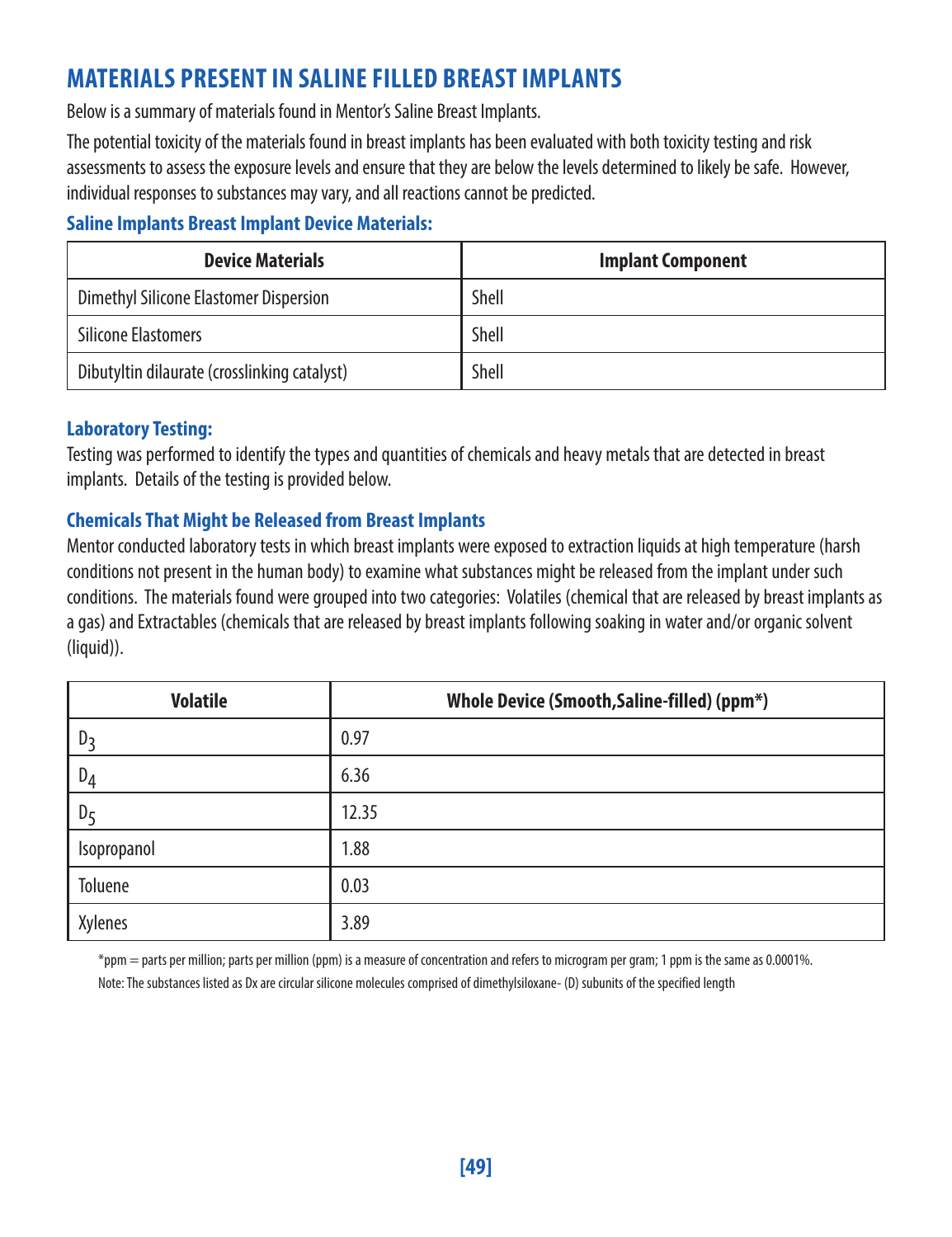# MATERIALS PRESENT IN SALINE FILLED BREAST IMPLANTS

Below is a summary of materials found in Mentor's Saline Breast Implants.

The potential toxicity of the materials found in breast implants has been evaluated with both toxicity testing and risk assessments to assess the exposure levels and ensure that they are below the levels determined to likely be safe. However, individual responses to substances may vary, and all reactions cannot be predicted.

### Saline Implants Breast Implant Device Materials:

| Device Materials | Implant Component |
|---|---|
| Dimethyl Silicone Elastomer Dispersion | Shell |
| Silicone Elastomers | Shell |
| Dibutyltin dilaurate (crosslinking catalyst) | Shell |

### Laboratory Testing:

Testing was performed to identify the types and quantities of chemicals and heavy metals that are detected in breast implants. Details of the testing is provided below.

### Chemicals That Might be Released from Breast Implants

Mentor conducted laboratory tests in which breast implants were exposed to extraction liquids at high temperature (harsh conditions not present in the human body) to examine what substances might be released from the implant under such conditions. The materials found were grouped into two categories: Volatiles (chemical that are released by breast implants as a gas) and Extractables (chemicals that are released by breast implants following soaking in water and/or organic solvent (liquid)).

| Volatile | Whole Device (Smooth,Saline-filled) (ppm*) |
|---|---|
| $D_3$ | 0.97 |
| $D_4$ | 6.36 |
| $D_5$ | 12.35 |
| Isopropanol | 1.88 |
| Toluene | 0.03 |
| Xylenes | 3.89 |

*ppm = parts per million; parts per million (ppm) is a measure of concentration and refers to microgram per gram; 1 ppm is the same as 0.0001%.

Note: The substances listed as Dx are circular silicone molecules comprised of dimethylsiloxane- (D) subunits of the specified length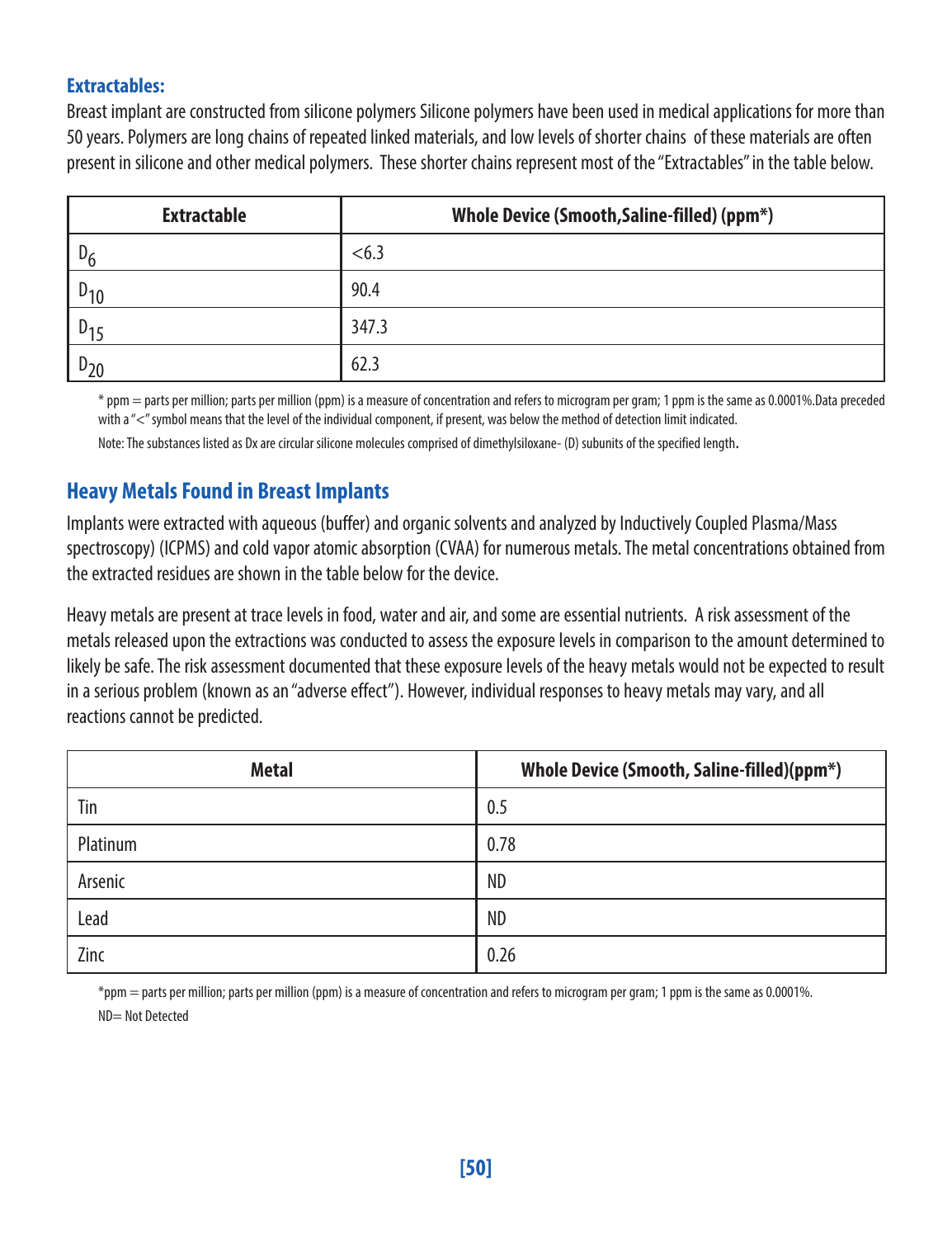### Extractables:

Breast implant are constructed from silicone polymers Silicone polymers have been used in medical applications for more than 50 years. Polymers are long chains of repeated linked materials, and low levels of shorter chains of these materials are often present in silicone and other medical polymers. These shorter chains represent most of the "Extractables" in the table below.

| Extractable | Whole Device (Smooth,Saline-filled) (ppm*) |
|---|---|
| $D_6$ | <6.3 |
| $D_{10}$ | 90.4 |
| $D_{15}$ | 347.3 |
| $D_{20}$ | 62.3 |

* ppm = parts per million; parts per million (ppm) is a measure of concentration and refers to microgram per gram; 1 ppm is the same as 0.0001%.Data preceded with a "<" symbol means that the level of the individual component, if present, was below the method of detection limit indicated.

Note: The substances listed as Dx are circular silicone molecules comprised of dimethylsiloxane- (D) subunits of the specified length.

## Heavy Metals Found in Breast Implants

Implants were extracted with aqueous (buffer) and organic solvents and analyzed by Inductively Coupled Plasma/Mass spectroscopy) (ICPMS) and cold vapor atomic absorption (CVAA) for numerous metals. The metal concentrations obtained from the extracted residues are shown in the table below for the device.

Heavy metals are present at trace levels in food, water and air, and some are essential nutrients. A risk assessment of the metals released upon the extractions was conducted to assess the exposure levels in comparison to the amount determined to likely be safe. The risk assessment documented that these exposure levels of the heavy metals would not be expected to result in a serious problem (known as an "adverse effect"). However, individual responses to heavy metals may vary, and all reactions cannot be predicted.

| Metal | Whole Device (Smooth, Saline-filled)(ppm*) |
|---|---|
| Tin | 0.5 |
| Platinum | 0.78 |
| Arsenic | ND |
| Lead | ND |
| Zinc | 0.26 |

*ppm = parts per million; parts per million (ppm) is a measure of concentration and refers to microgram per gram; 1 ppm is the same as 0.0001%.

ND= Not Detected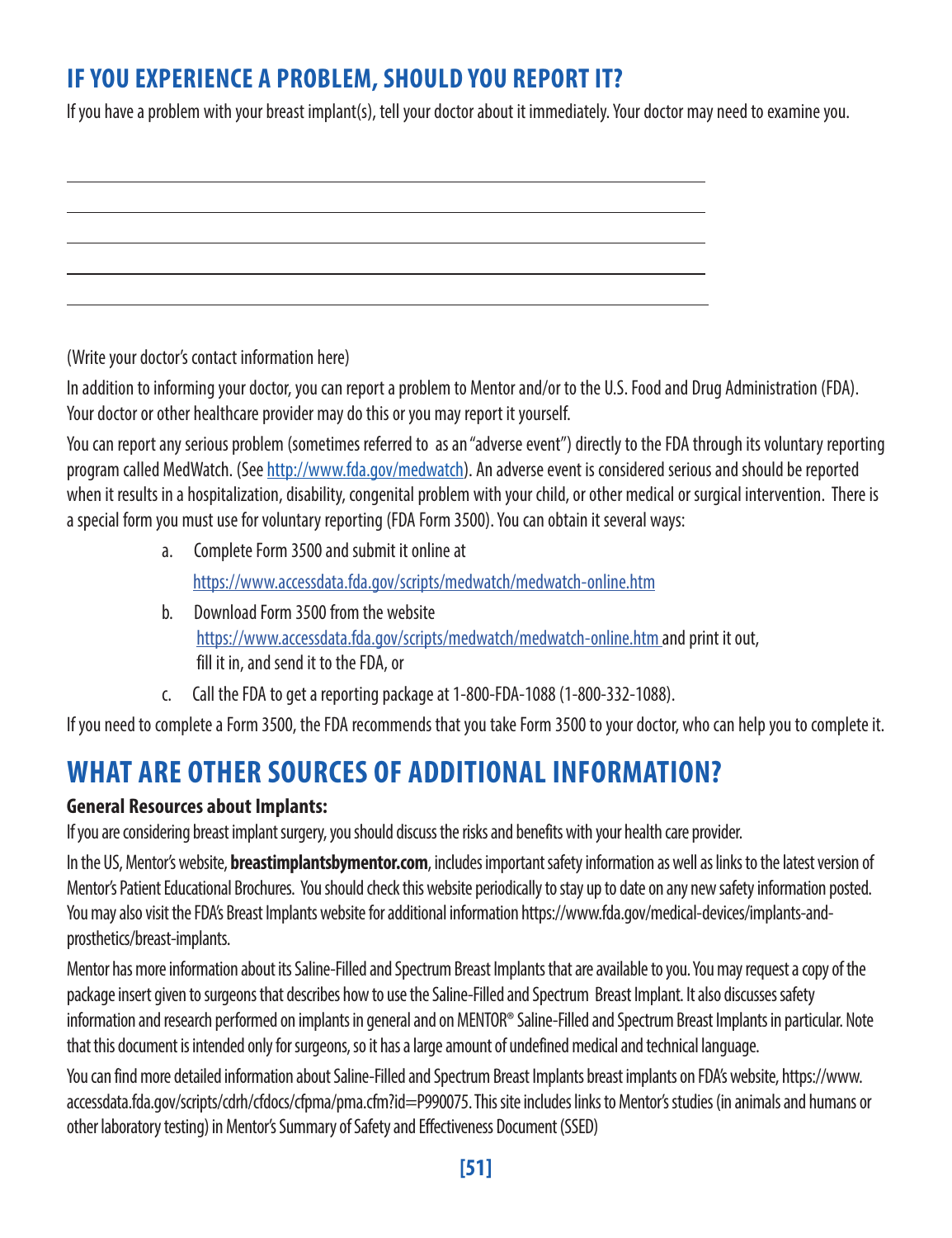## IF YOU EXPERIENCE A PROBLEM, SHOULD YOU REPORT IT?

If you have a problem with your breast implant(s), tell your doctor about it immediately. Your doctor may need to examine you.

\_\_\_\_\_\_\_\_\_\_\_\_\_\_\_\_\_\_\_\_\_\_\_\_\_\_\_\_\_\_\_\_\_\_\_\_\_\_\_\_\_\_\_\_\_\_\_\_\_\_\_\_\_\_\_\_\_\_\_\_\_\_\_\_\_\_\_\_\_\_\_\_

\_\_\_\_\_\_\_\_\_\_\_\_\_\_\_\_\_\_\_\_\_\_\_\_\_\_\_\_\_\_\_\_\_\_\_\_\_\_\_\_\_\_\_\_\_\_\_\_\_\_\_\_\_\_\_\_\_\_\_\_\_\_\_\_\_\_\_\_\_\_\_\_

\_\_\_\_\_\_\_\_\_\_\_\_\_\_\_\_\_\_\_\_\_\_\_\_\_\_\_\_\_\_\_\_\_\_\_\_\_\_\_\_\_\_\_\_\_\_\_\_\_\_\_\_\_\_\_\_\_\_\_\_\_\_\_\_\_\_\_\_\_\_\_\_

\_\_\_\_\_\_\_\_\_\_\_\_\_\_\_\_\_\_\_\_\_\_\_\_\_\_\_\_\_\_\_\_\_\_\_\_\_\_\_\_\_\_\_\_\_\_\_\_\_\_\_\_\_\_\_\_\_\_\_\_\_\_\_\_\_\_\_\_\_\_\_\_

\_\_\_\_\_\_\_\_\_\_\_\_\_\_\_\_\_\_\_\_\_\_\_\_\_\_\_\_\_\_\_\_\_\_\_\_\_\_\_\_\_\_\_\_\_\_\_\_\_\_\_\_\_\_\_\_\_\_\_\_\_\_\_\_\_\_\_\_\_\_\_\_

(Write your doctor's contact information here)

In addition to informing your doctor, you can report a problem to Mentor and/or to the U.S. Food and Drug Administration (FDA). Your doctor or other healthcare provider may do this or you may report it yourself.

You can report any serious problem (sometimes referred to as an "adverse event") directly to the FDA through its voluntary reporting program called MedWatch. (See http://www.fda.gov/medwatch). An adverse event is considered serious and should be reported when it results in a hospitalization, disability, congenital problem with your child, or other medical or surgical intervention. There is a special form you must use for voluntary reporting (FDA Form 3500). You can obtain it several ways:

a. Complete Form 3500 and submit it online at https://www.accessdata.fda.gov/scripts/medwatch/medwatch-online.htm
b. Download Form 3500 from the website https://www.accessdata.fda.gov/scripts/medwatch/medwatch-online.htm and print it out, fill it in, and send it to the FDA, or
c. Call the FDA to get a reporting package at 1-800-FDA-1088 (1-800-332-1088).

If you need to complete a Form 3500, the FDA recommends that you take Form 3500 to your doctor, who can help you to complete it.

## WHAT ARE OTHER SOURCES OF ADDITIONAL INFORMATION?

**General Resources about Implants:**

If you are considering breast implant surgery, you should discuss the risks and benefits with your health care provider.

In the US, Mentor's website, **breastimplantsbymentor.com**, includes important safety information as well as links to the latest version of Mentor's Patient Educational Brochures. You should check this website periodically to stay up to date on any new safety information posted. You may also visit the FDA's Breast Implants website for additional information https://www.fda.gov/medical-devices/implants-and-prosthetics/breast-implants.

Mentor has more information about its Saline-Filled and Spectrum Breast Implants that are available to you. You may request a copy of the package insert given to surgeons that describes how to use the Saline-Filled and Spectrum Breast Implant. It also discusses safety information and research performed on implants in general and on MENTOR® Saline-Filled and Spectrum Breast Implants in particular. Note that this document is intended only for surgeons, so it has a large amount of undefined medical and technical language.

You can find more detailed information about Saline-Filled and Spectrum Breast Implants breast implants on FDA's website, https://www.accessdata.fda.gov/scripts/cdrh/cfdocs/cfpma/pma.cfm?id=P990075. This site includes links to Mentor's studies (in animals and humans or other laboratory testing) in Mentor's Summary of Safety and Effectiveness Document (SSED)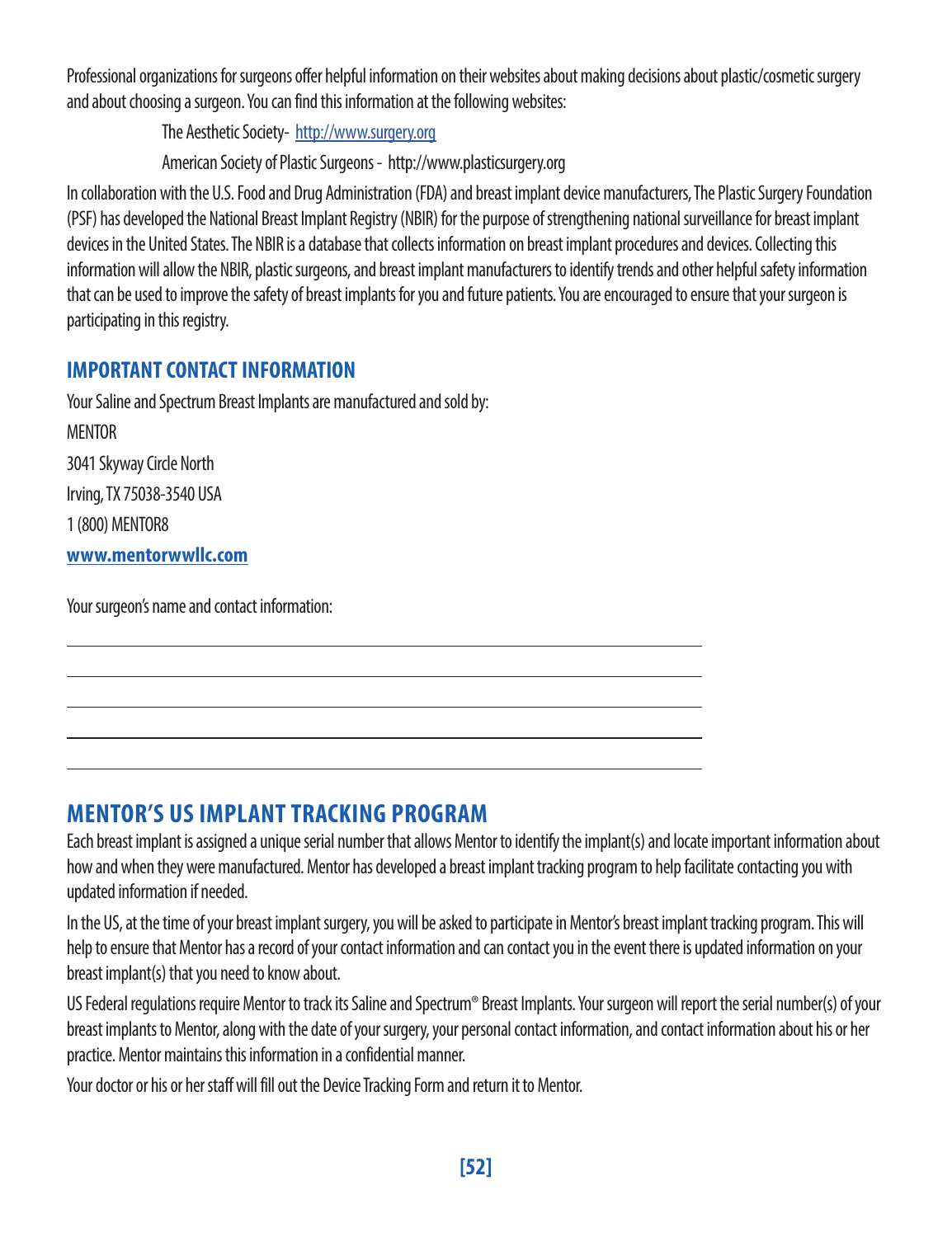Professional organizations for surgeons offer helpful information on their websites about making decisions about plastic/cosmetic surgery and about choosing a surgeon. You can find this information at the following websites:

The Aesthetic Society- http://www.surgery.org

American Society of Plastic Surgeons - http://www.plasticsurgery.org

In collaboration with the U.S. Food and Drug Administration (FDA) and breast implant device manufacturers, The Plastic Surgery Foundation (PSF) has developed the National Breast Implant Registry (NBIR) for the purpose of strengthening national surveillance for breast implant devices in the United States. The NBIR is a database that collects information on breast implant procedures and devices. Collecting this information will allow the NBIR, plastic surgeons, and breast implant manufacturers to identify trends and other helpful safety information that can be used to improve the safety of breast implants for you and future patients. You are encouraged to ensure that your surgeon is participating in this registry.

### IMPORTANT CONTACT INFORMATION

Your Saline and Spectrum Breast Implants are manufactured and sold by:

MENTOR

3041 Skyway Circle North

Irving, TX 75038-3540 USA

1 (800) MENTOR8

**www.mentorwwllc.com**

Your surgeon's name and contact information:

\_\_\_\_\_\_\_\_\_\_\_\_\_\_\_\_\_\_\_\_\_\_\_\_\_\_\_\_\_\_\_\_\_\_\_\_\_\_\_\_\_\_\_\_\_\_\_\_\_\_\_\_\_\_\_\_

\_\_\_\_\_\_\_\_\_\_\_\_\_\_\_\_\_\_\_\_\_\_\_\_\_\_\_\_\_\_\_\_\_\_\_\_\_\_\_\_\_\_\_\_\_\_\_\_\_\_\_\_\_\_\_\_

\_\_\_\_\_\_\_\_\_\_\_\_\_\_\_\_\_\_\_\_\_\_\_\_\_\_\_\_\_\_\_\_\_\_\_\_\_\_\_\_\_\_\_\_\_\_\_\_\_\_\_\_\_\_\_\_

\_\_\_\_\_\_\_\_\_\_\_\_\_\_\_\_\_\_\_\_\_\_\_\_\_\_\_\_\_\_\_\_\_\_\_\_\_\_\_\_\_\_\_\_\_\_\_\_\_\_\_\_\_\_\_\_

\_\_\_\_\_\_\_\_\_\_\_\_\_\_\_\_\_\_\_\_\_\_\_\_\_\_\_\_\_\_\_\_\_\_\_\_\_\_\_\_\_\_\_\_\_\_\_\_\_\_\_\_\_\_\_\_

## MENTOR'S US IMPLANT TRACKING PROGRAM

Each breast implant is assigned a unique serial number that allows Mentor to identify the implant(s) and locate important information about how and when they were manufactured. Mentor has developed a breast implant tracking program to help facilitate contacting you with updated information if needed.

In the US, at the time of your breast implant surgery, you will be asked to participate in Mentor's breast implant tracking program. This will help to ensure that Mentor has a record of your contact information and can contact you in the event there is updated information on your breast implant(s) that you need to know about.

US Federal regulations require Mentor to track its Saline and Spectrum® Breast Implants. Your surgeon will report the serial number(s) of your breast implants to Mentor, along with the date of your surgery, your personal contact information, and contact information about his or her practice. Mentor maintains this information in a confidential manner.

Your doctor or his or her staff will fill out the Device Tracking Form and return it to Mentor.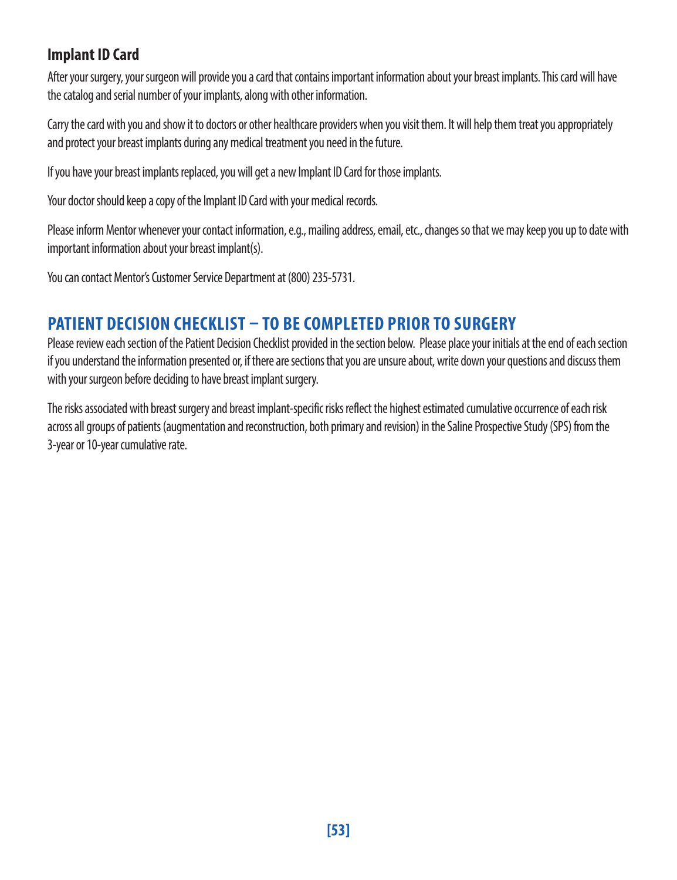### Implant ID Card

After your surgery, your surgeon will provide you a card that contains important information about your breast implants. This card will have the catalog and serial number of your implants, along with other information.

Carry the card with you and show it to doctors or other healthcare providers when you visit them. It will help them treat you appropriately and protect your breast implants during any medical treatment you need in the future.

If you have your breast implants replaced, you will get a new Implant ID Card for those implants.

Your doctor should keep a copy of the Implant ID Card with your medical records.

Please inform Mentor whenever your contact information, e.g., mailing address, email, etc., changes so that we may keep you up to date with important information about your breast implant(s).

You can contact Mentor's Customer Service Department at (800) 235-5731.

## PATIENT DECISION CHECKLIST – TO BE COMPLETED PRIOR TO SURGERY

Please review each section of the Patient Decision Checklist provided in the section below. Please place your initials at the end of each section if you understand the information presented or, if there are sections that you are unsure about, write down your questions and discuss them with your surgeon before deciding to have breast implant surgery.

The risks associated with breast surgery and breast implant-specific risks reflect the highest estimated cumulative occurrence of each risk across all groups of patients (augmentation and reconstruction, both primary and revision) in the Saline Prospective Study (SPS) from the 3-year or 10-year cumulative rate.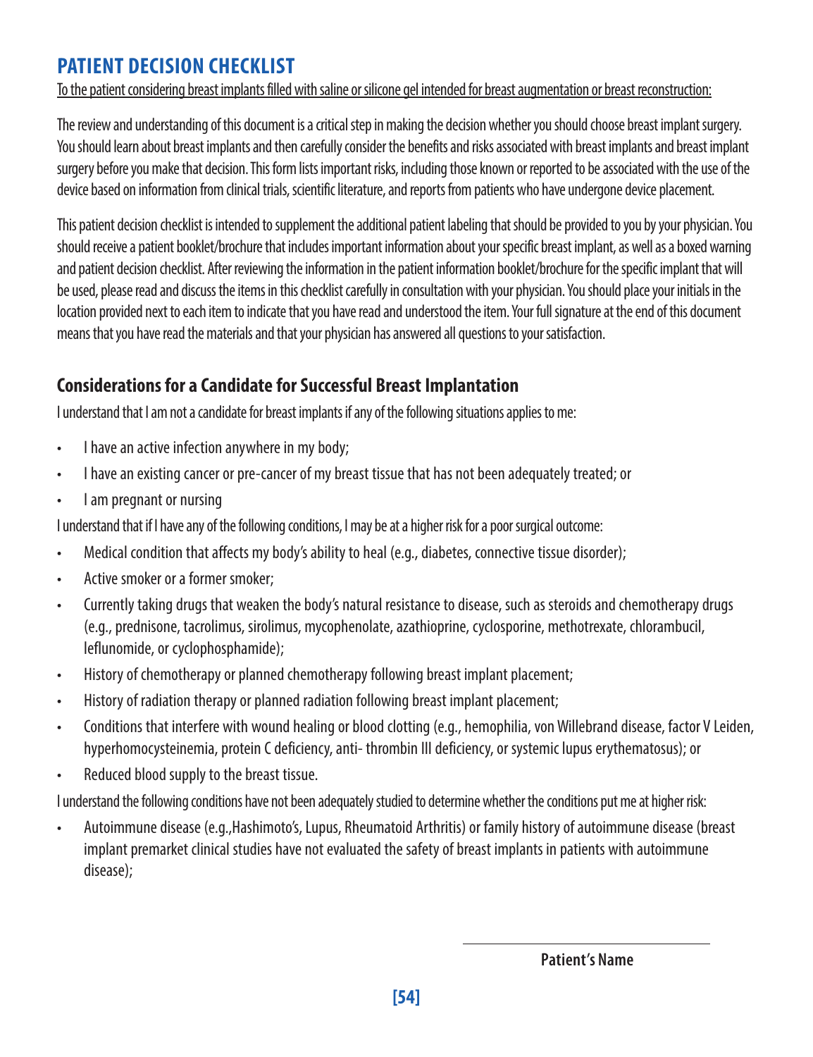## PATIENT DECISION CHECKLIST

To the patient considering breast implants filled with saline or silicone gel intended for breast augmentation or breast reconstruction:

The review and understanding of this document is a critical step in making the decision whether you should choose breast implant surgery. You should learn about breast implants and then carefully consider the benefits and risks associated with breast implants and breast implant surgery before you make that decision. This form lists important risks, including those known or reported to be associated with the use of the device based on information from clinical trials, scientific literature, and reports from patients who have undergone device placement.

This patient decision checklist is intended to supplement the additional patient labeling that should be provided to you by your physician. You should receive a patient booklet/brochure that includes important information about your specific breast implant, as well as a boxed warning and patient decision checklist. After reviewing the information in the patient information booklet/brochure for the specific implant that will be used, please read and discuss the items in this checklist carefully in consultation with your physician. You should place your initials in the location provided next to each item to indicate that you have read and understood the item. Your full signature at the end of this document means that you have read the materials and that your physician has answered all questions to your satisfaction.

### Considerations for a Candidate for Successful Breast Implantation

I understand that I am not a candidate for breast implants if any of the following situations applies to me:

- I have an active infection anywhere in my body;
- I have an existing cancer or pre-cancer of my breast tissue that has not been adequately treated; or
- I am pregnant or nursing

I understand that if I have any of the following conditions, I may be at a higher risk for a poor surgical outcome:

- Medical condition that affects my body's ability to heal (e.g., diabetes, connective tissue disorder);
- Active smoker or a former smoker;
- Currently taking drugs that weaken the body's natural resistance to disease, such as steroids and chemotherapy drugs (e.g., prednisone, tacrolimus, sirolimus, mycophenolate, azathioprine, cyclosporine, methotrexate, chlorambucil, leflunomide, or cyclophosphamide);
- History of chemotherapy or planned chemotherapy following breast implant placement;
- History of radiation therapy or planned radiation following breast implant placement;
- Conditions that interfere with wound healing or blood clotting (e.g., hemophilia, von Willebrand disease, factor V Leiden, hyperhomocysteinemia, protein C deficiency, anti- thrombin III deficiency, or systemic lupus erythematosus); or
- Reduced blood supply to the breast tissue.

I understand the following conditions have not been adequately studied to determine whether the conditions put me at higher risk:

- Autoimmune disease (e.g.,Hashimoto's, Lupus, Rheumatoid Arthritis) or family history of autoimmune disease (breast implant premarket clinical studies have not evaluated the safety of breast implants in patients with autoimmune disease);

\_\_\_\_\_\_\_\_\_\_\_\_\_\_\_\_\_\_\_\_\_\_\_\_\_\_\_\_

**Patient's Name**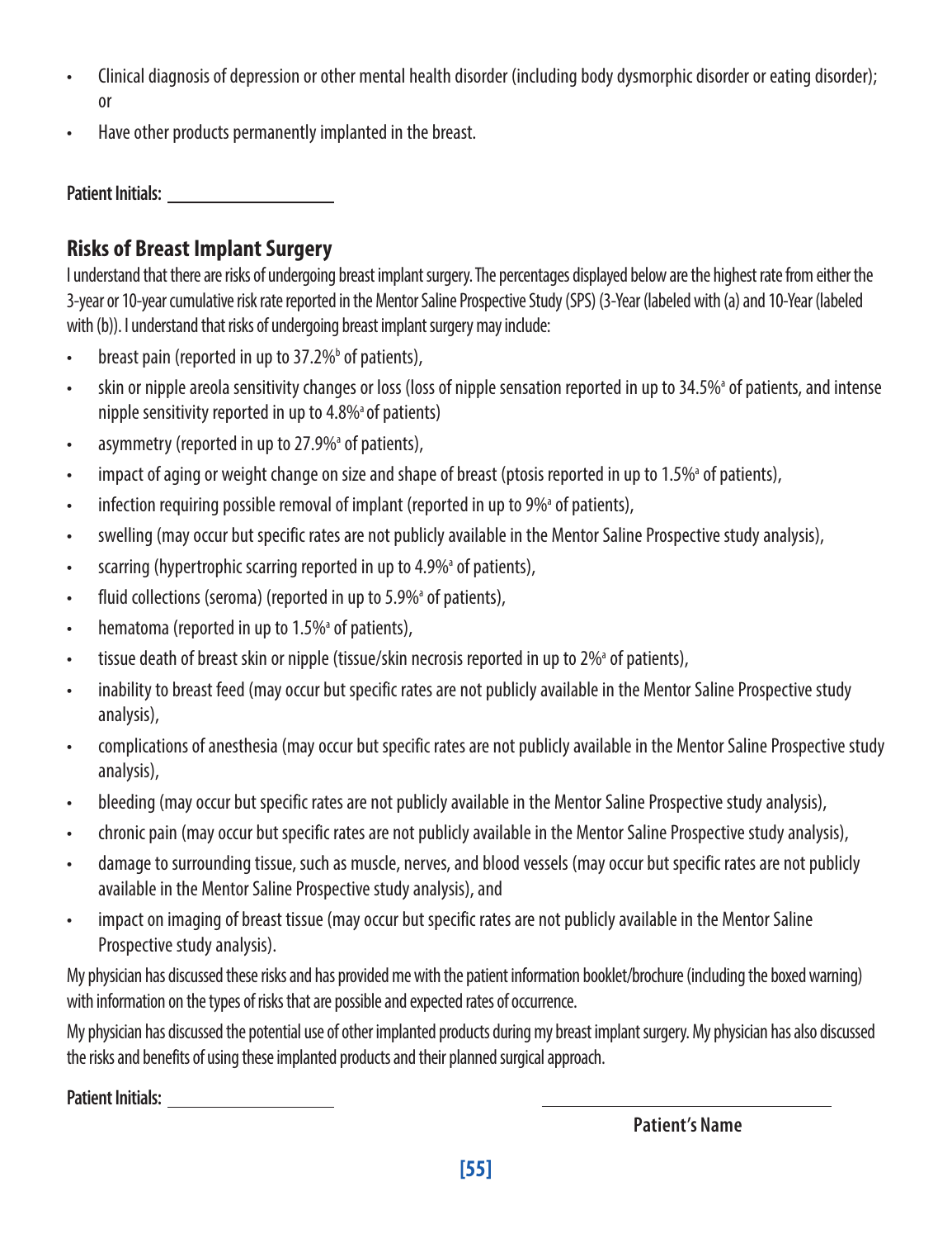- Clinical diagnosis of depression or other mental health disorder (including body dysmorphic disorder or eating disorder); or
- Have other products permanently implanted in the breast.

**Patient Initials:** ____________________

## Risks of Breast Implant Surgery

I understand that there are risks of undergoing breast implant surgery. The percentages displayed below are the highest rate from either the 3-year or 10-year cumulative risk rate reported in the Mentor Saline Prospective Study (SPS) (3-Year (labeled with (a) and 10-Year (labeled with (b)). I understand that risks of undergoing breast implant surgery may include:

- breast pain (reported in up to 37.2%[b] of patients),
- skin or nipple areola sensitivity changes or loss (loss of nipple sensation reported in up to 34.5%[a] of patients, and intense nipple sensitivity reported in up to 4.8%[a] of patients)
- asymmetry (reported in up to 27.9%[a] of patients),
- impact of aging or weight change on size and shape of breast (ptosis reported in up to 1.5%[a] of patients),
- infection requiring possible removal of implant (reported in up to 9%[a] of patients),
- swelling (may occur but specific rates are not publicly available in the Mentor Saline Prospective study analysis),
- scarring (hypertrophic scarring reported in up to 4.9%[a] of patients),
- fluid collections (seroma) (reported in up to 5.9%[a] of patients),
- hematoma (reported in up to 1.5%[a] of patients),
- tissue death of breast skin or nipple (tissue/skin necrosis reported in up to 2%[a] of patients),
- inability to breast feed (may occur but specific rates are not publicly available in the Mentor Saline Prospective study analysis),
- complications of anesthesia (may occur but specific rates are not publicly available in the Mentor Saline Prospective study analysis),
- bleeding (may occur but specific rates are not publicly available in the Mentor Saline Prospective study analysis),
- chronic pain (may occur but specific rates are not publicly available in the Mentor Saline Prospective study analysis),
- damage to surrounding tissue, such as muscle, nerves, and blood vessels (may occur but specific rates are not publicly available in the Mentor Saline Prospective study analysis), and
- impact on imaging of breast tissue (may occur but specific rates are not publicly available in the Mentor Saline Prospective study analysis).

My physician has discussed these risks and has provided me with the patient information booklet/brochure (including the boxed warning) with information on the types of risks that are possible and expected rates of occurrence.

My physician has discussed the potential use of other implanted products during my breast implant surgery. My physician has also discussed the risks and benefits of using these implanted products and their planned surgical approach.

**Patient Initials:** ____________________

____________________________

**Patient's Name**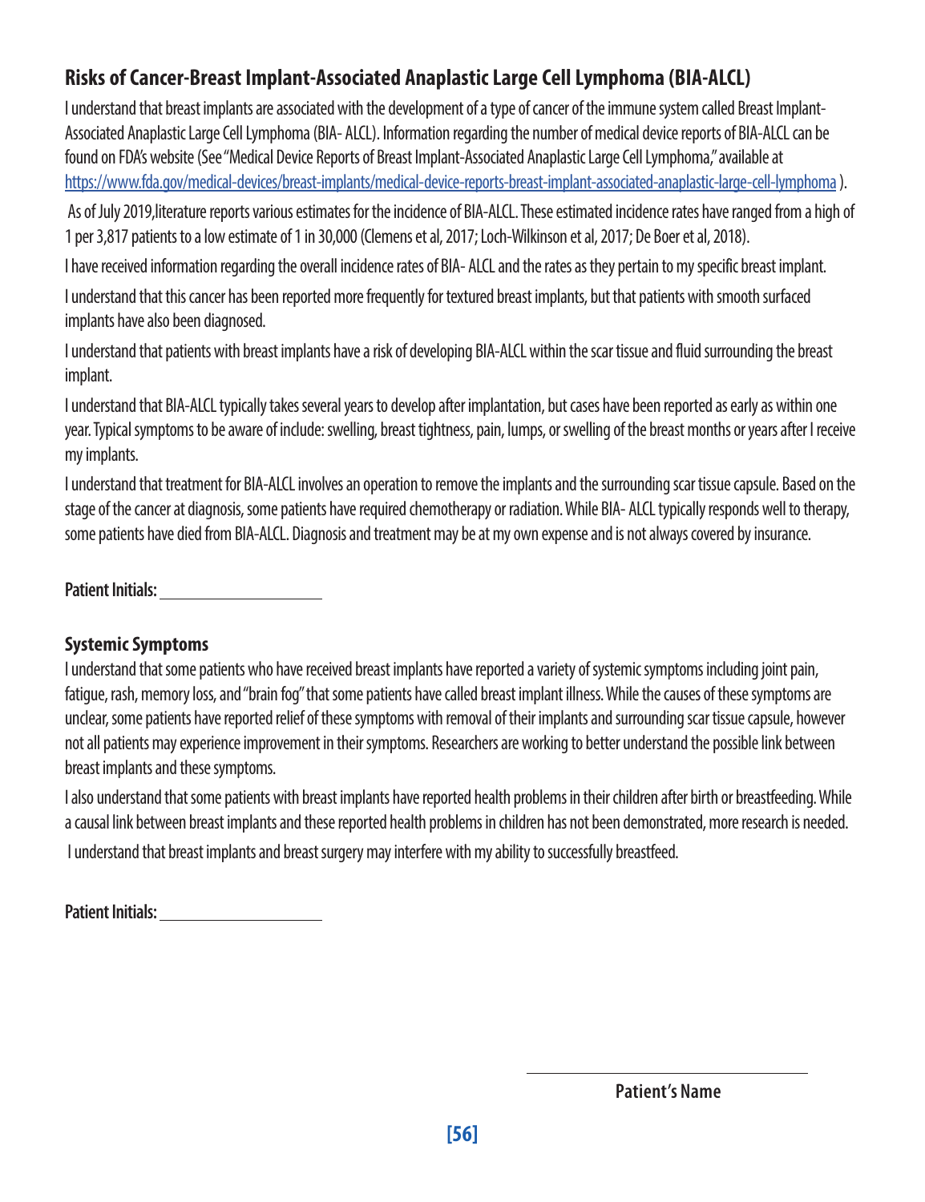## Risks of Cancer-Breast Implant-Associated Anaplastic Large Cell Lymphoma (BIA-ALCL)

I understand that breast implants are associated with the development of a type of cancer of the immune system called Breast Implant-Associated Anaplastic Large Cell Lymphoma (BIA- ALCL). Information regarding the number of medical device reports of BIA-ALCL can be found on FDA's website (See "Medical Device Reports of Breast Implant-Associated Anaplastic Large Cell Lymphoma," available at https://www.fda.gov/medical-devices/breast-implants/medical-device-reports-breast-implant-associated-anaplastic-large-cell-lymphoma ).

As of July 2019,literature reports various estimates for the incidence of BIA-ALCL. These estimated incidence rates have ranged from a high of 1 per 3,817 patients to a low estimate of 1 in 30,000 (Clemens et al, 2017; Loch-Wilkinson et al, 2017; De Boer et al, 2018).

I have received information regarding the overall incidence rates of BIA- ALCL and the rates as they pertain to my specific breast implant.

I understand that this cancer has been reported more frequently for textured breast implants, but that patients with smooth surfaced implants have also been diagnosed.

I understand that patients with breast implants have a risk of developing BIA-ALCL within the scar tissue and fluid surrounding the breast implant.

I understand that BIA-ALCL typically takes several years to develop after implantation, but cases have been reported as early as within one year. Typical symptoms to be aware of include: swelling, breast tightness, pain, lumps, or swelling of the breast months or years after I receive my implants.

I understand that treatment for BIA-ALCL involves an operation to remove the implants and the surrounding scar tissue capsule. Based on the stage of the cancer at diagnosis, some patients have required chemotherapy or radiation. While BIA- ALCL typically responds well to therapy, some patients have died from BIA-ALCL. Diagnosis and treatment may be at my own expense and is not always covered by insurance.

**Patient Initials:** ____________________

## Systemic Symptoms

I understand that some patients who have received breast implants have reported a variety of systemic symptoms including joint pain, fatigue, rash, memory loss, and "brain fog" that some patients have called breast implant illness. While the causes of these symptoms are unclear, some patients have reported relief of these symptoms with removal of their implants and surrounding scar tissue capsule, however not all patients may experience improvement in their symptoms. Researchers are working to better understand the possible link between breast implants and these symptoms.

I also understand that some patients with breast implants have reported health problems in their children after birth or breastfeeding. While a causal link between breast implants and these reported health problems in children has not been demonstrated, more research is needed.

I understand that breast implants and breast surgery may interfere with my ability to successfully breastfeed.

**Patient Initials:** ____________________

____________________

**Patient's Name**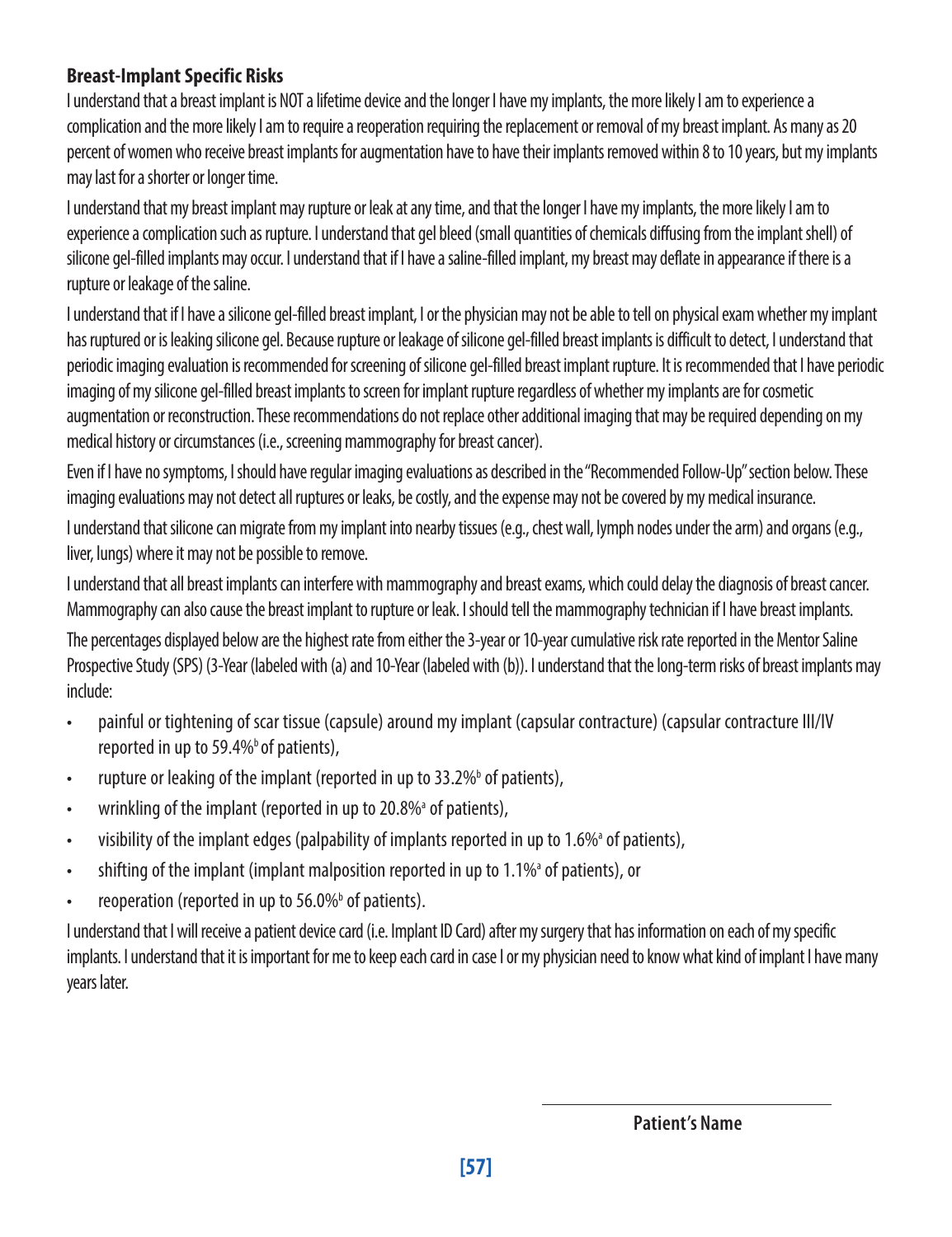**Breast-Implant Specific Risks**

I understand that a breast implant is NOT a lifetime device and the longer I have my implants, the more likely I am to experience a complication and the more likely I am to require a reoperation requiring the replacement or removal of my breast implant. As many as 20 percent of women who receive breast implants for augmentation have to have their implants removed within 8 to 10 years, but my implants may last for a shorter or longer time.

I understand that my breast implant may rupture or leak at any time, and that the longer I have my implants, the more likely I am to experience a complication such as rupture. I understand that gel bleed (small quantities of chemicals diffusing from the implant shell) of silicone gel-filled implants may occur. I understand that if I have a saline-filled implant, my breast may deflate in appearance if there is a rupture or leakage of the saline.

I understand that if I have a silicone gel-filled breast implant, I or the physician may not be able to tell on physical exam whether my implant has ruptured or is leaking silicone gel. Because rupture or leakage of silicone gel-filled breast implants is difficult to detect, I understand that periodic imaging evaluation is recommended for screening of silicone gel-filled breast implant rupture. It is recommended that I have periodic imaging of my silicone gel-filled breast implants to screen for implant rupture regardless of whether my implants are for cosmetic augmentation or reconstruction. These recommendations do not replace other additional imaging that may be required depending on my medical history or circumstances (i.e., screening mammography for breast cancer).

Even if I have no symptoms, I should have regular imaging evaluations as described in the "Recommended Follow-Up" section below. These imaging evaluations may not detect all ruptures or leaks, be costly, and the expense may not be covered by my medical insurance.

I understand that silicone can migrate from my implant into nearby tissues (e.g., chest wall, lymph nodes under the arm) and organs (e.g., liver, lungs) where it may not be possible to remove.

I understand that all breast implants can interfere with mammography and breast exams, which could delay the diagnosis of breast cancer. Mammography can also cause the breast implant to rupture or leak. I should tell the mammography technician if I have breast implants.

The percentages displayed below are the highest rate from either the 3-year or 10-year cumulative risk rate reported in the Mentor Saline Prospective Study (SPS) (3-Year (labeled with (a) and 10-Year (labeled with (b)). I understand that the long-term risks of breast implants may include:

- painful or tightening of scar tissue (capsule) around my implant (capsular contracture) (capsular contracture III/IV reported in up to 59.4%[b] of patients),
- rupture or leaking of the implant (reported in up to 33.2%[b] of patients),
- wrinkling of the implant (reported in up to 20.8%[a] of patients),
- visibility of the implant edges (palpability of implants reported in up to 1.6%[a] of patients),
- shifting of the implant (implant malposition reported in up to 1.1%[a] of patients), or
- reoperation (reported in up to 56.0%[b] of patients).

I understand that I will receive a patient device card (i.e. Implant ID Card) after my surgery that has information on each of my specific implants. I understand that it is important for me to keep each card in case I or my physician need to know what kind of implant I have many years later.

______________________________

**Patient's Name**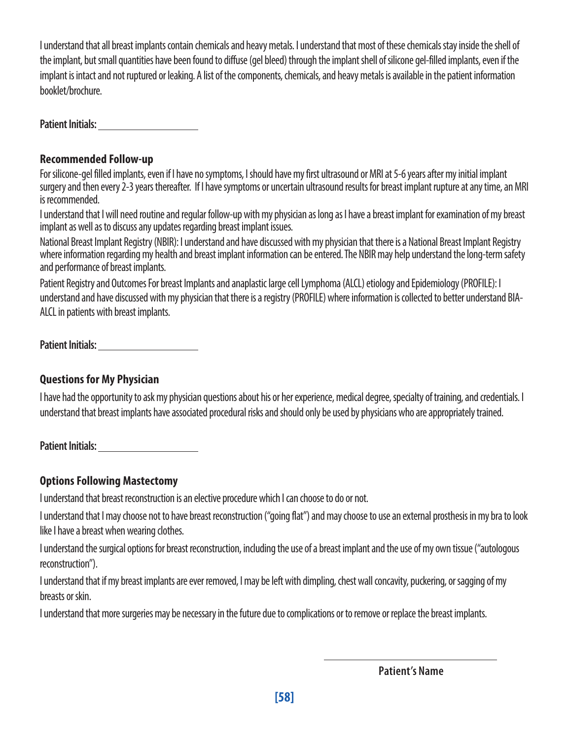I understand that all breast implants contain chemicals and heavy metals. I understand that most of these chemicals stay inside the shell of the implant, but small quantities have been found to diffuse (gel bleed) through the implant shell of silicone gel-filled implants, even if the implant is intact and not ruptured or leaking. A list of the components, chemicals, and heavy metals is available in the patient information booklet/brochure.

**Patient Initials:** \_\_\_\_\_\_\_\_\_\_\_\_\_\_\_\_\_\_\_\_

### Recommended Follow-up

For silicone-gel filled implants, even if I have no symptoms, I should have my first ultrasound or MRI at 5-6 years after my initial implant surgery and then every 2-3 years thereafter. If I have symptoms or uncertain ultrasound results for breast implant rupture at any time, an MRI is recommended.

I understand that I will need routine and regular follow-up with my physician as long as I have a breast implant for examination of my breast implant as well as to discuss any updates regarding breast implant issues.

National Breast Implant Registry (NBIR): I understand and have discussed with my physician that there is a National Breast Implant Registry where information regarding my health and breast implant information can be entered. The NBIR may help understand the long-term safety and performance of breast implants.

Patient Registry and Outcomes For breast Implants and anaplastic large cell Lymphoma (ALCL) etiology and Epidemiology (PROFILE): I understand and have discussed with my physician that there is a registry (PROFILE) where information is collected to better understand BIA-ALCL in patients with breast implants.

**Patient Initials:** \_\_\_\_\_\_\_\_\_\_\_\_\_\_\_\_\_\_\_\_

### Questions for My Physician

I have had the opportunity to ask my physician questions about his or her experience, medical degree, specialty of training, and credentials. I understand that breast implants have associated procedural risks and should only be used by physicians who are appropriately trained.

**Patient Initials:** \_\_\_\_\_\_\_\_\_\_\_\_\_\_\_\_\_\_\_\_

### Options Following Mastectomy

I understand that breast reconstruction is an elective procedure which I can choose to do or not.

I understand that I may choose not to have breast reconstruction ("going flat") and may choose to use an external prosthesis in my bra to look like I have a breast when wearing clothes.

I understand the surgical options for breast reconstruction, including the use of a breast implant and the use of my own tissue ("autologous reconstruction").

I understand that if my breast implants are ever removed, I may be left with dimpling, chest wall concavity, puckering, or sagging of my breasts or skin.

I understand that more surgeries may be necessary in the future due to complications or to remove or replace the breast implants.

\_\_\_\_\_\_\_\_\_\_\_\_\_\_\_\_\_\_\_\_\_\_\_\_\_\_\_\_\_\_

**Patient's Name**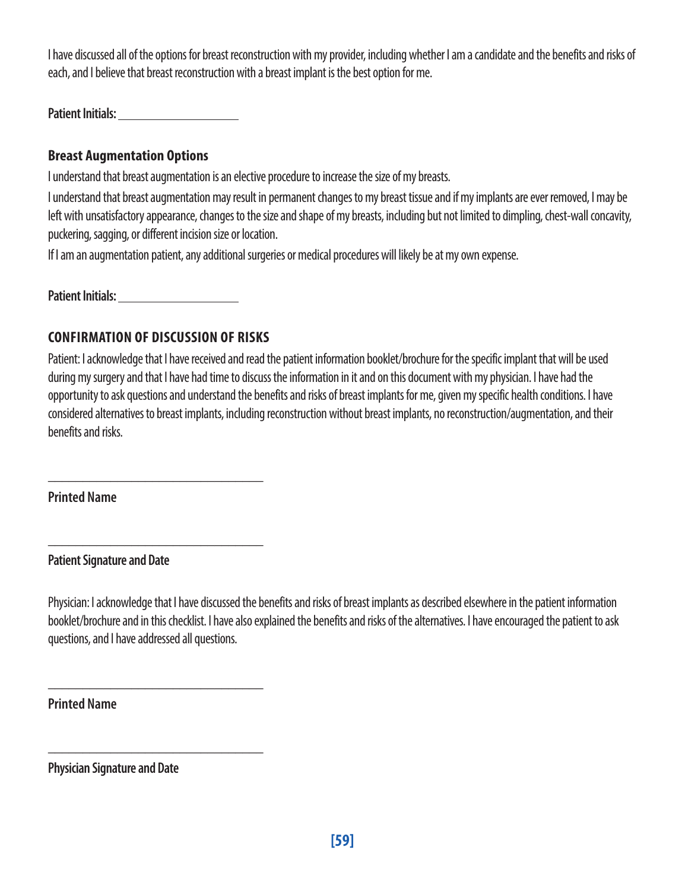I have discussed all of the options for breast reconstruction with my provider, including whether I am a candidate and the benefits and risks of each, and I believe that breast reconstruction with a breast implant is the best option for me.

**Patient Initials:** ____________________

### Breast Augmentation Options

I understand that breast augmentation is an elective procedure to increase the size of my breasts.

I understand that breast augmentation may result in permanent changes to my breast tissue and if my implants are ever removed, I may be left with unsatisfactory appearance, changes to the size and shape of my breasts, including but not limited to dimpling, chest-wall concavity, puckering, sagging, or different incision size or location.

If I am an augmentation patient, any additional surgeries or medical procedures will likely be at my own expense.

**Patient Initials:** ____________________

### CONFIRMATION OF DISCUSSION OF RISKS

Patient: I acknowledge that I have received and read the patient information booklet/brochure for the specific implant that will be used during my surgery and that I have had time to discuss the information in it and on this document with my physician. I have had the opportunity to ask questions and understand the benefits and risks of breast implants for me, given my specific health conditions. I have considered alternatives to breast implants, including reconstruction without breast implants, no reconstruction/augmentation, and their benefits and risks.

____________________________________

**Printed Name**

____________________________________

**Patient Signature and Date**

Physician: I acknowledge that I have discussed the benefits and risks of breast implants as described elsewhere in the patient information booklet/brochure and in this checklist. I have also explained the benefits and risks of the alternatives. I have encouraged the patient to ask questions, and I have addressed all questions.

____________________________________

**Printed Name**

____________________________________

**Physician Signature and Date**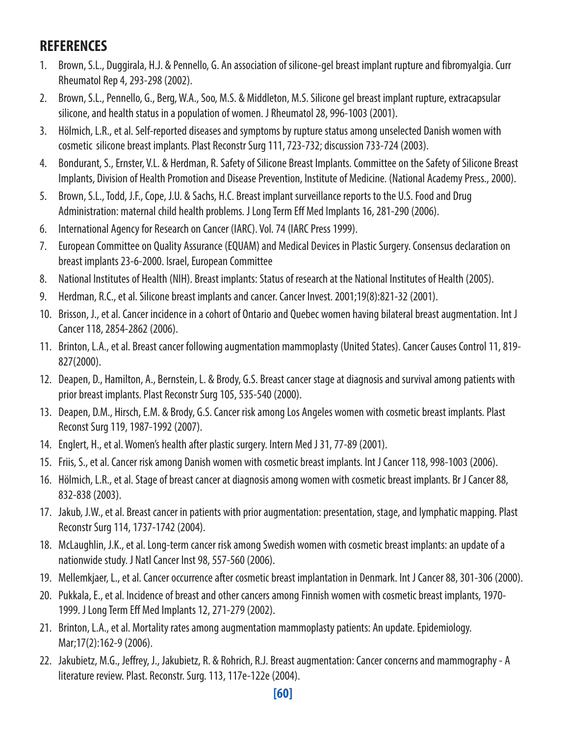## REFERENCES

1. Brown, S.L., Duggirala, H.J. & Pennello, G. An association of silicone-gel breast implant rupture and fibromyalgia. Curr Rheumatol Rep 4, 293-298 (2002).
2. Brown, S.L., Pennello, G., Berg, W.A., Soo, M.S. & Middleton, M.S. Silicone gel breast implant rupture, extracapsular silicone, and health status in a population of women. J Rheumatol 28, 996-1003 (2001).
3. Hölmich, L.R., et al. Self-reported diseases and symptoms by rupture status among unselected Danish women with cosmetic silicone breast implants. Plast Reconstr Surg 111, 723-732; discussion 733-724 (2003).
4. Bondurant, S., Ernster, V.L. & Herdman, R. Safety of Silicone Breast Implants. Committee on the Safety of Silicone Breast Implants, Division of Health Promotion and Disease Prevention, Institute of Medicine. (National Academy Press., 2000).
5. Brown, S.L., Todd, J.F., Cope, J.U. & Sachs, H.C. Breast implant surveillance reports to the U.S. Food and Drug Administration: maternal child health problems. J Long Term Eff Med Implants 16, 281-290 (2006).
6. International Agency for Research on Cancer (IARC). Vol. 74 (IARC Press 1999).
7. European Committee on Quality Assurance (EQUAM) and Medical Devices in Plastic Surgery. Consensus declaration on breast implants 23-6-2000. Israel, European Committee
8. National Institutes of Health (NIH). Breast implants: Status of research at the National Institutes of Health (2005).
9. Herdman, R.C., et al. Silicone breast implants and cancer. Cancer Invest. 2001;19(8):821-32 (2001).
10. Brisson, J., et al. Cancer incidence in a cohort of Ontario and Quebec women having bilateral breast augmentation. Int J Cancer 118, 2854-2862 (2006).
11. Brinton, L.A., et al. Breast cancer following augmentation mammoplasty (United States). Cancer Causes Control 11, 819-827(2000).
12. Deapen, D., Hamilton, A., Bernstein, L. & Brody, G.S. Breast cancer stage at diagnosis and survival among patients with prior breast implants. Plast Reconstr Surg 105, 535-540 (2000).
13. Deapen, D.M., Hirsch, E.M. & Brody, G.S. Cancer risk among Los Angeles women with cosmetic breast implants. Plast Reconst Surg 119, 1987-1992 (2007).
14. Englert, H., et al. Women's health after plastic surgery. Intern Med J 31, 77-89 (2001).
15. Friis, S., et al. Cancer risk among Danish women with cosmetic breast implants. Int J Cancer 118, 998-1003 (2006).
16. Hölmich, L.R., et al. Stage of breast cancer at diagnosis among women with cosmetic breast implants. Br J Cancer 88, 832-838 (2003).
17. Jakub, J.W., et al. Breast cancer in patients with prior augmentation: presentation, stage, and lymphatic mapping. Plast Reconstr Surg 114, 1737-1742 (2004).
18. McLaughlin, J.K., et al. Long-term cancer risk among Swedish women with cosmetic breast implants: an update of a nationwide study. J Natl Cancer Inst 98, 557-560 (2006).
19. Mellemkjaer, L., et al. Cancer occurrence after cosmetic breast implantation in Denmark. Int J Cancer 88, 301-306 (2000).
20. Pukkala, E., et al. Incidence of breast and other cancers among Finnish women with cosmetic breast implants, 1970-1999. J Long Term Eff Med Implants 12, 271-279 (2002).
21. Brinton, L.A., et al. Mortality rates among augmentation mammoplasty patients: An update. Epidemiology. Mar;17(2):162-9 (2006).
22. Jakubietz, M.G., Jeffrey, J., Jakubietz, R. & Rohrich, R.J. Breast augmentation: Cancer concerns and mammography - A literature review. Plast. Reconstr. Surg. 113, 117e-122e (2004).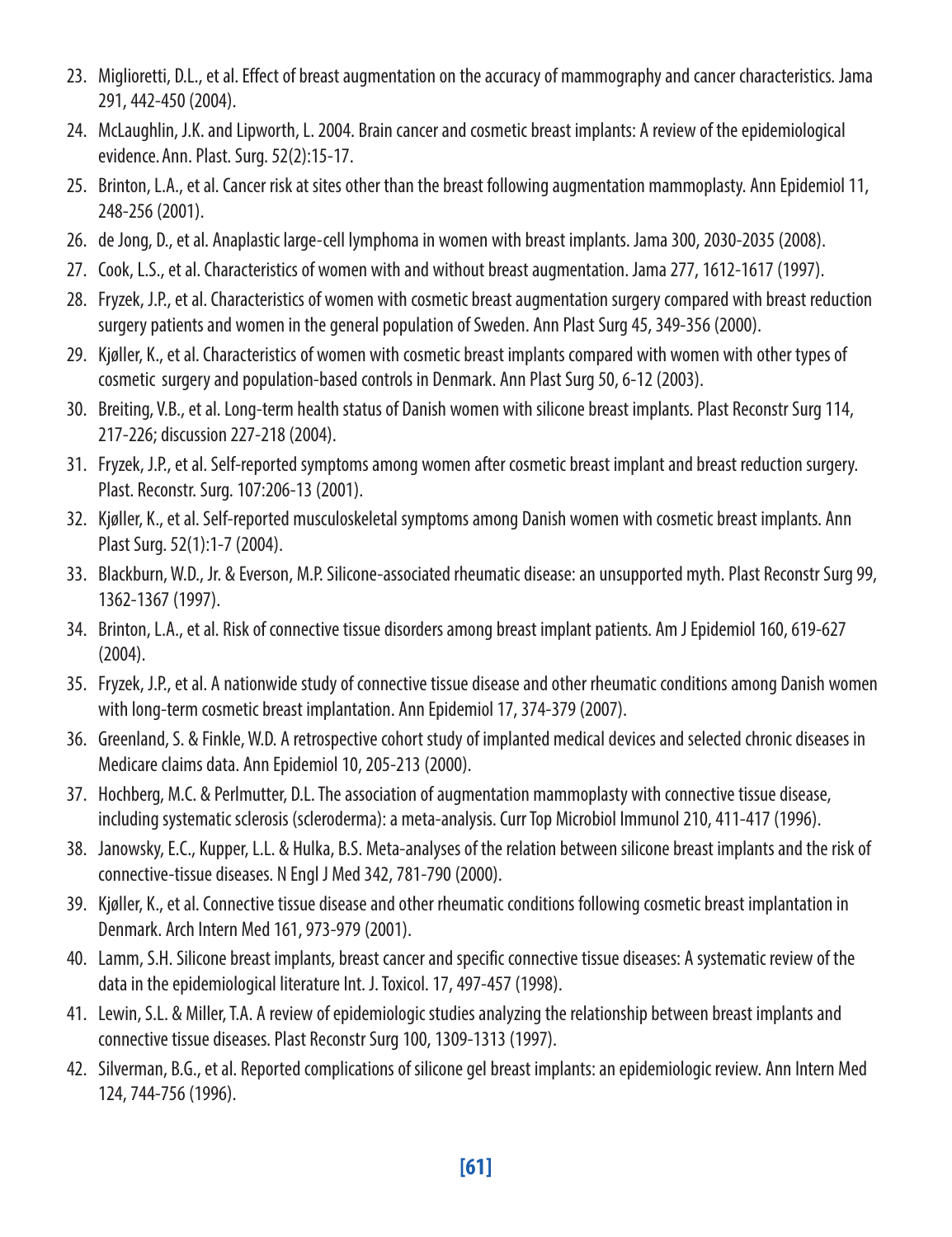23. Miglioretti, D.L., et al. Effect of breast augmentation on the accuracy of mammography and cancer characteristics. Jama 291, 442-450 (2004).
24. McLaughlin, J.K. and Lipworth, L. 2004. Brain cancer and cosmetic breast implants: A review of the epidemiological evidence. Ann. Plast. Surg. 52(2):15-17.
25. Brinton, L.A., et al. Cancer risk at sites other than the breast following augmentation mammoplasty. Ann Epidemiol 11, 248-256 (2001).
26. de Jong, D., et al. Anaplastic large-cell lymphoma in women with breast implants. Jama 300, 2030-2035 (2008).
27. Cook, L.S., et al. Characteristics of women with and without breast augmentation. Jama 277, 1612-1617 (1997).
28. Fryzek, J.P., et al. Characteristics of women with cosmetic breast augmentation surgery compared with breast reduction surgery patients and women in the general population of Sweden. Ann Plast Surg 45, 349-356 (2000).
29. Kjøller, K., et al. Characteristics of women with cosmetic breast implants compared with women with other types of cosmetic surgery and population-based controls in Denmark. Ann Plast Surg 50, 6-12 (2003).
30. Breiting, V.B., et al. Long-term health status of Danish women with silicone breast implants. Plast Reconstr Surg 114, 217-226; discussion 227-218 (2004).
31. Fryzek, J.P., et al. Self-reported symptoms among women after cosmetic breast implant and breast reduction surgery. Plast. Reconstr. Surg. 107:206-13 (2001).
32. Kjøller, K., et al. Self-reported musculoskeletal symptoms among Danish women with cosmetic breast implants. Ann Plast Surg. 52(1):1-7 (2004).
33. Blackburn, W.D., Jr. & Everson, M.P. Silicone-associated rheumatic disease: an unsupported myth. Plast Reconstr Surg 99, 1362-1367 (1997).
34. Brinton, L.A., et al. Risk of connective tissue disorders among breast implant patients. Am J Epidemiol 160, 619-627 (2004).
35. Fryzek, J.P., et al. A nationwide study of connective tissue disease and other rheumatic conditions among Danish women with long-term cosmetic breast implantation. Ann Epidemiol 17, 374-379 (2007).
36. Greenland, S. & Finkle, W.D. A retrospective cohort study of implanted medical devices and selected chronic diseases in Medicare claims data. Ann Epidemiol 10, 205-213 (2000).
37. Hochberg, M.C. & Perlmutter, D.L. The association of augmentation mammoplasty with connective tissue disease, including systematic sclerosis (scleroderma): a meta-analysis. Curr Top Microbiol Immunol 210, 411-417 (1996).
38. Janowsky, E.C., Kupper, L.L. & Hulka, B.S. Meta-analyses of the relation between silicone breast implants and the risk of connective-tissue diseases. N Engl J Med 342, 781-790 (2000).
39. Kjøller, K., et al. Connective tissue disease and other rheumatic conditions following cosmetic breast implantation in Denmark. Arch Intern Med 161, 973-979 (2001).
40. Lamm, S.H. Silicone breast implants, breast cancer and specific connective tissue diseases: A systematic review of the data in the epidemiological literature Int. J. Toxicol. 17, 497-457 (1998).
41. Lewin, S.L. & Miller, T.A. A review of epidemiologic studies analyzing the relationship between breast implants and connective tissue diseases. Plast Reconstr Surg 100, 1309-1313 (1997).
42. Silverman, B.G., et al. Reported complications of silicone gel breast implants: an epidemiologic review. Ann Intern Med 124, 744-756 (1996).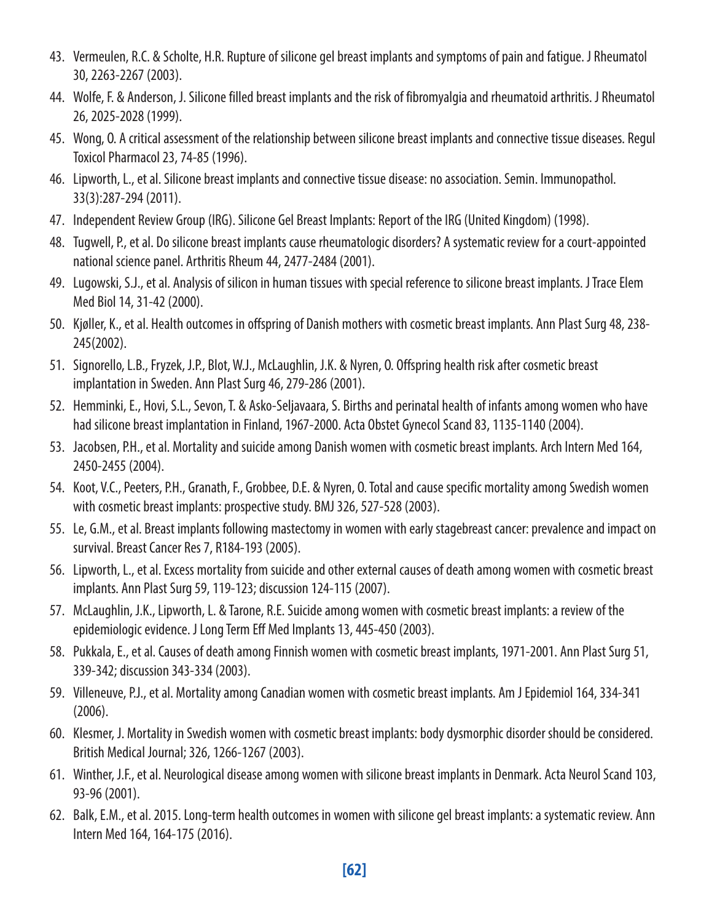43. Vermeulen, R.C. & Scholte, H.R. Rupture of silicone gel breast implants and symptoms of pain and fatigue. J Rheumatol 30, 2263-2267 (2003).
44. Wolfe, F. & Anderson, J. Silicone filled breast implants and the risk of fibromyalgia and rheumatoid arthritis. J Rheumatol 26, 2025-2028 (1999).
45. Wong, O. A critical assessment of the relationship between silicone breast implants and connective tissue diseases. Regul Toxicol Pharmacol 23, 74-85 (1996).
46. Lipworth, L., et al. Silicone breast implants and connective tissue disease: no association. Semin. Immunopathol. 33(3):287-294 (2011).
47. Independent Review Group (IRG). Silicone Gel Breast Implants: Report of the IRG (United Kingdom) (1998).
48. Tugwell, P., et al. Do silicone breast implants cause rheumatologic disorders? A systematic review for a court-appointed national science panel. Arthritis Rheum 44, 2477-2484 (2001).
49. Lugowski, S.J., et al. Analysis of silicon in human tissues with special reference to silicone breast implants. J Trace Elem Med Biol 14, 31-42 (2000).
50. Kjøller, K., et al. Health outcomes in offspring of Danish mothers with cosmetic breast implants. Ann Plast Surg 48, 238-245(2002).
51. Signorello, L.B., Fryzek, J.P., Blot, W.J., McLaughlin, J.K. & Nyren, O. Offspring health risk after cosmetic breast implantation in Sweden. Ann Plast Surg 46, 279-286 (2001).
52. Hemminki, E., Hovi, S.L., Sevon, T. & Asko-Seljavaara, S. Births and perinatal health of infants among women who have had silicone breast implantation in Finland, 1967-2000. Acta Obstet Gynecol Scand 83, 1135-1140 (2004).
53. Jacobsen, P.H., et al. Mortality and suicide among Danish women with cosmetic breast implants. Arch Intern Med 164, 2450-2455 (2004).
54. Koot, V.C., Peeters, P.H., Granath, F., Grobbee, D.E. & Nyren, O. Total and cause specific mortality among Swedish women with cosmetic breast implants: prospective study. BMJ 326, 527-528 (2003).
55. Le, G.M., et al. Breast implants following mastectomy in women with early stagebreast cancer: prevalence and impact on survival. Breast Cancer Res 7, R184-193 (2005).
56. Lipworth, L., et al. Excess mortality from suicide and other external causes of death among women with cosmetic breast implants. Ann Plast Surg 59, 119-123; discussion 124-115 (2007).
57. McLaughlin, J.K., Lipworth, L. & Tarone, R.E. Suicide among women with cosmetic breast implants: a review of the epidemiologic evidence. J Long Term Eff Med Implants 13, 445-450 (2003).
58. Pukkala, E., et al. Causes of death among Finnish women with cosmetic breast implants, 1971-2001. Ann Plast Surg 51, 339-342; discussion 343-334 (2003).
59. Villeneuve, P.J., et al. Mortality among Canadian women with cosmetic breast implants. Am J Epidemiol 164, 334-341 (2006).
60. Klesmer, J. Mortality in Swedish women with cosmetic breast implants: body dysmorphic disorder should be considered. British Medical Journal; 326, 1266-1267 (2003).
61. Winther, J.F., et al. Neurological disease among women with silicone breast implants in Denmark. Acta Neurol Scand 103, 93-96 (2001).
62. Balk, E.M., et al. 2015. Long-term health outcomes in women with silicone gel breast implants: a systematic review. Ann Intern Med 164, 164-175 (2016).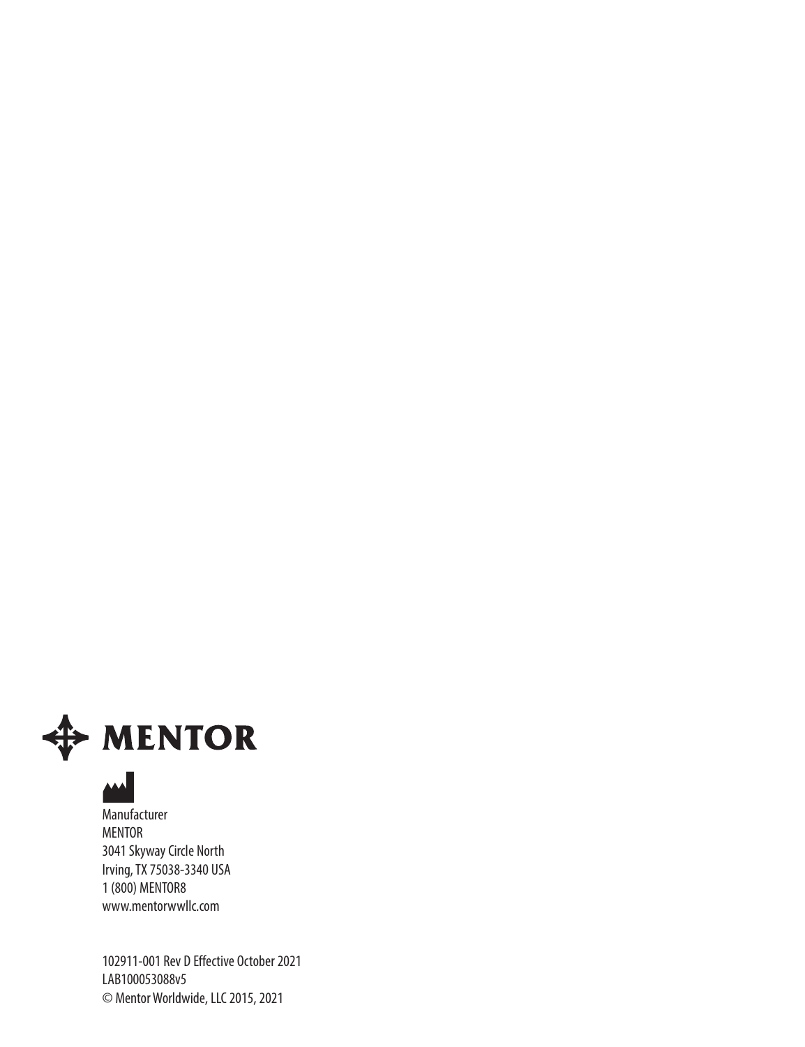MENTOR

Manufacturer
MENTOR
3041 Skyway Circle North
Irving, TX 75038-3340 USA
1 (800) MENTOR8
www.mentorwwllc.com

102911-001 Rev D Effective October 2021
LAB100053088v5
© Mentor Worldwide, LLC 2015, 2021